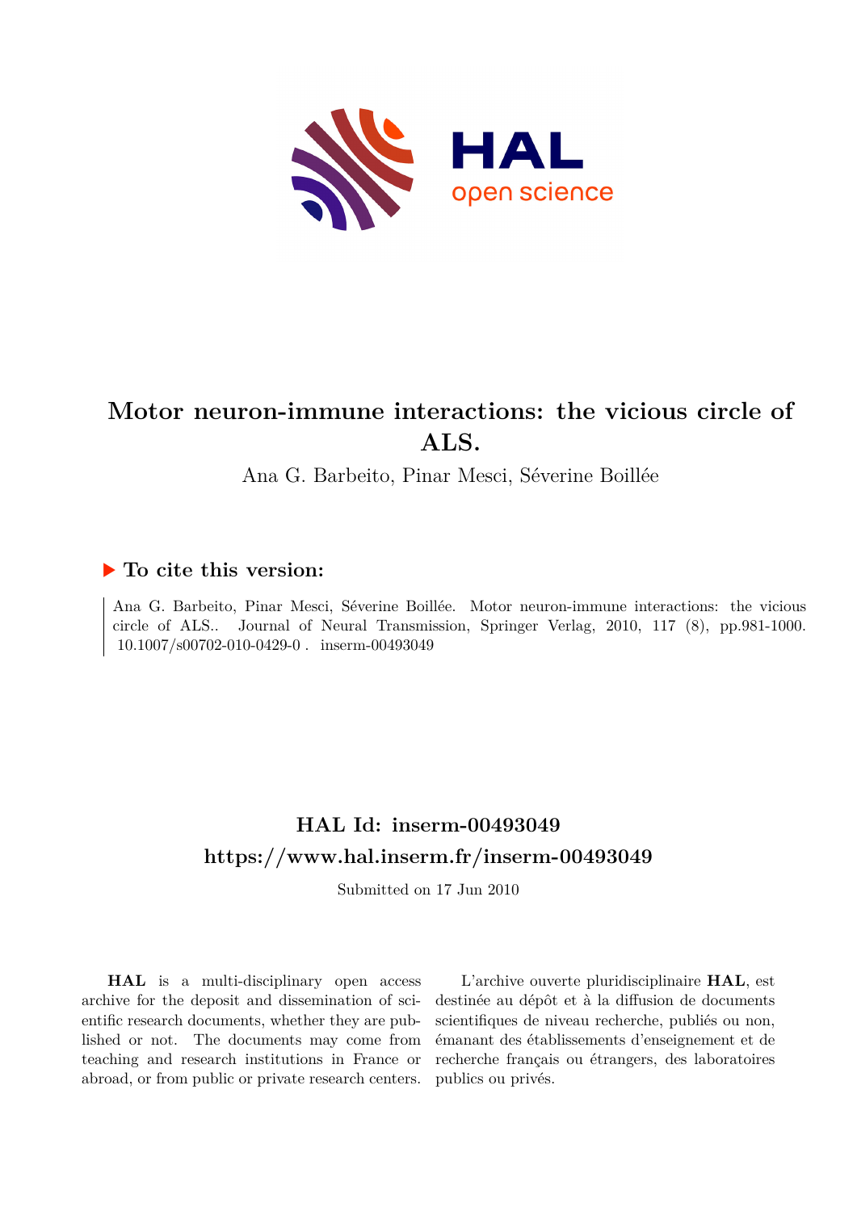# Motor neuron-immune interactions: the vicious circle of ALS.

Ana G. Barbeito, Pinar Mesci, Séverine Boillée

## ▶ To cite this version:

Ana G. Barbeito, Pinar Mesci, Séverine Boillée. Motor neuron-immune interactions: the vicious circle of ALS.. Journal of Neural Transmission, Springer Verlag, 2010, 117 (8), pp.981-1000. 10.1007/s00702-010-0429-0 . inserm-00493049

## HAL Id: inserm-00493049
## https://www.hal.inserm.fr/inserm-00493049

Submitted on 17 Jun 2010

**HAL** is a multi-disciplinary open access archive for the deposit and dissemination of scientific research documents, whether they are published or not. The documents may come from teaching and research institutions in France or abroad, or from public or private research centers.

L'archive ouverte pluridisciplinaire **HAL**, est destinée au dépôt et à la diffusion de documents scientifiques de niveau recherche, publiés ou non, émanant des établissements d'enseignement et de recherche français ou étrangers, des laboratoires publics ou privés.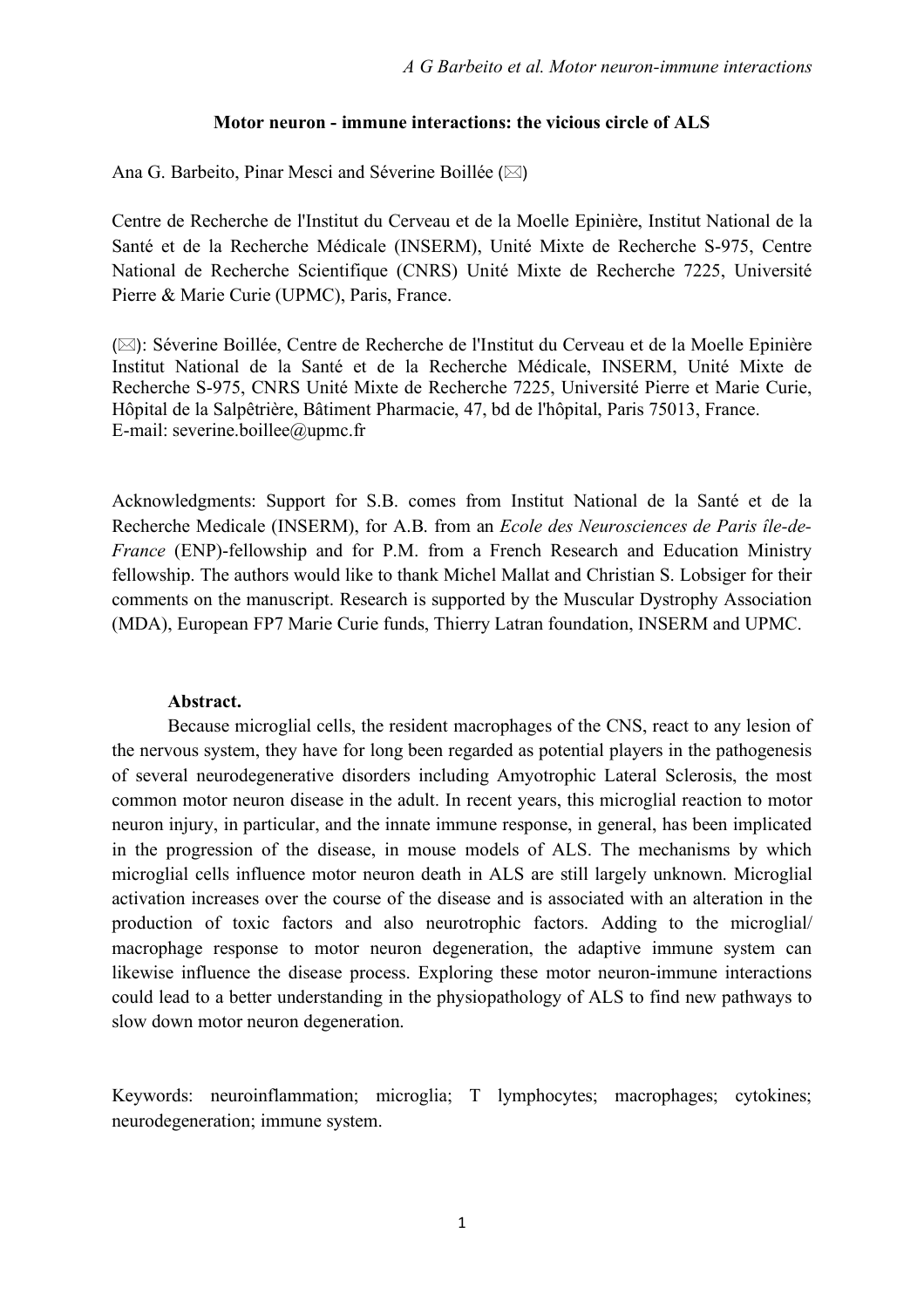**Motor neuron - immune interactions: the vicious circle of ALS**

Ana G. Barbeito, Pinar Mesci and Séverine Boillée (✉)

Centre de Recherche de l'Institut du Cerveau et de la Moelle Epinière, Institut National de la Santé et de la Recherche Médicale (INSERM), Unité Mixte de Recherche S-975, Centre National de Recherche Scientifique (CNRS) Unité Mixte de Recherche 7225, Université Pierre & Marie Curie (UPMC), Paris, France.

(✉): Séverine Boillée, Centre de Recherche de l'Institut du Cerveau et de la Moelle Epinière Institut National de la Santé et de la Recherche Médicale, INSERM, Unité Mixte de Recherche S-975, CNRS Unité Mixte de Recherche 7225, Université Pierre et Marie Curie, Hôpital de la Salpêtrière, Bâtiment Pharmacie, 47, bd de l'hôpital, Paris 75013, France.
E-mail: severine.boillee@upmc.fr

Acknowledgments: Support for S.B. comes from Institut National de la Santé et de la Recherche Medicale (INSERM), for A.B. from an *Ecole des Neurosciences de Paris île-de-France* (ENP)-fellowship and for P.M. from a French Research and Education Ministry fellowship. The authors would like to thank Michel Mallat and Christian S. Lobsiger for their comments on the manuscript. Research is supported by the Muscular Dystrophy Association (MDA), European FP7 Marie Curie funds, Thierry Latran foundation, INSERM and UPMC.

**Abstract.**

Because microglial cells, the resident macrophages of the CNS, react to any lesion of the nervous system, they have for long been regarded as potential players in the pathogenesis of several neurodegenerative disorders including Amyotrophic Lateral Sclerosis, the most common motor neuron disease in the adult. In recent years, this microglial reaction to motor neuron injury, in particular, and the innate immune response, in general, has been implicated in the progression of the disease, in mouse models of ALS. The mechanisms by which microglial cells influence motor neuron death in ALS are still largely unknown. Microglial activation increases over the course of the disease and is associated with an alteration in the production of toxic factors and also neurotrophic factors. Adding to the microglial/ macrophage response to motor neuron degeneration, the adaptive immune system can likewise influence the disease process. Exploring these motor neuron-immune interactions could lead to a better understanding in the physiopathology of ALS to find new pathways to slow down motor neuron degeneration.

Keywords: neuroinflammation; microglia; T lymphocytes; macrophages; cytokines; neurodegeneration; immune system.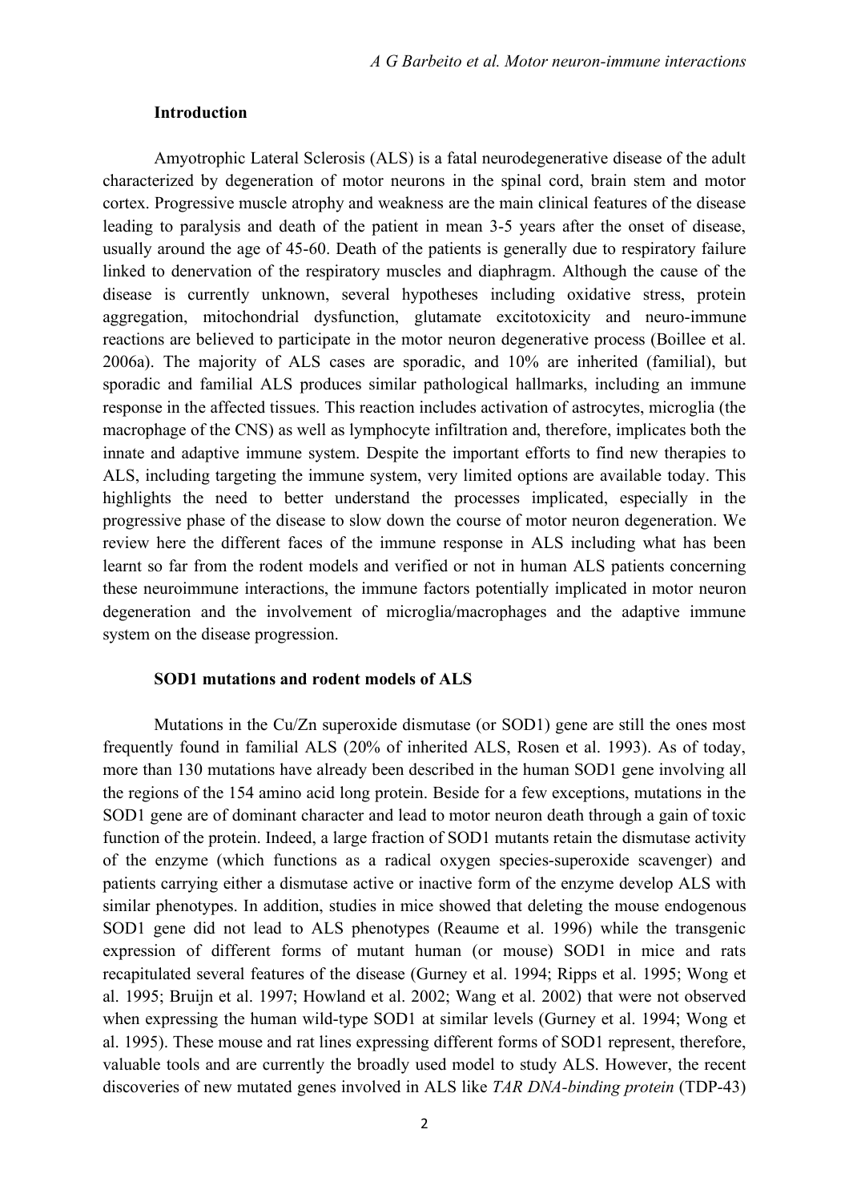## Introduction

Amyotrophic Lateral Sclerosis (ALS) is a fatal neurodegenerative disease of the adult characterized by degeneration of motor neurons in the spinal cord, brain stem and motor cortex. Progressive muscle atrophy and weakness are the main clinical features of the disease leading to paralysis and death of the patient in mean 3-5 years after the onset of disease, usually around the age of 45-60. Death of the patients is generally due to respiratory failure linked to denervation of the respiratory muscles and diaphragm. Although the cause of the disease is currently unknown, several hypotheses including oxidative stress, protein aggregation, mitochondrial dysfunction, glutamate excitotoxicity and neuro-immune reactions are believed to participate in the motor neuron degenerative process (Boillee et al. 2006a). The majority of ALS cases are sporadic, and 10% are inherited (familial), but sporadic and familial ALS produces similar pathological hallmarks, including an immune response in the affected tissues. This reaction includes activation of astrocytes, microglia (the macrophage of the CNS) as well as lymphocyte infiltration and, therefore, implicates both the innate and adaptive immune system. Despite the important efforts to find new therapies to ALS, including targeting the immune system, very limited options are available today. This highlights the need to better understand the processes implicated, especially in the progressive phase of the disease to slow down the course of motor neuron degeneration. We review here the different faces of the immune response in ALS including what has been learnt so far from the rodent models and verified or not in human ALS patients concerning these neuroimmune interactions, the immune factors potentially implicated in motor neuron degeneration and the involvement of microglia/macrophages and the adaptive immune system on the disease progression.

## SOD1 mutations and rodent models of ALS

Mutations in the Cu/Zn superoxide dismutase (or SOD1) gene are still the ones most frequently found in familial ALS (20% of inherited ALS, Rosen et al. 1993). As of today, more than 130 mutations have already been described in the human SOD1 gene involving all the regions of the 154 amino acid long protein. Beside for a few exceptions, mutations in the SOD1 gene are of dominant character and lead to motor neuron death through a gain of toxic function of the protein. Indeed, a large fraction of SOD1 mutants retain the dismutase activity of the enzyme (which functions as a radical oxygen species-superoxide scavenger) and patients carrying either a dismutase active or inactive form of the enzyme develop ALS with similar phenotypes. In addition, studies in mice showed that deleting the mouse endogenous SOD1 gene did not lead to ALS phenotypes (Reaume et al. 1996) while the transgenic expression of different forms of mutant human (or mouse) SOD1 in mice and rats recapitulated several features of the disease (Gurney et al. 1994; Ripps et al. 1995; Wong et al. 1995; Bruijn et al. 1997; Howland et al. 2002; Wang et al. 2002) that were not observed when expressing the human wild-type SOD1 at similar levels (Gurney et al. 1994; Wong et al. 1995). These mouse and rat lines expressing different forms of SOD1 represent, therefore, valuable tools and are currently the broadly used model to study ALS. However, the recent discoveries of new mutated genes involved in ALS like *TAR DNA-binding protein* (TDP-43)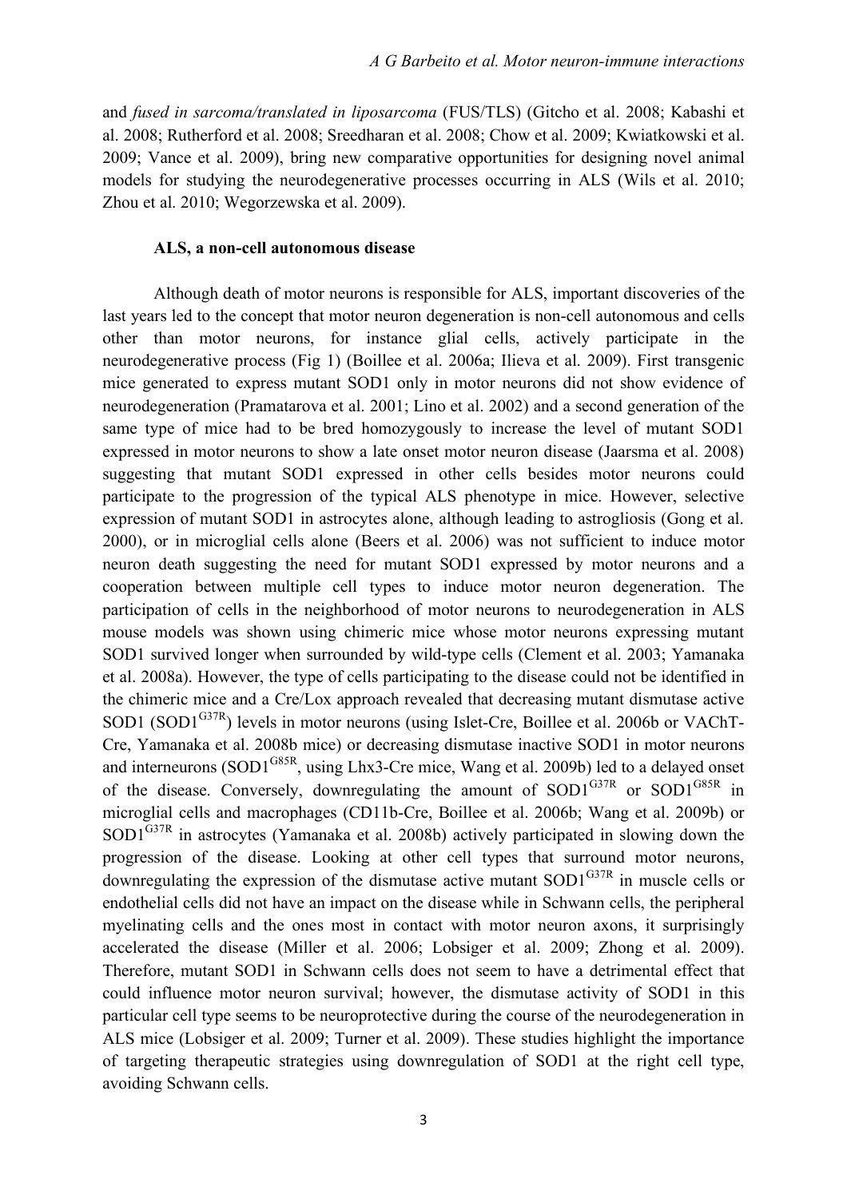and *fused in sarcoma/translated in liposarcoma* (FUS/TLS) (Gitcho et al. 2008; Kabashi et al. 2008; Rutherford et al. 2008; Sreedharan et al. 2008; Chow et al. 2009; Kwiatkowski et al. 2009; Vance et al. 2009), bring new comparative opportunities for designing novel animal models for studying the neurodegenerative processes occurring in ALS (Wils et al. 2010; Zhou et al. 2010; Wegorzewska et al. 2009).

### ALS, a non-cell autonomous disease

Although death of motor neurons is responsible for ALS, important discoveries of the last years led to the concept that motor neuron degeneration is non-cell autonomous and cells other than motor neurons, for instance glial cells, actively participate in the neurodegenerative process (Fig 1) (Boillee et al. 2006a; Ilieva et al. 2009). First transgenic mice generated to express mutant SOD1 only in motor neurons did not show evidence of neurodegeneration (Pramatarova et al. 2001; Lino et al. 2002) and a second generation of the same type of mice had to be bred homozygously to increase the level of mutant SOD1 expressed in motor neurons to show a late onset motor neuron disease (Jaarsma et al. 2008) suggesting that mutant SOD1 expressed in other cells besides motor neurons could participate to the progression of the typical ALS phenotype in mice. However, selective expression of mutant SOD1 in astrocytes alone, although leading to astrogliosis (Gong et al. 2000), or in microglial cells alone (Beers et al. 2006) was not sufficient to induce motor neuron death suggesting the need for mutant SOD1 expressed by motor neurons and a cooperation between multiple cell types to induce motor neuron degeneration. The participation of cells in the neighborhood of motor neurons to neurodegeneration in ALS mouse models was shown using chimeric mice whose motor neurons expressing mutant SOD1 survived longer when surrounded by wild-type cells (Clement et al. 2003; Yamanaka et al. 2008a). However, the type of cells participating to the disease could not be identified in the chimeric mice and a Cre/Lox approach revealed that decreasing mutant dismutase active SOD1 (SOD1$^{G37R}$) levels in motor neurons (using Islet-Cre, Boillee et al. 2006b or VAChT-Cre, Yamanaka et al. 2008b mice) or decreasing dismutase inactive SOD1 in motor neurons and interneurons (SOD1$^{G85R}$, using Lhx3-Cre mice, Wang et al. 2009b) led to a delayed onset of the disease. Conversely, downregulating the amount of SOD1$^{G37R}$ or SOD1$^{G85R}$ in microglial cells and macrophages (CD11b-Cre, Boillee et al. 2006b; Wang et al. 2009b) or SOD1$^{G37R}$ in astrocytes (Yamanaka et al. 2008b) actively participated in slowing down the progression of the disease. Looking at other cell types that surround motor neurons, downregulating the expression of the dismutase active mutant SOD1$^{G37R}$ in muscle cells or endothelial cells did not have an impact on the disease while in Schwann cells, the peripheral myelinating cells and the ones most in contact with motor neuron axons, it surprisingly accelerated the disease (Miller et al. 2006; Lobsiger et al. 2009; Zhong et al. 2009). Therefore, mutant SOD1 in Schwann cells does not seem to have a detrimental effect that could influence motor neuron survival; however, the dismutase activity of SOD1 in this particular cell type seems to be neuroprotective during the course of the neurodegeneration in ALS mice (Lobsiger et al. 2009; Turner et al. 2009). These studies highlight the importance of targeting therapeutic strategies using downregulation of SOD1 at the right cell type, avoiding Schwann cells.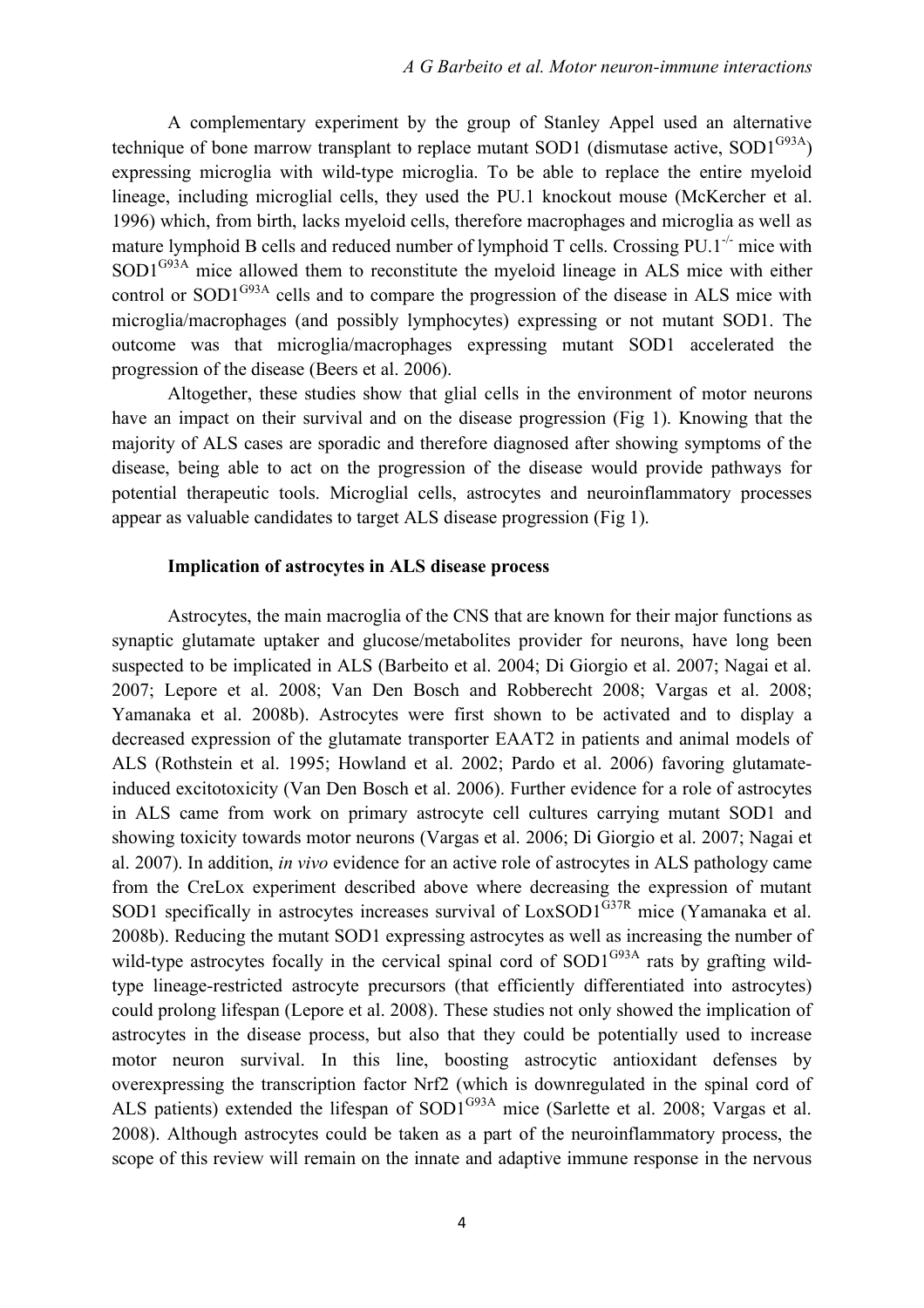A complementary experiment by the group of Stanley Appel used an alternative technique of bone marrow transplant to replace mutant SOD1 (dismutase active, SOD1$^{G93A}$) expressing microglia with wild-type microglia. To be able to replace the entire myeloid lineage, including microglial cells, they used the PU.1 knockout mouse (McKercher et al. 1996) which, from birth, lacks myeloid cells, therefore macrophages and microglia as well as mature lymphoid B cells and reduced number of lymphoid T cells. Crossing PU.1$^{-/-}$ mice with SOD1$^{G93A}$ mice allowed them to reconstitute the myeloid lineage in ALS mice with either control or SOD1$^{G93A}$ cells and to compare the progression of the disease in ALS mice with microglia/macrophages (and possibly lymphocytes) expressing or not mutant SOD1. The outcome was that microglia/macrophages expressing mutant SOD1 accelerated the progression of the disease (Beers et al. 2006).

Altogether, these studies show that glial cells in the environment of motor neurons have an impact on their survival and on the disease progression (Fig 1). Knowing that the majority of ALS cases are sporadic and therefore diagnosed after showing symptoms of the disease, being able to act on the progression of the disease would provide pathways for potential therapeutic tools. Microglial cells, astrocytes and neuroinflammatory processes appear as valuable candidates to target ALS disease progression (Fig 1).

### Implication of astrocytes in ALS disease process

Astrocytes, the main macroglia of the CNS that are known for their major functions as synaptic glutamate uptaker and glucose/metabolites provider for neurons, have long been suspected to be implicated in ALS (Barbeito et al. 2004; Di Giorgio et al. 2007; Nagai et al. 2007; Lepore et al. 2008; Van Den Bosch and Robberecht 2008; Vargas et al. 2008; Yamanaka et al. 2008b). Astrocytes were first shown to be activated and to display a decreased expression of the glutamate transporter EAAT2 in patients and animal models of ALS (Rothstein et al. 1995; Howland et al. 2002; Pardo et al. 2006) favoring glutamate-induced excitotoxicity (Van Den Bosch et al. 2006). Further evidence for a role of astrocytes in ALS came from work on primary astrocyte cell cultures carrying mutant SOD1 and showing toxicity towards motor neurons (Vargas et al. 2006; Di Giorgio et al. 2007; Nagai et al. 2007). In addition, *in vivo* evidence for an active role of astrocytes in ALS pathology came from the CreLox experiment described above where decreasing the expression of mutant SOD1 specifically in astrocytes increases survival of LoxSOD1$^{G37R}$ mice (Yamanaka et al. 2008b). Reducing the mutant SOD1 expressing astrocytes as well as increasing the number of wild-type astrocytes focally in the cervical spinal cord of SOD1$^{G93A}$ rats by grafting wild-type lineage-restricted astrocyte precursors (that efficiently differentiated into astrocytes) could prolong lifespan (Lepore et al. 2008). These studies not only showed the implication of astrocytes in the disease process, but also that they could be potentially used to increase motor neuron survival. In this line, boosting astrocytic antioxidant defenses by overexpressing the transcription factor Nrf2 (which is downregulated in the spinal cord of ALS patients) extended the lifespan of SOD1$^{G93A}$ mice (Sarlette et al. 2008; Vargas et al. 2008). Although astrocytes could be taken as a part of the neuroinflammatory process, the scope of this review will remain on the innate and adaptive immune response in the nervous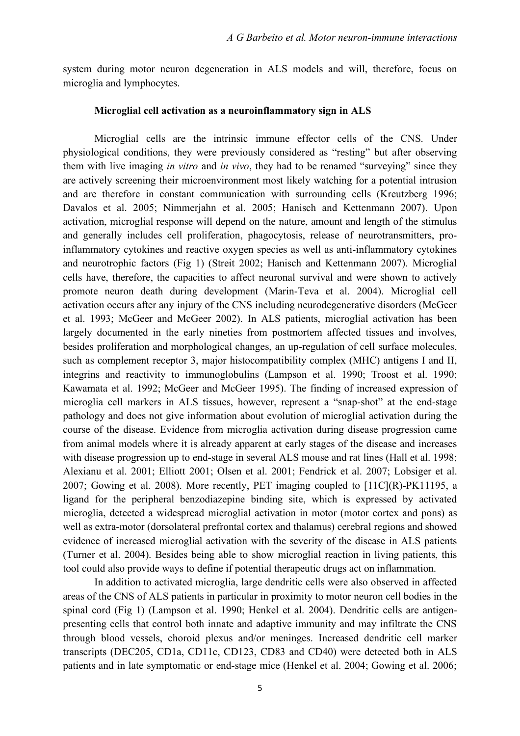system during motor neuron degeneration in ALS models and will, therefore, focus on microglia and lymphocytes.

### Microglial cell activation as a neuroinflammatory sign in ALS

Microglial cells are the intrinsic immune effector cells of the CNS. Under physiological conditions, they were previously considered as "resting" but after observing them with live imaging *in vitro* and *in vivo*, they had to be renamed "surveying" since they are actively screening their microenvironment most likely watching for a potential intrusion and are therefore in constant communication with surrounding cells (Kreutzberg 1996; Davalos et al. 2005; Nimmerjahn et al. 2005; Hanisch and Kettenmann 2007). Upon activation, microglial response will depend on the nature, amount and length of the stimulus and generally includes cell proliferation, phagocytosis, release of neurotransmitters, pro-inflammatory cytokines and reactive oxygen species as well as anti-inflammatory cytokines and neurotrophic factors (Fig 1) (Streit 2002; Hanisch and Kettenmann 2007). Microglial cells have, therefore, the capacities to affect neuronal survival and were shown to actively promote neuron death during development (Marin-Teva et al. 2004). Microglial cell activation occurs after any injury of the CNS including neurodegenerative disorders (McGeer et al. 1993; McGeer and McGeer 2002). In ALS patients, microglial activation has been largely documented in the early nineties from postmortem affected tissues and involves, besides proliferation and morphological changes, an up-regulation of cell surface molecules, such as complement receptor 3, major histocompatibility complex (MHC) antigens I and II, integrins and reactivity to immunoglobulins (Lampson et al. 1990; Troost et al. 1990; Kawamata et al. 1992; McGeer and McGeer 1995). The finding of increased expression of microglia cell markers in ALS tissues, however, represent a "snap-shot" at the end-stage pathology and does not give information about evolution of microglial activation during the course of the disease. Evidence from microglia activation during disease progression came from animal models where it is already apparent at early stages of the disease and increases with disease progression up to end-stage in several ALS mouse and rat lines (Hall et al. 1998; Alexianu et al. 2001; Elliott 2001; Olsen et al. 2001; Fendrick et al. 2007; Lobsiger et al. 2007; Gowing et al. 2008). More recently, PET imaging coupled to [11C](R)-PK11195, a ligand for the peripheral benzodiazepine binding site, which is expressed by activated microglia, detected a widespread microglial activation in motor (motor cortex and pons) as well as extra-motor (dorsolateral prefrontal cortex and thalamus) cerebral regions and showed evidence of increased microglial activation with the severity of the disease in ALS patients (Turner et al. 2004). Besides being able to show microglial reaction in living patients, this tool could also provide ways to define if potential therapeutic drugs act on inflammation.

In addition to activated microglia, large dendritic cells were also observed in affected areas of the CNS of ALS patients in particular in proximity to motor neuron cell bodies in the spinal cord (Fig 1) (Lampson et al. 1990; Henkel et al. 2004). Dendritic cells are antigen-presenting cells that control both innate and adaptive immunity and may infiltrate the CNS through blood vessels, choroid plexus and/or meninges. Increased dendritic cell marker transcripts (DEC205, CD1a, CD11c, CD123, CD83 and CD40) were detected both in ALS patients and in late symptomatic or end-stage mice (Henkel et al. 2004; Gowing et al. 2006;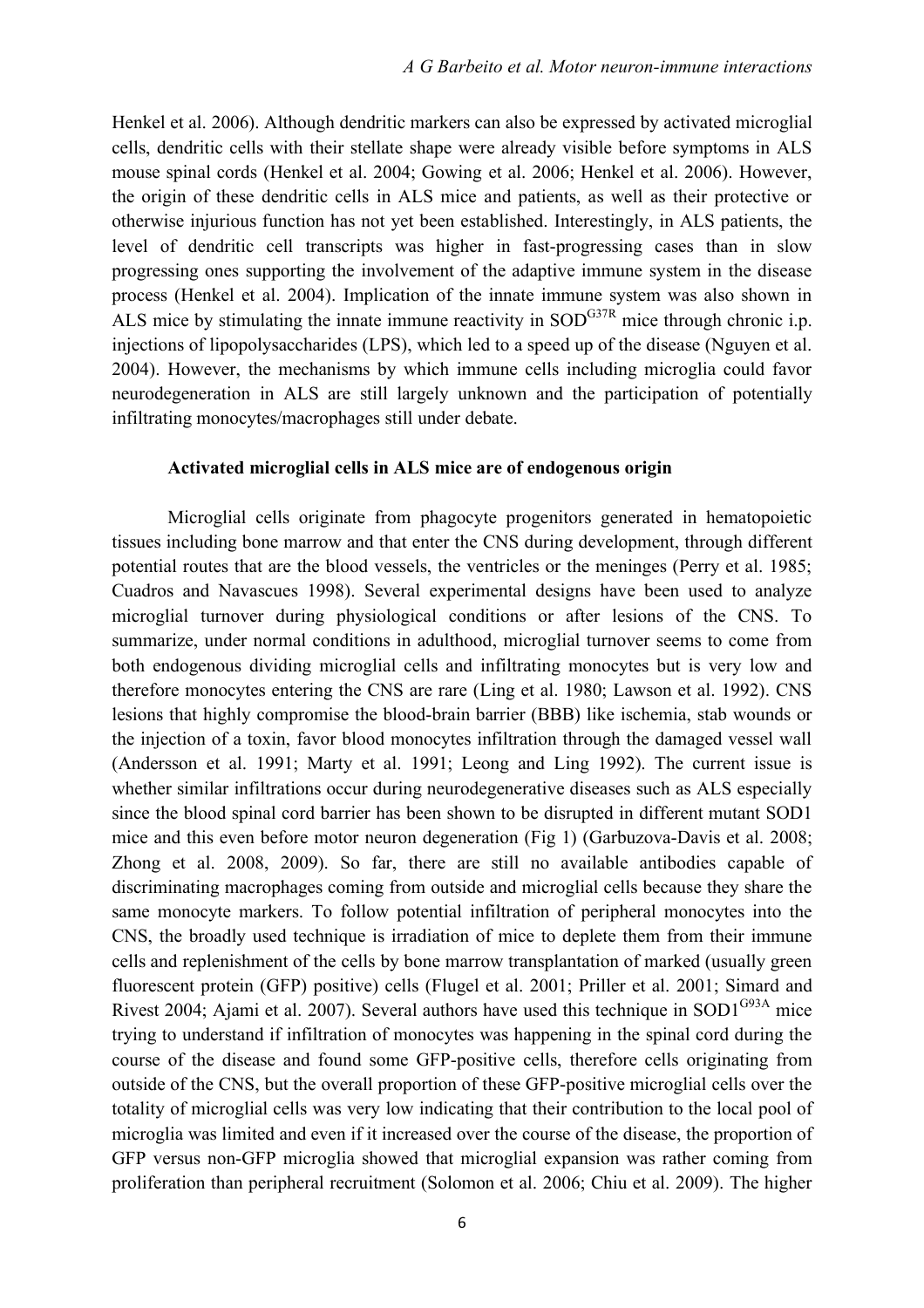Henkel et al. 2006). Although dendritic markers can also be expressed by activated microglial cells, dendritic cells with their stellate shape were already visible before symptoms in ALS mouse spinal cords (Henkel et al. 2004; Gowing et al. 2006; Henkel et al. 2006). However, the origin of these dendritic cells in ALS mice and patients, as well as their protective or otherwise injurious function has not yet been established. Interestingly, in ALS patients, the level of dendritic cell transcripts was higher in fast-progressing cases than in slow progressing ones supporting the involvement of the adaptive immune system in the disease process (Henkel et al. 2004). Implication of the innate immune system was also shown in ALS mice by stimulating the innate immune reactivity in $SOD^{G37R}$ mice through chronic i.p. injections of lipopolysaccharides (LPS), which led to a speed up of the disease (Nguyen et al. 2004). However, the mechanisms by which immune cells including microglia could favor neurodegeneration in ALS are still largely unknown and the participation of potentially infiltrating monocytes/macrophages still under debate.

### Activated microglial cells in ALS mice are of endogenous origin

Microglial cells originate from phagocyte progenitors generated in hematopoietic tissues including bone marrow and that enter the CNS during development, through different potential routes that are the blood vessels, the ventricles or the meninges (Perry et al. 1985; Cuadros and Navascues 1998). Several experimental designs have been used to analyze microglial turnover during physiological conditions or after lesions of the CNS. To summarize, under normal conditions in adulthood, microglial turnover seems to come from both endogenous dividing microglial cells and infiltrating monocytes but is very low and therefore monocytes entering the CNS are rare (Ling et al. 1980; Lawson et al. 1992). CNS lesions that highly compromise the blood-brain barrier (BBB) like ischemia, stab wounds or the injection of a toxin, favor blood monocytes infiltration through the damaged vessel wall (Andersson et al. 1991; Marty et al. 1991; Leong and Ling 1992). The current issue is whether similar infiltrations occur during neurodegenerative diseases such as ALS especially since the blood spinal cord barrier has been shown to be disrupted in different mutant SOD1 mice and this even before motor neuron degeneration (Fig 1) (Garbuzova-Davis et al. 2008; Zhong et al. 2008, 2009). So far, there are still no available antibodies capable of discriminating macrophages coming from outside and microglial cells because they share the same monocyte markers. To follow potential infiltration of peripheral monocytes into the CNS, the broadly used technique is irradiation of mice to deplete them from their immune cells and replenishment of the cells by bone marrow transplantation of marked (usually green fluorescent protein (GFP) positive) cells (Flugel et al. 2001; Priller et al. 2001; Simard and Rivest 2004; Ajami et al. 2007). Several authors have used this technique in $SOD1^{G93A}$ mice trying to understand if infiltration of monocytes was happening in the spinal cord during the course of the disease and found some GFP-positive cells, therefore cells originating from outside of the CNS, but the overall proportion of these GFP-positive microglial cells over the totality of microglial cells was very low indicating that their contribution to the local pool of microglia was limited and even if it increased over the course of the disease, the proportion of GFP versus non-GFP microglia showed that microglial expansion was rather coming from proliferation than peripheral recruitment (Solomon et al. 2006; Chiu et al. 2009). The higher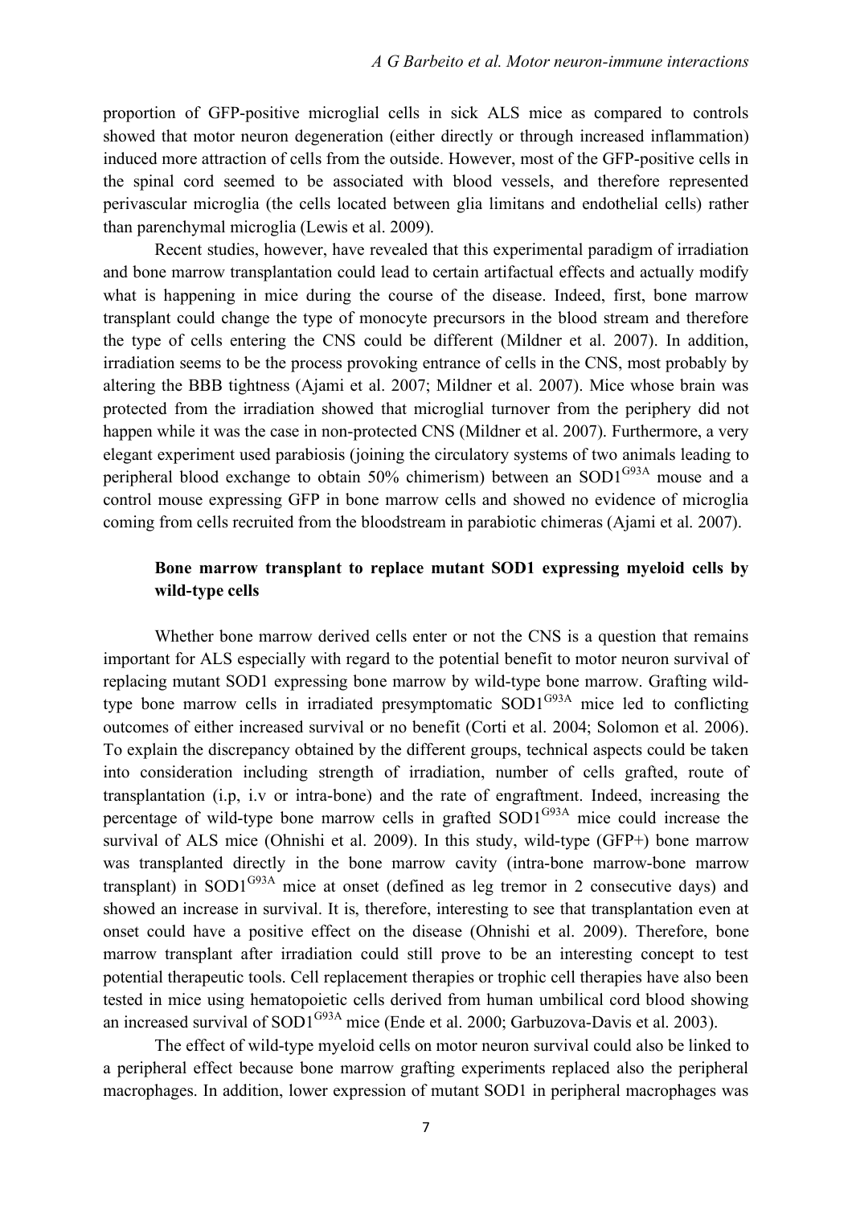proportion of GFP-positive microglial cells in sick ALS mice as compared to controls showed that motor neuron degeneration (either directly or through increased inflammation) induced more attraction of cells from the outside. However, most of the GFP-positive cells in the spinal cord seemed to be associated with blood vessels, and therefore represented perivascular microglia (the cells located between glia limitans and endothelial cells) rather than parenchymal microglia (Lewis et al. 2009).

Recent studies, however, have revealed that this experimental paradigm of irradiation and bone marrow transplantation could lead to certain artifactual effects and actually modify what is happening in mice during the course of the disease. Indeed, first, bone marrow transplant could change the type of monocyte precursors in the blood stream and therefore the type of cells entering the CNS could be different (Mildner et al. 2007). In addition, irradiation seems to be the process provoking entrance of cells in the CNS, most probably by altering the BBB tightness (Ajami et al. 2007; Mildner et al. 2007). Mice whose brain was protected from the irradiation showed that microglial turnover from the periphery did not happen while it was the case in non-protected CNS (Mildner et al. 2007). Furthermore, a very elegant experiment used parabiosis (joining the circulatory systems of two animals leading to peripheral blood exchange to obtain 50% chimerism) between an SOD1$^{G93A}$ mouse and a control mouse expressing GFP in bone marrow cells and showed no evidence of microglia coming from cells recruited from the bloodstream in parabiotic chimeras (Ajami et al. 2007).

### Bone marrow transplant to replace mutant SOD1 expressing myeloid cells by wild-type cells

Whether bone marrow derived cells enter or not the CNS is a question that remains important for ALS especially with regard to the potential benefit to motor neuron survival of replacing mutant SOD1 expressing bone marrow by wild-type bone marrow. Grafting wild-type bone marrow cells in irradiated presymptomatic SOD1$^{G93A}$ mice led to conflicting outcomes of either increased survival or no benefit (Corti et al. 2004; Solomon et al. 2006). To explain the discrepancy obtained by the different groups, technical aspects could be taken into consideration including strength of irradiation, number of cells grafted, route of transplantation (i.p, i.v or intra-bone) and the rate of engraftment. Indeed, increasing the percentage of wild-type bone marrow cells in grafted SOD1$^{G93A}$ mice could increase the survival of ALS mice (Ohnishi et al. 2009). In this study, wild-type (GFP+) bone marrow was transplanted directly in the bone marrow cavity (intra-bone marrow-bone marrow transplant) in SOD1$^{G93A}$ mice at onset (defined as leg tremor in 2 consecutive days) and showed an increase in survival. It is, therefore, interesting to see that transplantation even at onset could have a positive effect on the disease (Ohnishi et al. 2009). Therefore, bone marrow transplant after irradiation could still prove to be an interesting concept to test potential therapeutic tools. Cell replacement therapies or trophic cell therapies have also been tested in mice using hematopoietic cells derived from human umbilical cord blood showing an increased survival of SOD1$^{G93A}$ mice (Ende et al. 2000; Garbuzova-Davis et al. 2003).

The effect of wild-type myeloid cells on motor neuron survival could also be linked to a peripheral effect because bone marrow grafting experiments replaced also the peripheral macrophages. In addition, lower expression of mutant SOD1 in peripheral macrophages was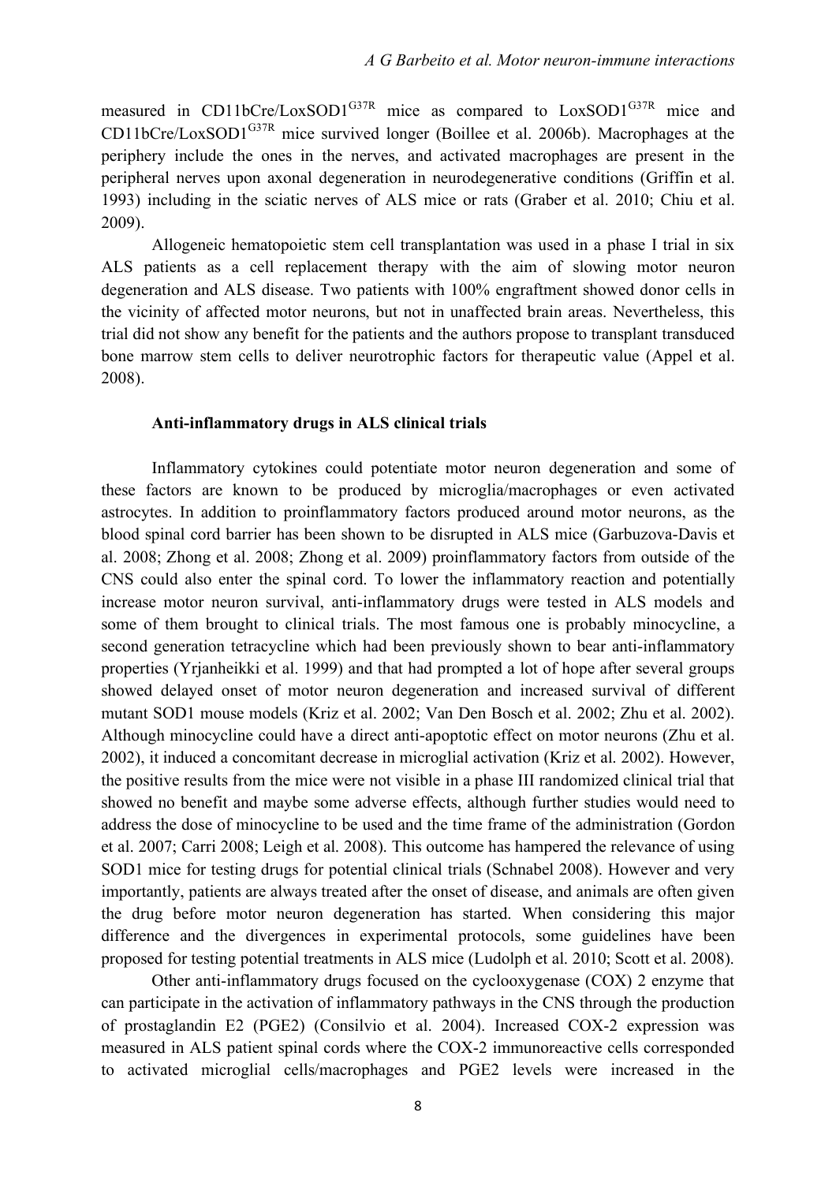measured in CD11bCre/LoxSOD1$^{G37R}$ mice as compared to LoxSOD1$^{G37R}$ mice and CD11bCre/LoxSOD1$^{G37R}$ mice survived longer (Boillee et al. 2006b). Macrophages at the periphery include the ones in the nerves, and activated macrophages are present in the peripheral nerves upon axonal degeneration in neurodegenerative conditions (Griffin et al. 1993) including in the sciatic nerves of ALS mice or rats (Graber et al. 2010; Chiu et al. 2009).

Allogeneic hematopoietic stem cell transplantation was used in a phase I trial in six ALS patients as a cell replacement therapy with the aim of slowing motor neuron degeneration and ALS disease. Two patients with 100% engraftment showed donor cells in the vicinity of affected motor neurons, but not in unaffected brain areas. Nevertheless, this trial did not show any benefit for the patients and the authors propose to transplant transduced bone marrow stem cells to deliver neurotrophic factors for therapeutic value (Appel et al. 2008).

**Anti-inflammatory drugs in ALS clinical trials**

Inflammatory cytokines could potentiate motor neuron degeneration and some of these factors are known to be produced by microglia/macrophages or even activated astrocytes. In addition to proinflammatory factors produced around motor neurons, as the blood spinal cord barrier has been shown to be disrupted in ALS mice (Garbuzova-Davis et al. 2008; Zhong et al. 2008; Zhong et al. 2009) proinflammatory factors from outside of the CNS could also enter the spinal cord. To lower the inflammatory reaction and potentially increase motor neuron survival, anti-inflammatory drugs were tested in ALS models and some of them brought to clinical trials. The most famous one is probably minocycline, a second generation tetracycline which had been previously shown to bear anti-inflammatory properties (Yrjanheikki et al. 1999) and that had prompted a lot of hope after several groups showed delayed onset of motor neuron degeneration and increased survival of different mutant SOD1 mouse models (Kriz et al. 2002; Van Den Bosch et al. 2002; Zhu et al. 2002). Although minocycline could have a direct anti-apoptotic effect on motor neurons (Zhu et al. 2002), it induced a concomitant decrease in microglial activation (Kriz et al. 2002). However, the positive results from the mice were not visible in a phase III randomized clinical trial that showed no benefit and maybe some adverse effects, although further studies would need to address the dose of minocycline to be used and the time frame of the administration (Gordon et al. 2007; Carri 2008; Leigh et al. 2008). This outcome has hampered the relevance of using SOD1 mice for testing drugs for potential clinical trials (Schnabel 2008). However and very importantly, patients are always treated after the onset of disease, and animals are often given the drug before motor neuron degeneration has started. When considering this major difference and the divergences in experimental protocols, some guidelines have been proposed for testing potential treatments in ALS mice (Ludolph et al. 2010; Scott et al. 2008).

Other anti-inflammatory drugs focused on the cyclooxygenase (COX) 2 enzyme that can participate in the activation of inflammatory pathways in the CNS through the production of prostaglandin E2 (PGE2) (Consilvio et al. 2004). Increased COX-2 expression was measured in ALS patient spinal cords where the COX-2 immunoreactive cells corresponded to activated microglial cells/macrophages and PGE2 levels were increased in the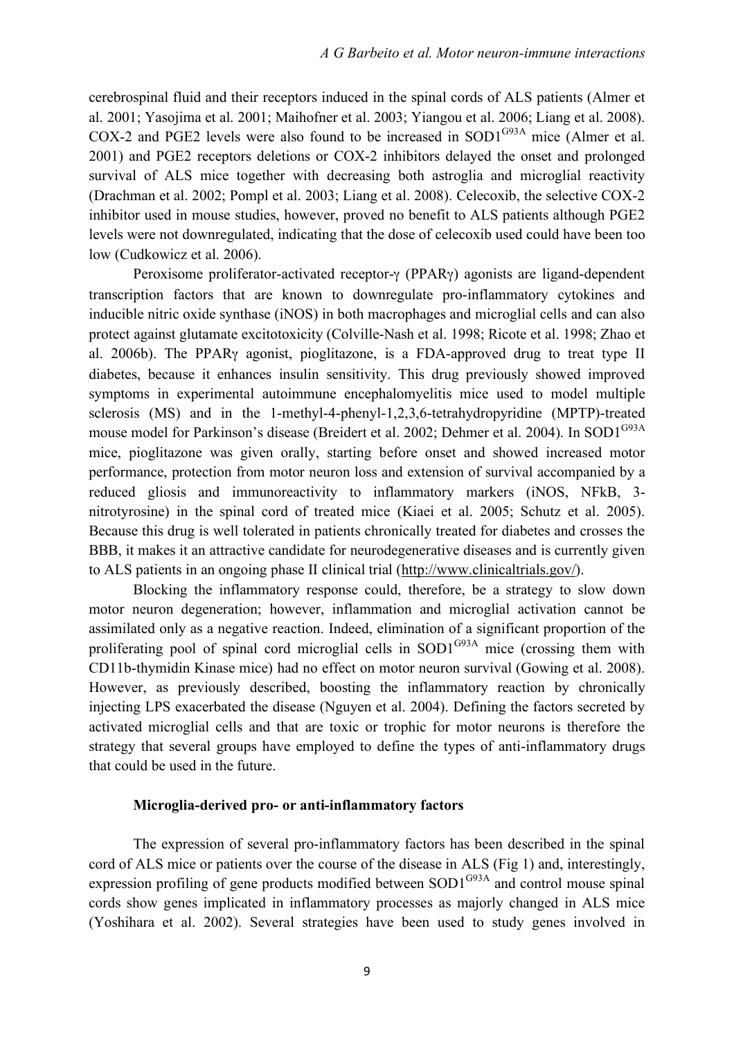cerebrospinal fluid and their receptors induced in the spinal cords of ALS patients (Almer et al. 2001; Yasojima et al. 2001; Maihofner et al. 2003; Yiangou et al. 2006; Liang et al. 2008). COX-2 and PGE2 levels were also found to be increased in SOD1$^{G93A}$ mice (Almer et al. 2001) and PGE2 receptors deletions or COX-2 inhibitors delayed the onset and prolonged survival of ALS mice together with decreasing both astroglia and microglial reactivity (Drachman et al. 2002; Pompl et al. 2003; Liang et al. 2008). Celecoxib, the selective COX-2 inhibitor used in mouse studies, however, proved no benefit to ALS patients although PGE2 levels were not downregulated, indicating that the dose of celecoxib used could have been too low (Cudkowicz et al. 2006).

Peroxisome proliferator-activated receptor-γ (PPARγ) agonists are ligand-dependent transcription factors that are known to downregulate pro-inflammatory cytokines and inducible nitric oxide synthase (iNOS) in both macrophages and microglial cells and can also protect against glutamate excitotoxicity (Colville-Nash et al. 1998; Ricote et al. 1998; Zhao et al. 2006b). The PPARγ agonist, pioglitazone, is a FDA-approved drug to treat type II diabetes, because it enhances insulin sensitivity. This drug previously showed improved symptoms in experimental autoimmune encephalomyelitis mice used to model multiple sclerosis (MS) and in the 1-methyl-4-phenyl-1,2,3,6-tetrahydropyridine (MPTP)-treated mouse model for Parkinson's disease (Breidert et al. 2002; Dehmer et al. 2004). In SOD1$^{G93A}$ mice, pioglitazone was given orally, starting before onset and showed increased motor performance, protection from motor neuron loss and extension of survival accompanied by a reduced gliosis and immunoreactivity to inflammatory markers (iNOS, NFkB, 3-nitrotyrosine) in the spinal cord of treated mice (Kiaei et al. 2005; Schutz et al. 2005). Because this drug is well tolerated in patients chronically treated for diabetes and crosses the BBB, it makes it an attractive candidate for neurodegenerative diseases and is currently given to ALS patients in an ongoing phase II clinical trial (http://www.clinicaltrials.gov/).

Blocking the inflammatory response could, therefore, be a strategy to slow down motor neuron degeneration; however, inflammation and microglial activation cannot be assimilated only as a negative reaction. Indeed, elimination of a significant proportion of the proliferating pool of spinal cord microglial cells in SOD1$^{G93A}$ mice (crossing them with CD11b-thymidin Kinase mice) had no effect on motor neuron survival (Gowing et al. 2008). However, as previously described, boosting the inflammatory reaction by chronically injecting LPS exacerbated the disease (Nguyen et al. 2004). Defining the factors secreted by activated microglial cells and that are toxic or trophic for motor neurons is therefore the strategy that several groups have employed to define the types of anti-inflammatory drugs that could be used in the future.

### Microglia-derived pro- or anti-inflammatory factors

The expression of several pro-inflammatory factors has been described in the spinal cord of ALS mice or patients over the course of the disease in ALS (Fig 1) and, interestingly, expression profiling of gene products modified between SOD1$^{G93A}$ and control mouse spinal cords show genes implicated in inflammatory processes as majorly changed in ALS mice (Yoshihara et al. 2002). Several strategies have been used to study genes involved in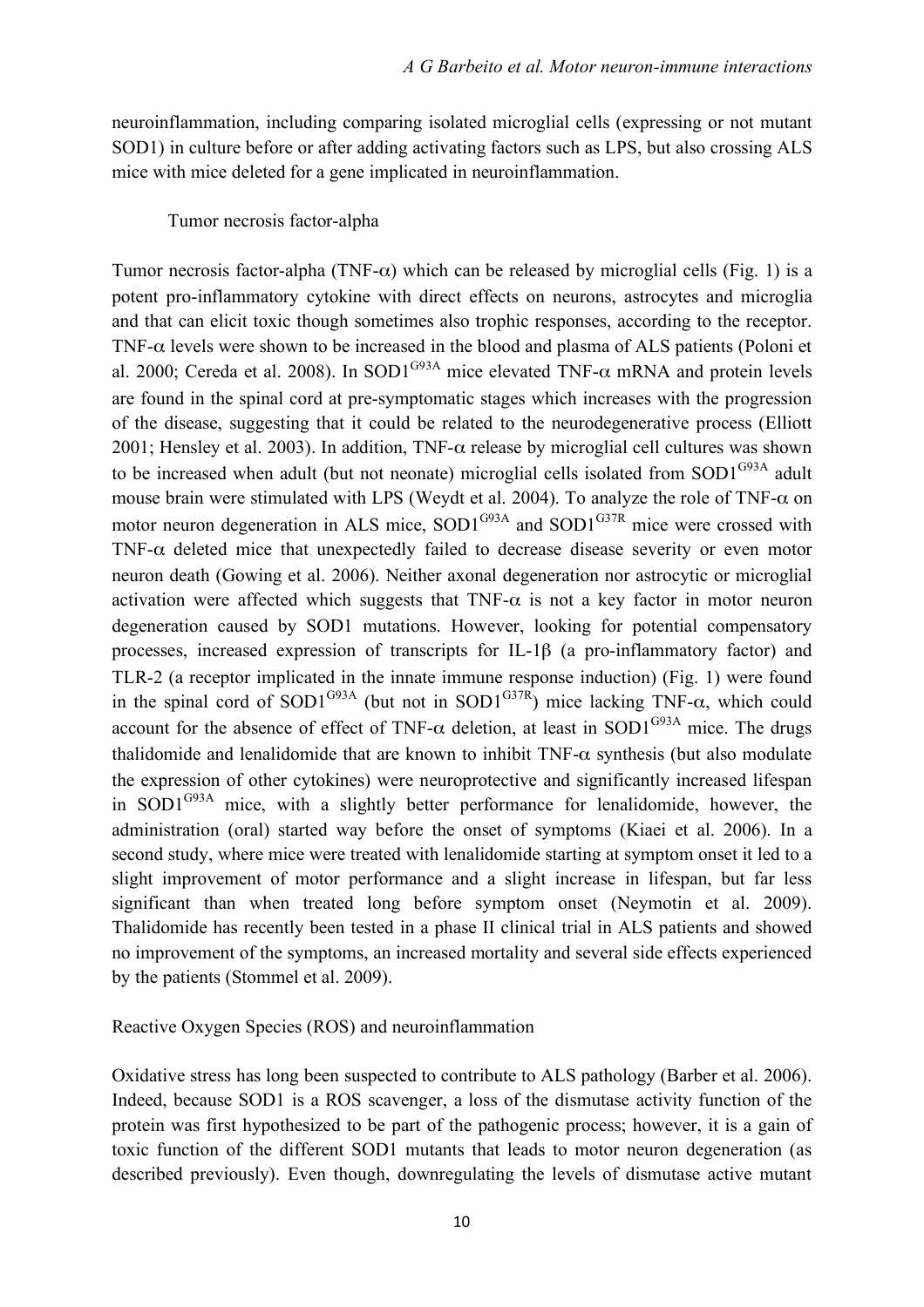neuroinflammation, including comparing isolated microglial cells (expressing or not mutant SOD1) in culture before or after adding activating factors such as LPS, but also crossing ALS mice with mice deleted for a gene implicated in neuroinflammation.

### Tumor necrosis factor-alpha

Tumor necrosis factor-alpha (TNF-$\alpha$) which can be released by microglial cells (Fig. 1) is a potent pro-inflammatory cytokine with direct effects on neurons, astrocytes and microglia and that can elicit toxic though sometimes also trophic responses, according to the receptor. TNF-$\alpha$ levels were shown to be increased in the blood and plasma of ALS patients (Poloni et al. 2000; Cereda et al. 2008). In SOD1$^{G93A}$ mice elevated TNF-$\alpha$ mRNA and protein levels are found in the spinal cord at pre-symptomatic stages which increases with the progression of the disease, suggesting that it could be related to the neurodegenerative process (Elliott 2001; Hensley et al. 2003). In addition, TNF-$\alpha$ release by microglial cell cultures was shown to be increased when adult (but not neonate) microglial cells isolated from SOD1$^{G93A}$ adult mouse brain were stimulated with LPS (Weydt et al. 2004). To analyze the role of TNF-$\alpha$ on motor neuron degeneration in ALS mice, SOD1$^{G93A}$ and SOD1$^{G37R}$ mice were crossed with TNF-$\alpha$ deleted mice that unexpectedly failed to decrease disease severity or even motor neuron death (Gowing et al. 2006). Neither axonal degeneration nor astrocytic or microglial activation were affected which suggests that TNF-$\alpha$ is not a key factor in motor neuron degeneration caused by SOD1 mutations. However, looking for potential compensatory processes, increased expression of transcripts for IL-1$\beta$ (a pro-inflammatory factor) and TLR-2 (a receptor implicated in the innate immune response induction) (Fig. 1) were found in the spinal cord of SOD1$^{G93A}$ (but not in SOD1$^{G37R}$) mice lacking TNF-$\alpha$, which could account for the absence of effect of TNF-$\alpha$ deletion, at least in SOD1$^{G93A}$ mice. The drugs thalidomide and lenalidomide that are known to inhibit TNF-$\alpha$ synthesis (but also modulate the expression of other cytokines) were neuroprotective and significantly increased lifespan in SOD1$^{G93A}$ mice, with a slightly better performance for lenalidomide, however, the administration (oral) started way before the onset of symptoms (Kiaei et al. 2006). In a second study, where mice were treated with lenalidomide starting at symptom onset it led to a slight improvement of motor performance and a slight increase in lifespan, but far less significant than when treated long before symptom onset (Neymotin et al. 2009). Thalidomide has recently been tested in a phase II clinical trial in ALS patients and showed no improvement of the symptoms, an increased mortality and several side effects experienced by the patients (Stommel et al. 2009).

### Reactive Oxygen Species (ROS) and neuroinflammation

Oxidative stress has long been suspected to contribute to ALS pathology (Barber et al. 2006). Indeed, because SOD1 is a ROS scavenger, a loss of the dismutase activity function of the protein was first hypothesized to be part of the pathogenic process; however, it is a gain of toxic function of the different SOD1 mutants that leads to motor neuron degeneration (as described previously). Even though, downregulating the levels of dismutase active mutant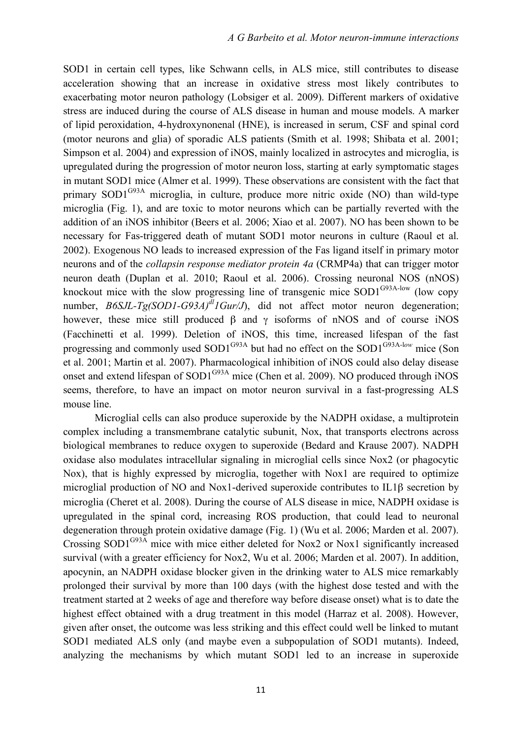SOD1 in certain cell types, like Schwann cells, in ALS mice, still contributes to disease acceleration showing that an increase in oxidative stress most likely contributes to exacerbating motor neuron pathology (Lobsiger et al. 2009). Different markers of oxidative stress are induced during the course of ALS disease in human and mouse models. A marker of lipid peroxidation, 4-hydroxynonenal (HNE), is increased in serum, CSF and spinal cord (motor neurons and glia) of sporadic ALS patients (Smith et al. 1998; Shibata et al. 2001; Simpson et al. 2004) and expression of iNOS, mainly localized in astrocytes and microglia, is upregulated during the progression of motor neuron loss, starting at early symptomatic stages in mutant SOD1 mice (Almer et al. 1999). These observations are consistent with the fact that primary $SOD1^{G93A}$ microglia, in culture, produce more nitric oxide (NO) than wild-type microglia (Fig. 1), and are toxic to motor neurons which can be partially reverted with the addition of an iNOS inhibitor (Beers et al. 2006; Xiao et al. 2007). NO has been shown to be necessary for Fas-triggered death of mutant SOD1 motor neurons in culture (Raoul et al. 2002). Exogenous NO leads to increased expression of the Fas ligand itself in primary motor neurons and of the *collapsin response mediator protein 4a* (CRMP4a) that can trigger motor neuron death (Duplan et al. 2010; Raoul et al. 2006). Crossing neuronal NOS (nNOS) knockout mice with the slow progressing line of transgenic mice $SOD1^{G93A\text{-}low}$ (low copy number, *B6SJL-Tg(SOD1-G93A)$^{dl}$1Gur/J*), did not affect motor neuron degeneration; however, these mice still produced β and γ isoforms of nNOS and of course iNOS (Facchinetti et al. 1999). Deletion of iNOS, this time, increased lifespan of the fast progressing and commonly used $SOD1^{G93A}$ but had no effect on the $SOD1^{G93A\text{-}low}$ mice (Son et al. 2001; Martin et al. 2007). Pharmacological inhibition of iNOS could also delay disease onset and extend lifespan of $SOD1^{G93A}$ mice (Chen et al. 2009). NO produced through iNOS seems, therefore, to have an impact on motor neuron survival in a fast-progressing ALS mouse line.

Microglial cells can also produce superoxide by the NADPH oxidase, a multiprotein complex including a transmembrane catalytic subunit, Nox, that transports electrons across biological membranes to reduce oxygen to superoxide (Bedard and Krause 2007). NADPH oxidase also modulates intracellular signaling in microglial cells since Nox2 (or phagocytic Nox), that is highly expressed by microglia, together with Nox1 are required to optimize microglial production of NO and Nox1-derived superoxide contributes to IL1β secretion by microglia (Cheret et al. 2008). During the course of ALS disease in mice, NADPH oxidase is upregulated in the spinal cord, increasing ROS production, that could lead to neuronal degeneration through protein oxidative damage (Fig. 1) (Wu et al. 2006; Marden et al. 2007). Crossing $SOD1^{G93A}$ mice with mice either deleted for Nox2 or Nox1 significantly increased survival (with a greater efficiency for Nox2, Wu et al. 2006; Marden et al. 2007). In addition, apocynin, an NADPH oxidase blocker given in the drinking water to ALS mice remarkably prolonged their survival by more than 100 days (with the highest dose tested and with the treatment started at 2 weeks of age and therefore way before disease onset) what is to date the highest effect obtained with a drug treatment in this model (Harraz et al. 2008). However, given after onset, the outcome was less striking and this effect could well be linked to mutant SOD1 mediated ALS only (and maybe even a subpopulation of SOD1 mutants). Indeed, analyzing the mechanisms by which mutant SOD1 led to an increase in superoxide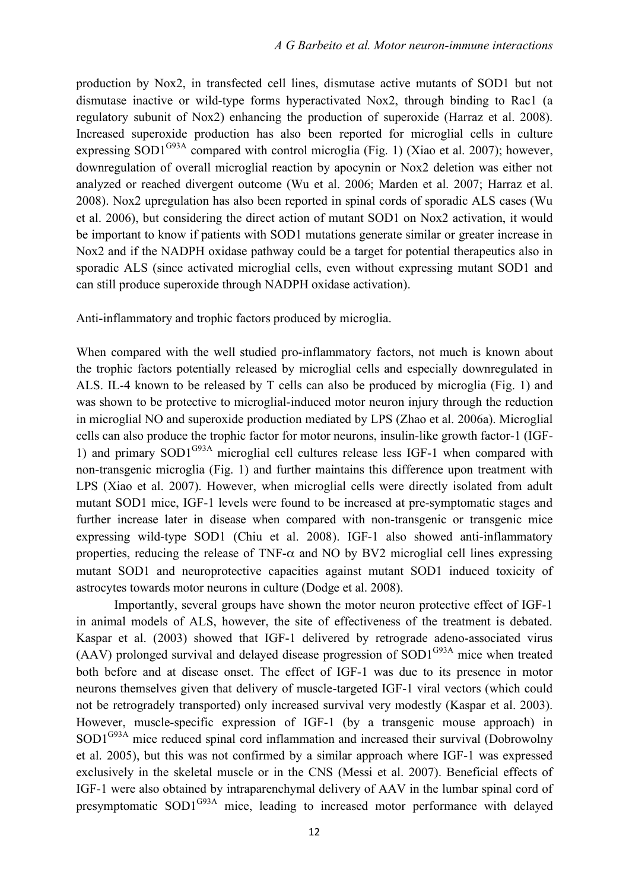production by Nox2, in transfected cell lines, dismutase active mutants of SOD1 but not dismutase inactive or wild-type forms hyperactivated Nox2, through binding to Rac1 (a regulatory subunit of Nox2) enhancing the production of superoxide (Harraz et al. 2008). Increased superoxide production has also been reported for microglial cells in culture expressing SOD1$^{G93A}$ compared with control microglia (Fig. 1) (Xiao et al. 2007); however, downregulation of overall microglial reaction by apocynin or Nox2 deletion was either not analyzed or reached divergent outcome (Wu et al. 2006; Marden et al. 2007; Harraz et al. 2008). Nox2 upregulation has also been reported in spinal cords of sporadic ALS cases (Wu et al. 2006), but considering the direct action of mutant SOD1 on Nox2 activation, it would be important to know if patients with SOD1 mutations generate similar or greater increase in Nox2 and if the NADPH oxidase pathway could be a target for potential therapeutics also in sporadic ALS (since activated microglial cells, even without expressing mutant SOD1 and can still produce superoxide through NADPH oxidase activation).

Anti-inflammatory and trophic factors produced by microglia.

When compared with the well studied pro-inflammatory factors, not much is known about the trophic factors potentially released by microglial cells and especially downregulated in ALS. IL-4 known to be released by T cells can also be produced by microglia (Fig. 1) and was shown to be protective to microglial-induced motor neuron injury through the reduction in microglial NO and superoxide production mediated by LPS (Zhao et al. 2006a). Microglial cells can also produce the trophic factor for motor neurons, insulin-like growth factor-1 (IGF-1) and primary SOD1$^{G93A}$ microglial cell cultures release less IGF-1 when compared with non-transgenic microglia (Fig. 1) and further maintains this difference upon treatment with LPS (Xiao et al. 2007). However, when microglial cells were directly isolated from adult mutant SOD1 mice, IGF-1 levels were found to be increased at pre-symptomatic stages and further increase later in disease when compared with non-transgenic or transgenic mice expressing wild-type SOD1 (Chiu et al. 2008). IGF-1 also showed anti-inflammatory properties, reducing the release of TNF-$\alpha$ and NO by BV2 microglial cell lines expressing mutant SOD1 and neuroprotective capacities against mutant SOD1 induced toxicity of astrocytes towards motor neurons in culture (Dodge et al. 2008).

Importantly, several groups have shown the motor neuron protective effect of IGF-1 in animal models of ALS, however, the site of effectiveness of the treatment is debated. Kaspar et al. (2003) showed that IGF-1 delivered by retrograde adeno-associated virus (AAV) prolonged survival and delayed disease progression of SOD1$^{G93A}$ mice when treated both before and at disease onset. The effect of IGF-1 was due to its presence in motor neurons themselves given that delivery of muscle-targeted IGF-1 viral vectors (which could not be retrogradely transported) only increased survival very modestly (Kaspar et al. 2003). However, muscle-specific expression of IGF-1 (by a transgenic mouse approach) in SOD1$^{G93A}$ mice reduced spinal cord inflammation and increased their survival (Dobrowolny et al. 2005), but this was not confirmed by a similar approach where IGF-1 was expressed exclusively in the skeletal muscle or in the CNS (Messi et al. 2007). Beneficial effects of IGF-1 were also obtained by intraparenchymal delivery of AAV in the lumbar spinal cord of presymptomatic SOD1$^{G93A}$ mice, leading to increased motor performance with delayed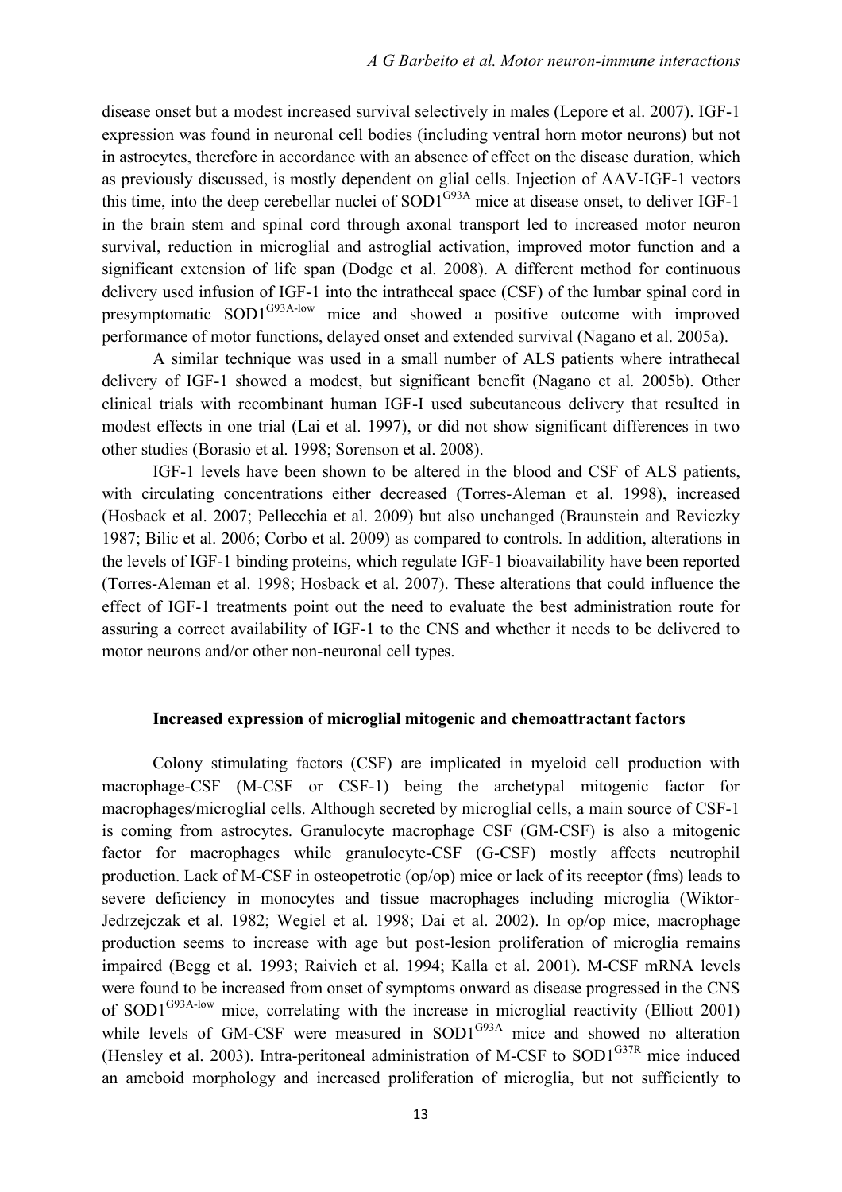disease onset but a modest increased survival selectively in males (Lepore et al. 2007). IGF-1 expression was found in neuronal cell bodies (including ventral horn motor neurons) but not in astrocytes, therefore in accordance with an absence of effect on the disease duration, which as previously discussed, is mostly dependent on glial cells. Injection of AAV-IGF-1 vectors this time, into the deep cerebellar nuclei of $SOD1^{G93A}$ mice at disease onset, to deliver IGF-1 in the brain stem and spinal cord through axonal transport led to increased motor neuron survival, reduction in microglial and astroglial activation, improved motor function and a significant extension of life span (Dodge et al. 2008). A different method for continuous delivery used infusion of IGF-1 into the intrathecal space (CSF) of the lumbar spinal cord in presymptomatic $SOD1^{G93A\text{-}low}$ mice and showed a positive outcome with improved performance of motor functions, delayed onset and extended survival (Nagano et al. 2005a).

A similar technique was used in a small number of ALS patients where intrathecal delivery of IGF-1 showed a modest, but significant benefit (Nagano et al. 2005b). Other clinical trials with recombinant human IGF-I used subcutaneous delivery that resulted in modest effects in one trial (Lai et al. 1997), or did not show significant differences in two other studies (Borasio et al. 1998; Sorenson et al. 2008).

IGF-1 levels have been shown to be altered in the blood and CSF of ALS patients, with circulating concentrations either decreased (Torres-Aleman et al. 1998), increased (Hosback et al. 2007; Pellecchia et al. 2009) but also unchanged (Braunstein and Reviczky 1987; Bilic et al. 2006; Corbo et al. 2009) as compared to controls. In addition, alterations in the levels of IGF-1 binding proteins, which regulate IGF-1 bioavailability have been reported (Torres-Aleman et al. 1998; Hosback et al. 2007). These alterations that could influence the effect of IGF-1 treatments point out the need to evaluate the best administration route for assuring a correct availability of IGF-1 to the CNS and whether it needs to be delivered to motor neurons and/or other non-neuronal cell types.

### Increased expression of microglial mitogenic and chemoattractant factors

Colony stimulating factors (CSF) are implicated in myeloid cell production with macrophage-CSF (M-CSF or CSF-1) being the archetypal mitogenic factor for macrophages/microglial cells. Although secreted by microglial cells, a main source of CSF-1 is coming from astrocytes. Granulocyte macrophage CSF (GM-CSF) is also a mitogenic factor for macrophages while granulocyte-CSF (G-CSF) mostly affects neutrophil production. Lack of M-CSF in osteopetrotic (op/op) mice or lack of its receptor (fms) leads to severe deficiency in monocytes and tissue macrophages including microglia (Wiktor-Jedrzejczak et al. 1982; Wegiel et al. 1998; Dai et al. 2002). In op/op mice, macrophage production seems to increase with age but post-lesion proliferation of microglia remains impaired (Begg et al. 1993; Raivich et al. 1994; Kalla et al. 2001). M-CSF mRNA levels were found to be increased from onset of symptoms onward as disease progressed in the CNS of $SOD1^{G93A\text{-}low}$ mice, correlating with the increase in microglial reactivity (Elliott 2001) while levels of GM-CSF were measured in $SOD1^{G93A}$ mice and showed no alteration (Hensley et al. 2003). Intra-peritoneal administration of M-CSF to $SOD1^{G37R}$ mice induced an ameboid morphology and increased proliferation of microglia, but not sufficiently to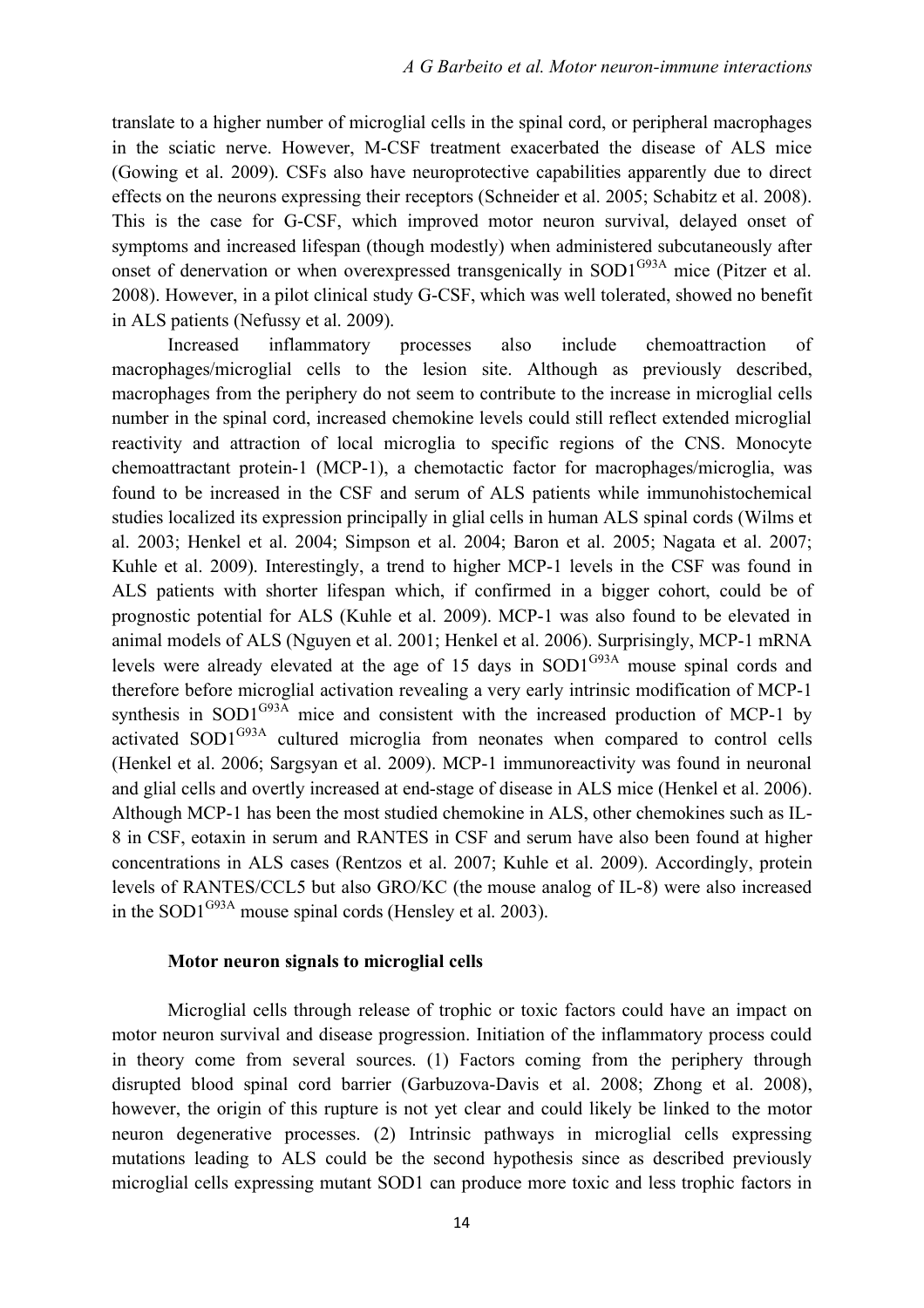translate to a higher number of microglial cells in the spinal cord, or peripheral macrophages in the sciatic nerve. However, M-CSF treatment exacerbated the disease of ALS mice (Gowing et al. 2009). CSFs also have neuroprotective capabilities apparently due to direct effects on the neurons expressing their receptors (Schneider et al. 2005; Schabitz et al. 2008). This is the case for G-CSF, which improved motor neuron survival, delayed onset of symptoms and increased lifespan (though modestly) when administered subcutaneously after onset of denervation or when overexpressed transgenically in SOD1$^{G93A}$ mice (Pitzer et al. 2008). However, in a pilot clinical study G-CSF, which was well tolerated, showed no benefit in ALS patients (Nefussy et al. 2009).

Increased inflammatory processes also include chemoattraction of macrophages/microglial cells to the lesion site. Although as previously described, macrophages from the periphery do not seem to contribute to the increase in microglial cells number in the spinal cord, increased chemokine levels could still reflect extended microglial reactivity and attraction of local microglia to specific regions of the CNS. Monocyte chemoattractant protein-1 (MCP-1), a chemotactic factor for macrophages/microglia, was found to be increased in the CSF and serum of ALS patients while immunohistochemical studies localized its expression principally in glial cells in human ALS spinal cords (Wilms et al. 2003; Henkel et al. 2004; Simpson et al. 2004; Baron et al. 2005; Nagata et al. 2007; Kuhle et al. 2009). Interestingly, a trend to higher MCP-1 levels in the CSF was found in ALS patients with shorter lifespan which, if confirmed in a bigger cohort, could be of prognostic potential for ALS (Kuhle et al. 2009). MCP-1 was also found to be elevated in animal models of ALS (Nguyen et al. 2001; Henkel et al. 2006). Surprisingly, MCP-1 mRNA levels were already elevated at the age of 15 days in SOD1$^{G93A}$ mouse spinal cords and therefore before microglial activation revealing a very early intrinsic modification of MCP-1 synthesis in SOD1$^{G93A}$ mice and consistent with the increased production of MCP-1 by activated SOD1$^{G93A}$ cultured microglia from neonates when compared to control cells (Henkel et al. 2006; Sargsyan et al. 2009). MCP-1 immunoreactivity was found in neuronal and glial cells and overtly increased at end-stage of disease in ALS mice (Henkel et al. 2006). Although MCP-1 has been the most studied chemokine in ALS, other chemokines such as IL-8 in CSF, eotaxin in serum and RANTES in CSF and serum have also been found at higher concentrations in ALS cases (Rentzos et al. 2007; Kuhle et al. 2009). Accordingly, protein levels of RANTES/CCL5 but also GRO/KC (the mouse analog of IL-8) were also increased in the SOD1$^{G93A}$ mouse spinal cords (Hensley et al. 2003).

### Motor neuron signals to microglial cells

Microglial cells through release of trophic or toxic factors could have an impact on motor neuron survival and disease progression. Initiation of the inflammatory process could in theory come from several sources. (1) Factors coming from the periphery through disrupted blood spinal cord barrier (Garbuzova-Davis et al. 2008; Zhong et al. 2008), however, the origin of this rupture is not yet clear and could likely be linked to the motor neuron degenerative processes. (2) Intrinsic pathways in microglial cells expressing mutations leading to ALS could be the second hypothesis since as described previously microglial cells expressing mutant SOD1 can produce more toxic and less trophic factors in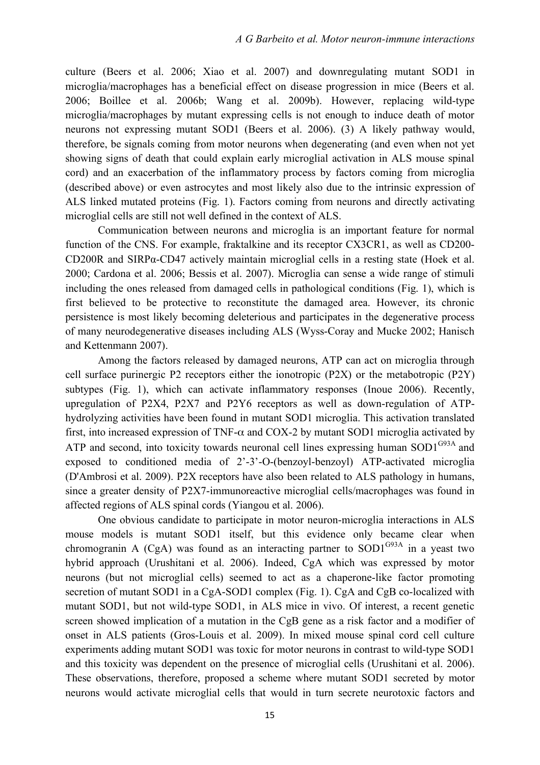culture (Beers et al. 2006; Xiao et al. 2007) and downregulating mutant SOD1 in microglia/macrophages has a beneficial effect on disease progression in mice (Beers et al. 2006; Boillee et al. 2006b; Wang et al. 2009b). However, replacing wild-type microglia/macrophages by mutant expressing cells is not enough to induce death of motor neurons not expressing mutant SOD1 (Beers et al. 2006). (3) A likely pathway would, therefore, be signals coming from motor neurons when degenerating (and even when not yet showing signs of death that could explain early microglial activation in ALS mouse spinal cord) and an exacerbation of the inflammatory process by factors coming from microglia (described above) or even astrocytes and most likely also due to the intrinsic expression of ALS linked mutated proteins (Fig. 1). Factors coming from neurons and directly activating microglial cells are still not well defined in the context of ALS.

Communication between neurons and microglia is an important feature for normal function of the CNS. For example, fraktalkine and its receptor CX3CR1, as well as CD200-CD200R and SIRPα-CD47 actively maintain microglial cells in a resting state (Hoek et al. 2000; Cardona et al. 2006; Bessis et al. 2007). Microglia can sense a wide range of stimuli including the ones released from damaged cells in pathological conditions (Fig. 1), which is first believed to be protective to reconstitute the damaged area. However, its chronic persistence is most likely becoming deleterious and participates in the degenerative process of many neurodegenerative diseases including ALS (Wyss-Coray and Mucke 2002; Hanisch and Kettenmann 2007).

Among the factors released by damaged neurons, ATP can act on microglia through cell surface purinergic P2 receptors either the ionotropic (P2X) or the metabotropic (P2Y) subtypes (Fig. 1), which can activate inflammatory responses (Inoue 2006). Recently, upregulation of P2X4, P2X7 and P2Y6 receptors as well as down-regulation of ATP-hydrolyzing activities have been found in mutant SOD1 microglia. This activation translated first, into increased expression of TNF-$\alpha$ and COX-2 by mutant SOD1 microglia activated by ATP and second, into toxicity towards neuronal cell lines expressing human SOD1$^{G93A}$ and exposed to conditioned media of 2'-3'-O-(benzoyl-benzoyl) ATP-activated microglia (D'Ambrosi et al. 2009). P2X receptors have also been related to ALS pathology in humans, since a greater density of P2X7-immunoreactive microglial cells/macrophages was found in affected regions of ALS spinal cords (Yiangou et al. 2006).

One obvious candidate to participate in motor neuron-microglia interactions in ALS mouse models is mutant SOD1 itself, but this evidence only became clear when chromogranin A (CgA) was found as an interacting partner to SOD1$^{G93A}$ in a yeast two hybrid approach (Urushitani et al. 2006). Indeed, CgA which was expressed by motor neurons (but not microglial cells) seemed to act as a chaperone-like factor promoting secretion of mutant SOD1 in a CgA-SOD1 complex (Fig. 1). CgA and CgB co-localized with mutant SOD1, but not wild-type SOD1, in ALS mice in vivo. Of interest, a recent genetic screen showed implication of a mutation in the CgB gene as a risk factor and a modifier of onset in ALS patients (Gros-Louis et al. 2009). In mixed mouse spinal cord cell culture experiments adding mutant SOD1 was toxic for motor neurons in contrast to wild-type SOD1 and this toxicity was dependent on the presence of microglial cells (Urushitani et al. 2006). These observations, therefore, proposed a scheme where mutant SOD1 secreted by motor neurons would activate microglial cells that would in turn secrete neurotoxic factors and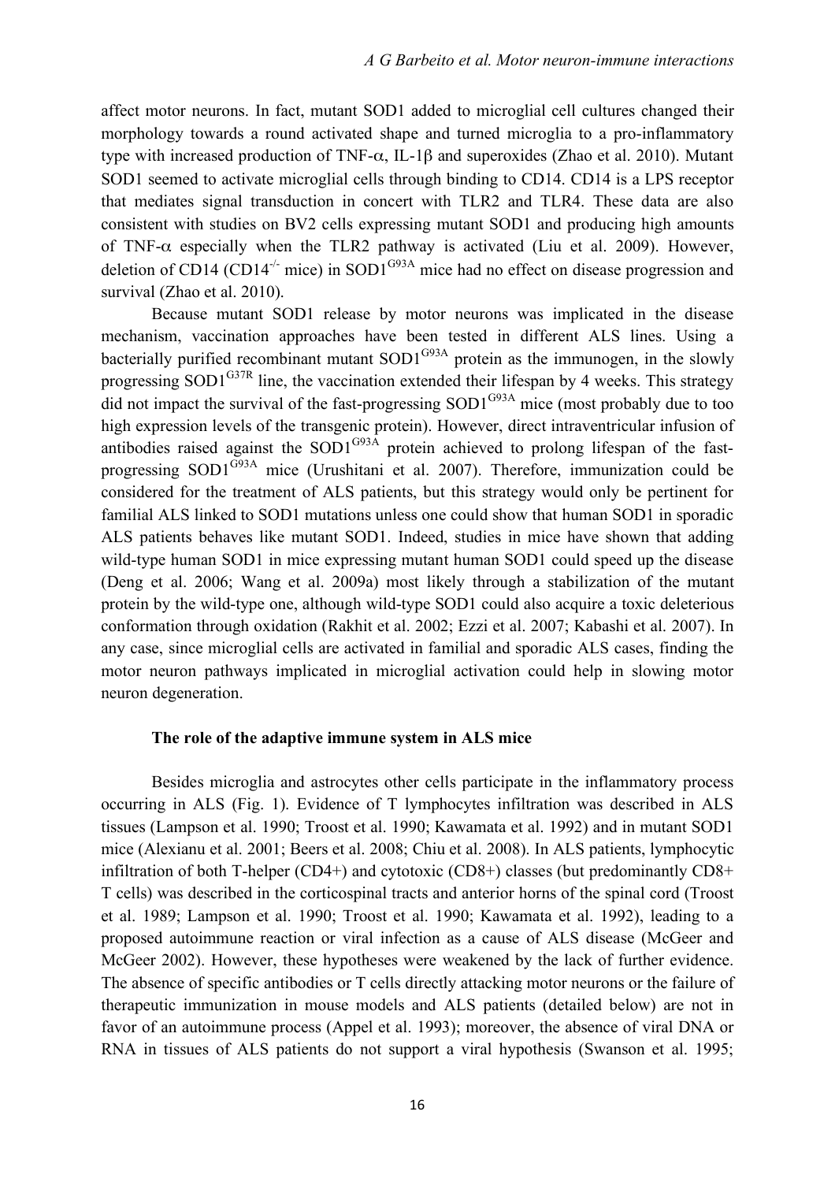affect motor neurons. In fact, mutant SOD1 added to microglial cell cultures changed their morphology towards a round activated shape and turned microglia to a pro-inflammatory type with increased production of TNF-$\alpha$, IL-1$\beta$ and superoxides (Zhao et al. 2010). Mutant SOD1 seemed to activate microglial cells through binding to CD14. CD14 is a LPS receptor that mediates signal transduction in concert with TLR2 and TLR4. These data are also consistent with studies on BV2 cells expressing mutant SOD1 and producing high amounts of TNF-$\alpha$ especially when the TLR2 pathway is activated (Liu et al. 2009). However, deletion of CD14 (CD14$^{-/-}$ mice) in SOD1$^{G93A}$ mice had no effect on disease progression and survival (Zhao et al. 2010).

Because mutant SOD1 release by motor neurons was implicated in the disease mechanism, vaccination approaches have been tested in different ALS lines. Using a bacterially purified recombinant mutant SOD1$^{G93A}$ protein as the immunogen, in the slowly progressing SOD1$^{G37R}$ line, the vaccination extended their lifespan by 4 weeks. This strategy did not impact the survival of the fast-progressing SOD1$^{G93A}$ mice (most probably due to too high expression levels of the transgenic protein). However, direct intraventricular infusion of antibodies raised against the SOD1$^{G93A}$ protein achieved to prolong lifespan of the fast-progressing SOD1$^{G93A}$ mice (Urushitani et al. 2007). Therefore, immunization could be considered for the treatment of ALS patients, but this strategy would only be pertinent for familial ALS linked to SOD1 mutations unless one could show that human SOD1 in sporadic ALS patients behaves like mutant SOD1. Indeed, studies in mice have shown that adding wild-type human SOD1 in mice expressing mutant human SOD1 could speed up the disease (Deng et al. 2006; Wang et al. 2009a) most likely through a stabilization of the mutant protein by the wild-type one, although wild-type SOD1 could also acquire a toxic deleterious conformation through oxidation (Rakhit et al. 2002; Ezzi et al. 2007; Kabashi et al. 2007). In any case, since microglial cells are activated in familial and sporadic ALS cases, finding the motor neuron pathways implicated in microglial activation could help in slowing motor neuron degeneration.

### The role of the adaptive immune system in ALS mice

Besides microglia and astrocytes other cells participate in the inflammatory process occurring in ALS (Fig. 1). Evidence of T lymphocytes infiltration was described in ALS tissues (Lampson et al. 1990; Troost et al. 1990; Kawamata et al. 1992) and in mutant SOD1 mice (Alexianu et al. 2001; Beers et al. 2008; Chiu et al. 2008). In ALS patients, lymphocytic infiltration of both T-helper (CD4+) and cytotoxic (CD8+) classes (but predominantly CD8+ T cells) was described in the corticospinal tracts and anterior horns of the spinal cord (Troost et al. 1989; Lampson et al. 1990; Troost et al. 1990; Kawamata et al. 1992), leading to a proposed autoimmune reaction or viral infection as a cause of ALS disease (McGeer and McGeer 2002). However, these hypotheses were weakened by the lack of further evidence. The absence of specific antibodies or T cells directly attacking motor neurons or the failure of therapeutic immunization in mouse models and ALS patients (detailed below) are not in favor of an autoimmune process (Appel et al. 1993); moreover, the absence of viral DNA or RNA in tissues of ALS patients do not support a viral hypothesis (Swanson et al. 1995;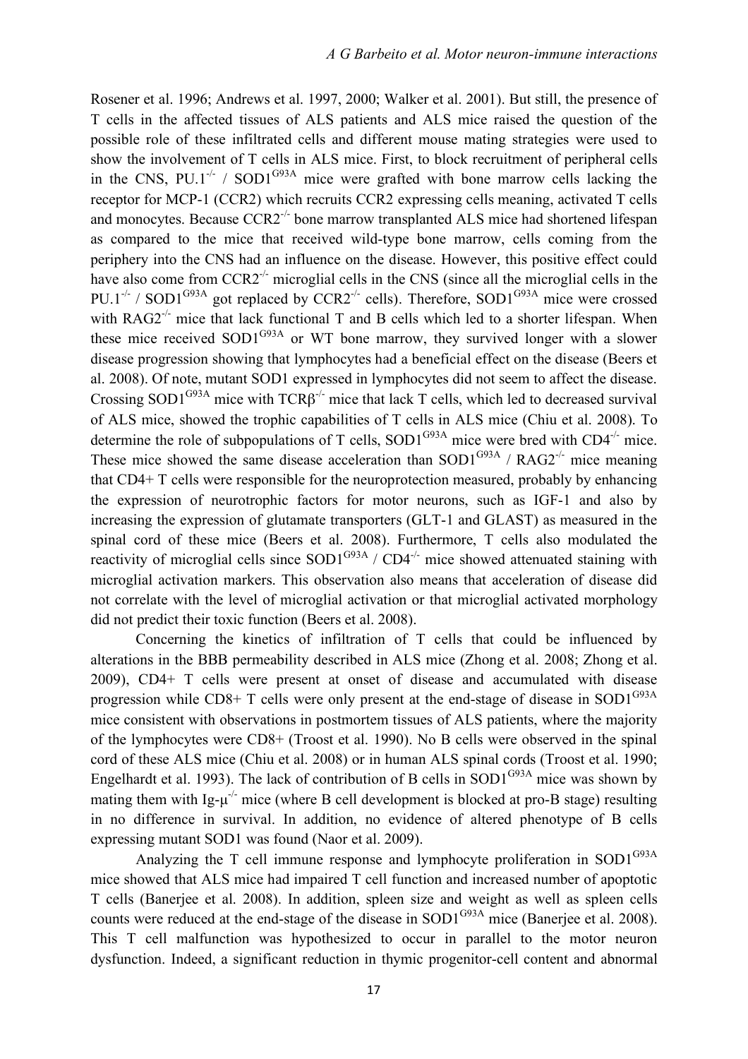Rosener et al. 1996; Andrews et al. 1997, 2000; Walker et al. 2001). But still, the presence of T cells in the affected tissues of ALS patients and ALS mice raised the question of the possible role of these infiltrated cells and different mouse mating strategies were used to show the involvement of T cells in ALS mice. First, to block recruitment of peripheral cells in the CNS, PU.1$^{-/-}$ / SOD1$^{G93A}$ mice were grafted with bone marrow cells lacking the receptor for MCP-1 (CCR2) which recruits CCR2 expressing cells meaning, activated T cells and monocytes. Because CCR2$^{-/-}$ bone marrow transplanted ALS mice had shortened lifespan as compared to the mice that received wild-type bone marrow, cells coming from the periphery into the CNS had an influence on the disease. However, this positive effect could have also come from CCR2$^{-/-}$ microglial cells in the CNS (since all the microglial cells in the PU.1$^{-/-}$ / SOD1$^{G93A}$ got replaced by CCR2$^{-/-}$ cells). Therefore, SOD1$^{G93A}$ mice were crossed with RAG2$^{-/-}$ mice that lack functional T and B cells which led to a shorter lifespan. When these mice received SOD1$^{G93A}$ or WT bone marrow, they survived longer with a slower disease progression showing that lymphocytes had a beneficial effect on the disease (Beers et al. 2008). Of note, mutant SOD1 expressed in lymphocytes did not seem to affect the disease. Crossing SOD1$^{G93A}$ mice with TCRβ$^{-/-}$ mice that lack T cells, which led to decreased survival of ALS mice, showed the trophic capabilities of T cells in ALS mice (Chiu et al. 2008). To determine the role of subpopulations of T cells, SOD1$^{G93A}$ mice were bred with CD4$^{-/-}$ mice. These mice showed the same disease acceleration than SOD1$^{G93A}$ / RAG2$^{-/-}$ mice meaning that CD4+ T cells were responsible for the neuroprotection measured, probably by enhancing the expression of neurotrophic factors for motor neurons, such as IGF-1 and also by increasing the expression of glutamate transporters (GLT-1 and GLAST) as measured in the spinal cord of these mice (Beers et al. 2008). Furthermore, T cells also modulated the reactivity of microglial cells since SOD1$^{G93A}$ / CD4$^{-/-}$ mice showed attenuated staining with microglial activation markers. This observation also means that acceleration of disease did not correlate with the level of microglial activation or that microglial activated morphology did not predict their toxic function (Beers et al. 2008).

Concerning the kinetics of infiltration of T cells that could be influenced by alterations in the BBB permeability described in ALS mice (Zhong et al. 2008; Zhong et al. 2009), CD4+ T cells were present at onset of disease and accumulated with disease progression while CD8+ T cells were only present at the end-stage of disease in SOD1$^{G93A}$ mice consistent with observations in postmortem tissues of ALS patients, where the majority of the lymphocytes were CD8+ (Troost et al. 1990). No B cells were observed in the spinal cord of these ALS mice (Chiu et al. 2008) or in human ALS spinal cords (Troost et al. 1990; Engelhardt et al. 1993). The lack of contribution of B cells in SOD1$^{G93A}$ mice was shown by mating them with Ig-μ$^{-/-}$ mice (where B cell development is blocked at pro-B stage) resulting in no difference in survival. In addition, no evidence of altered phenotype of B cells expressing mutant SOD1 was found (Naor et al. 2009).

Analyzing the T cell immune response and lymphocyte proliferation in SOD1$^{G93A}$ mice showed that ALS mice had impaired T cell function and increased number of apoptotic T cells (Banerjee et al. 2008). In addition, spleen size and weight as well as spleen cells counts were reduced at the end-stage of the disease in SOD1$^{G93A}$ mice (Banerjee et al. 2008). This T cell malfunction was hypothesized to occur in parallel to the motor neuron dysfunction. Indeed, a significant reduction in thymic progenitor-cell content and abnormal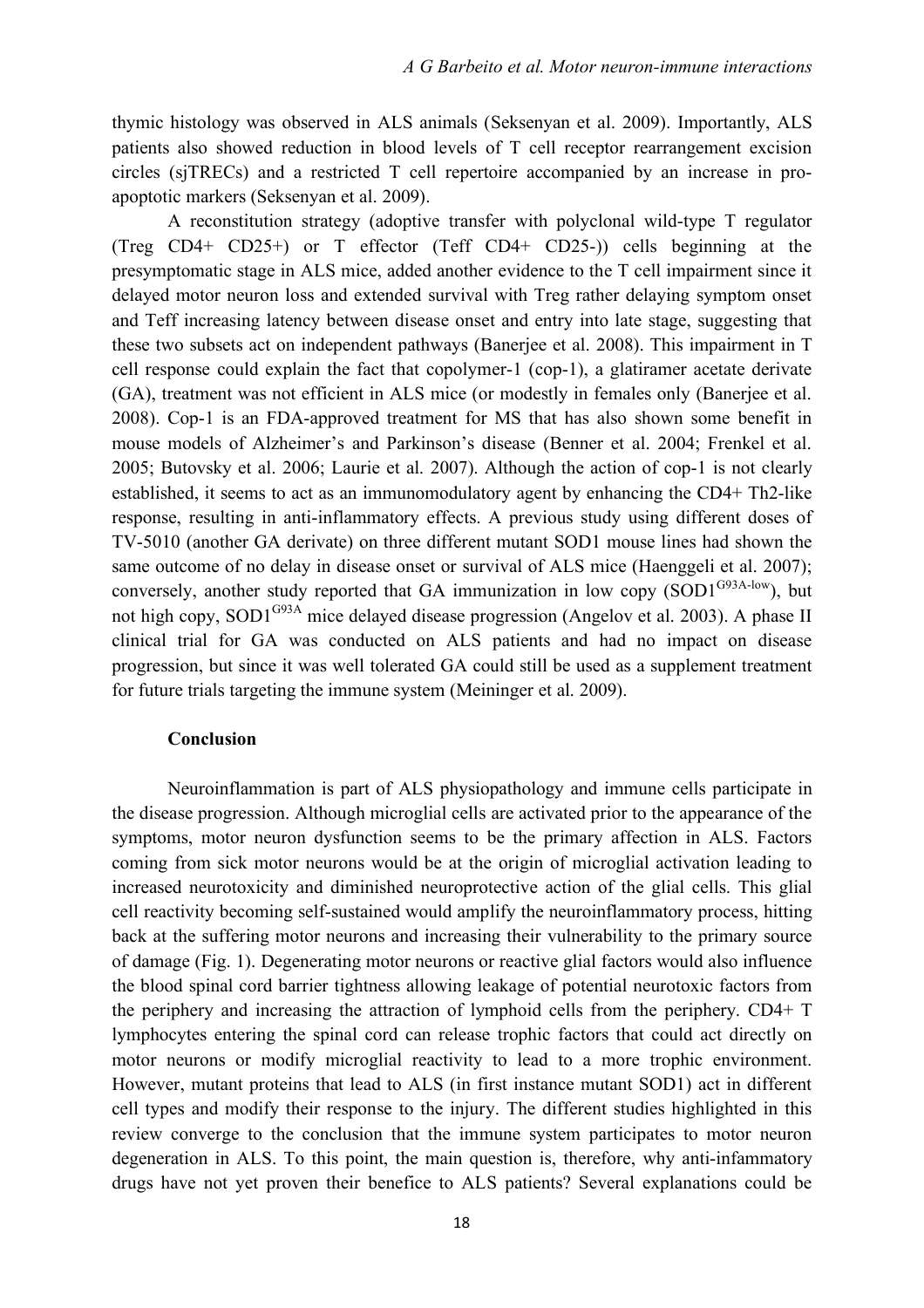thymic histology was observed in ALS animals (Seksenyan et al. 2009). Importantly, ALS patients also showed reduction in blood levels of T cell receptor rearrangement excision circles (sjTRECs) and a restricted T cell repertoire accompanied by an increase in pro-apoptotic markers (Seksenyan et al. 2009).

A reconstitution strategy (adoptive transfer with polyclonal wild-type T regulator (Treg CD4+ CD25+) or T effector (Teff CD4+ CD25-)) cells beginning at the presymptomatic stage in ALS mice, added another evidence to the T cell impairment since it delayed motor neuron loss and extended survival with Treg rather delaying symptom onset and Teff increasing latency between disease onset and entry into late stage, suggesting that these two subsets act on independent pathways (Banerjee et al. 2008). This impairment in T cell response could explain the fact that copolymer-1 (cop-1), a glatiramer acetate derivate (GA), treatment was not efficient in ALS mice (or modestly in females only (Banerjee et al. 2008). Cop-1 is an FDA-approved treatment for MS that has also shown some benefit in mouse models of Alzheimer's and Parkinson's disease (Benner et al. 2004; Frenkel et al. 2005; Butovsky et al. 2006; Laurie et al. 2007). Although the action of cop-1 is not clearly established, it seems to act as an immunomodulatory agent by enhancing the CD4+ Th2-like response, resulting in anti-inflammatory effects. A previous study using different doses of TV-5010 (another GA derivate) on three different mutant SOD1 mouse lines had shown the same outcome of no delay in disease onset or survival of ALS mice (Haenggeli et al. 2007); conversely, another study reported that GA immunization in low copy ($SOD1^{G93A\text{-}low}$), but not high copy, $SOD1^{G93A}$ mice delayed disease progression (Angelov et al. 2003). A phase II clinical trial for GA was conducted on ALS patients and had no impact on disease progression, but since it was well tolerated GA could still be used as a supplement treatment for future trials targeting the immune system (Meininger et al. 2009).

## Conclusion

Neuroinflammation is part of ALS physiopathology and immune cells participate in the disease progression. Although microglial cells are activated prior to the appearance of the symptoms, motor neuron dysfunction seems to be the primary affection in ALS. Factors coming from sick motor neurons would be at the origin of microglial activation leading to increased neurotoxicity and diminished neuroprotective action of the glial cells. This glial cell reactivity becoming self-sustained would amplify the neuroinflammatory process, hitting back at the suffering motor neurons and increasing their vulnerability to the primary source of damage (Fig. 1). Degenerating motor neurons or reactive glial factors would also influence the blood spinal cord barrier tightness allowing leakage of potential neurotoxic factors from the periphery and increasing the attraction of lymphoid cells from the periphery. CD4+ T lymphocytes entering the spinal cord can release trophic factors that could act directly on motor neurons or modify microglial reactivity to lead to a more trophic environment. However, mutant proteins that lead to ALS (in first instance mutant SOD1) act in different cell types and modify their response to the injury. The different studies highlighted in this review converge to the conclusion that the immune system participates to motor neuron degeneration in ALS. To this point, the main question is, therefore, why anti-infammatory drugs have not yet proven their benefice to ALS patients? Several explanations could be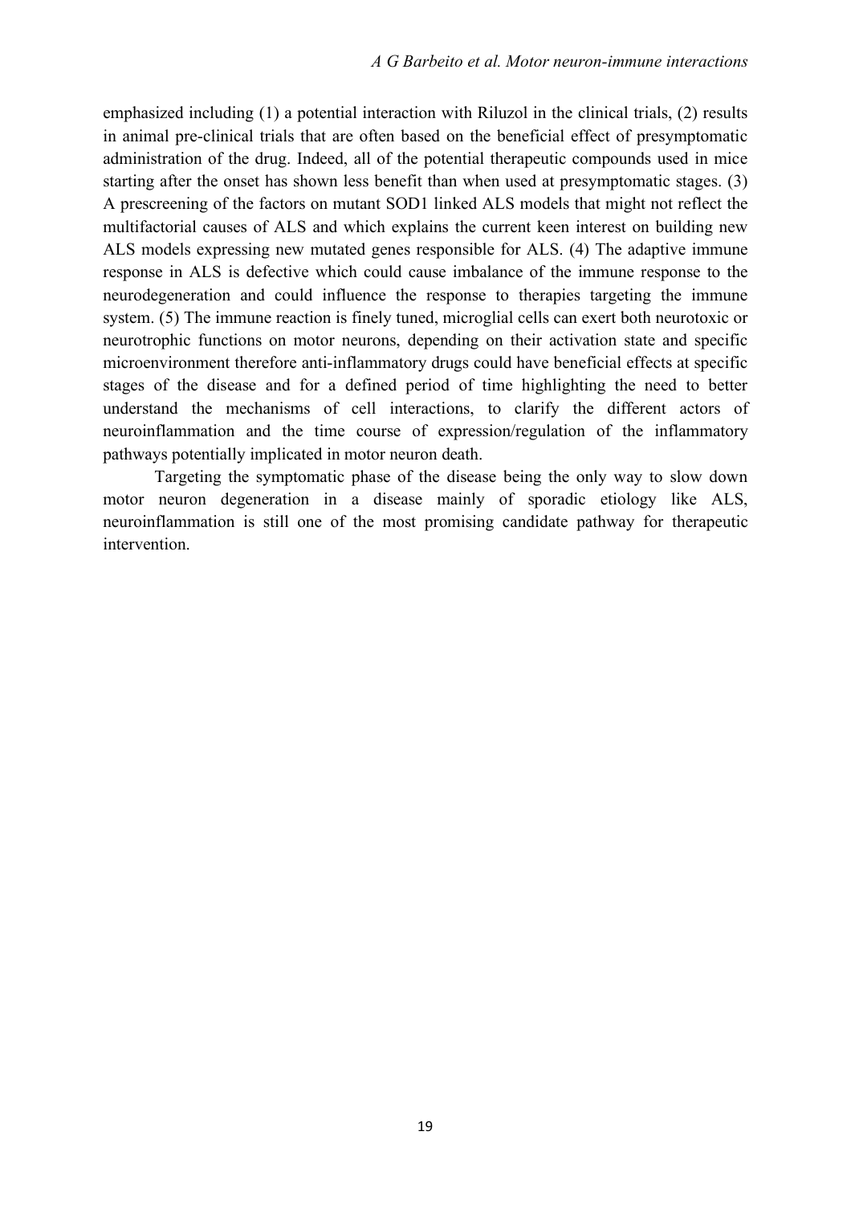emphasized including (1) a potential interaction with Riluzol in the clinical trials, (2) results in animal pre-clinical trials that are often based on the beneficial effect of presymptomatic administration of the drug. Indeed, all of the potential therapeutic compounds used in mice starting after the onset has shown less benefit than when used at presymptomatic stages. (3) A prescreening of the factors on mutant SOD1 linked ALS models that might not reflect the multifactorial causes of ALS and which explains the current keen interest on building new ALS models expressing new mutated genes responsible for ALS. (4) The adaptive immune response in ALS is defective which could cause imbalance of the immune response to the neurodegeneration and could influence the response to therapies targeting the immune system. (5) The immune reaction is finely tuned, microglial cells can exert both neurotoxic or neurotrophic functions on motor neurons, depending on their activation state and specific microenvironment therefore anti-inflammatory drugs could have beneficial effects at specific stages of the disease and for a defined period of time highlighting the need to better understand the mechanisms of cell interactions, to clarify the different actors of neuroinflammation and the time course of expression/regulation of the inflammatory pathways potentially implicated in motor neuron death.

Targeting the symptomatic phase of the disease being the only way to slow down motor neuron degeneration in a disease mainly of sporadic etiology like ALS, neuroinflammation is still one of the most promising candidate pathway for therapeutic intervention.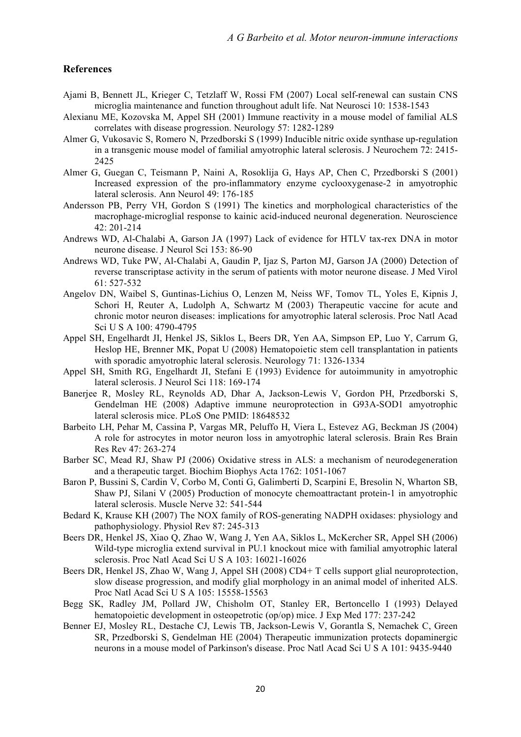## References

Ajami B, Bennett JL, Krieger C, Tetzlaff W, Rossi FM (2007) Local self-renewal can sustain CNS microglia maintenance and function throughout adult life. Nat Neurosci 10: 1538-1543

Alexianu ME, Kozovska M, Appel SH (2001) Immune reactivity in a mouse model of familial ALS correlates with disease progression. Neurology 57: 1282-1289

Almer G, Vukosavic S, Romero N, Przedborski S (1999) Inducible nitric oxide synthase up-regulation in a transgenic mouse model of familial amyotrophic lateral sclerosis. J Neurochem 72: 2415-2425

Almer G, Guegan C, Teismann P, Naini A, Rosoklija G, Hays AP, Chen C, Przedborski S (2001) Increased expression of the pro-inflammatory enzyme cyclooxygenase-2 in amyotrophic lateral sclerosis. Ann Neurol 49: 176-185

Andersson PB, Perry VH, Gordon S (1991) The kinetics and morphological characteristics of the macrophage-microglial response to kainic acid-induced neuronal degeneration. Neuroscience 42: 201-214

Andrews WD, Al-Chalabi A, Garson JA (1997) Lack of evidence for HTLV tax-rex DNA in motor neurone disease. J Neurol Sci 153: 86-90

Andrews WD, Tuke PW, Al-Chalabi A, Gaudin P, Ijaz S, Parton MJ, Garson JA (2000) Detection of reverse transcriptase activity in the serum of patients with motor neurone disease. J Med Virol 61: 527-532

Angelov DN, Waibel S, Guntinas-Lichius O, Lenzen M, Neiss WF, Tomov TL, Yoles E, Kipnis J, Schori H, Reuter A, Ludolph A, Schwartz M (2003) Therapeutic vaccine for acute and chronic motor neuron diseases: implications for amyotrophic lateral sclerosis. Proc Natl Acad Sci U S A 100: 4790-4795

Appel SH, Engelhardt JI, Henkel JS, Siklos L, Beers DR, Yen AA, Simpson EP, Luo Y, Carrum G, Heslop HE, Brenner MK, Popat U (2008) Hematopoietic stem cell transplantation in patients with sporadic amyotrophic lateral sclerosis. Neurology 71: 1326-1334

Appel SH, Smith RG, Engelhardt JI, Stefani E (1993) Evidence for autoimmunity in amyotrophic lateral sclerosis. J Neurol Sci 118: 169-174

Banerjee R, Mosley RL, Reynolds AD, Dhar A, Jackson-Lewis V, Gordon PH, Przedborski S, Gendelman HE (2008) Adaptive immune neuroprotection in G93A-SOD1 amyotrophic lateral sclerosis mice. PLoS One PMID: 18648532

Barbeito LH, Pehar M, Cassina P, Vargas MR, Peluffo H, Viera L, Estevez AG, Beckman JS (2004) A role for astrocytes in motor neuron loss in amyotrophic lateral sclerosis. Brain Res Brain Res Rev 47: 263-274

Barber SC, Mead RJ, Shaw PJ (2006) Oxidative stress in ALS: a mechanism of neurodegeneration and a therapeutic target. Biochim Biophys Acta 1762: 1051-1067

Baron P, Bussini S, Cardin V, Corbo M, Conti G, Galimberti D, Scarpini E, Bresolin N, Wharton SB, Shaw PJ, Silani V (2005) Production of monocyte chemoattractant protein-1 in amyotrophic lateral sclerosis. Muscle Nerve 32: 541-544

Bedard K, Krause KH (2007) The NOX family of ROS-generating NADPH oxidases: physiology and pathophysiology. Physiol Rev 87: 245-313

Beers DR, Henkel JS, Xiao Q, Zhao W, Wang J, Yen AA, Siklos L, McKercher SR, Appel SH (2006) Wild-type microglia extend survival in PU.1 knockout mice with familial amyotrophic lateral sclerosis. Proc Natl Acad Sci U S A 103: 16021-16026

Beers DR, Henkel JS, Zhao W, Wang J, Appel SH (2008) CD4+ T cells support glial neuroprotection, slow disease progression, and modify glial morphology in an animal model of inherited ALS. Proc Natl Acad Sci U S A 105: 15558-15563

Begg SK, Radley JM, Pollard JW, Chisholm OT, Stanley ER, Bertoncello I (1993) Delayed hematopoietic development in osteopetrotic (op/op) mice. J Exp Med 177: 237-242

Benner EJ, Mosley RL, Destache CJ, Lewis TB, Jackson-Lewis V, Gorantla S, Nemachek C, Green SR, Przedborski S, Gendelman HE (2004) Therapeutic immunization protects dopaminergic neurons in a mouse model of Parkinson's disease. Proc Natl Acad Sci U S A 101: 9435-9440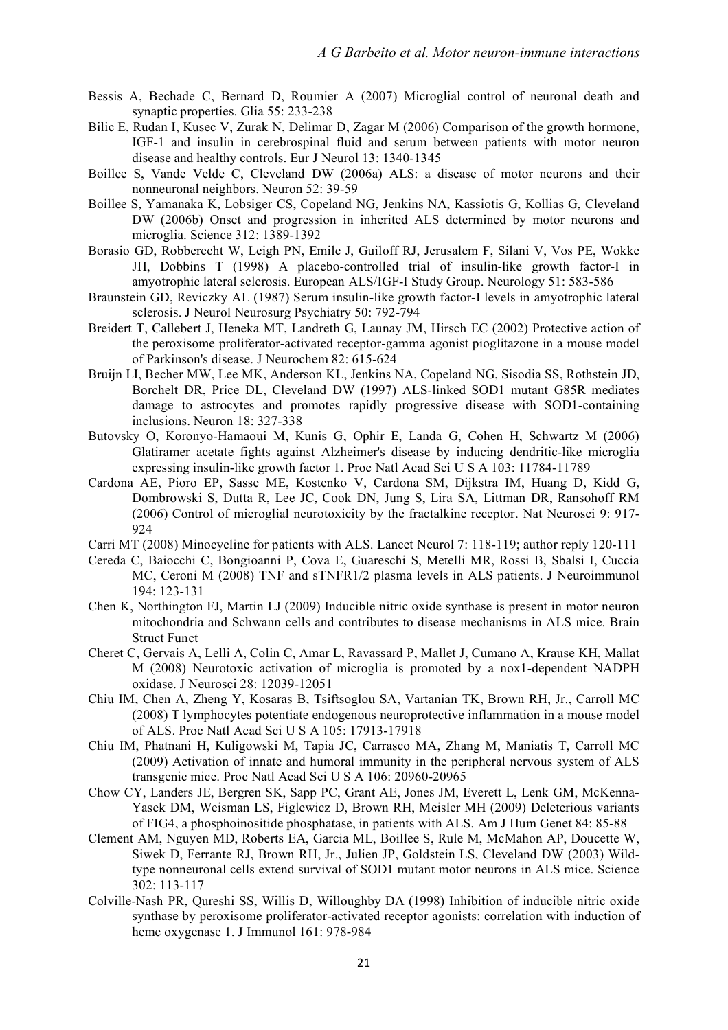Bessis A, Bechade C, Bernard D, Roumier A (2007) Microglial control of neuronal death and synaptic properties. Glia 55: 233-238

Bilic E, Rudan I, Kusec V, Zurak N, Delimar D, Zagar M (2006) Comparison of the growth hormone, IGF-1 and insulin in cerebrospinal fluid and serum between patients with motor neuron disease and healthy controls. Eur J Neurol 13: 1340-1345

Boillee S, Vande Velde C, Cleveland DW (2006a) ALS: a disease of motor neurons and their nonneuronal neighbors. Neuron 52: 39-59

Boillee S, Yamanaka K, Lobsiger CS, Copeland NG, Jenkins NA, Kassiotis G, Kollias G, Cleveland DW (2006b) Onset and progression in inherited ALS determined by motor neurons and microglia. Science 312: 1389-1392

Borasio GD, Robberecht W, Leigh PN, Emile J, Guiloff RJ, Jerusalem F, Silani V, Vos PE, Wokke JH, Dobbins T (1998) A placebo-controlled trial of insulin-like growth factor-I in amyotrophic lateral sclerosis. European ALS/IGF-I Study Group. Neurology 51: 583-586

Braunstein GD, Reviczky AL (1987) Serum insulin-like growth factor-I levels in amyotrophic lateral sclerosis. J Neurol Neurosurg Psychiatry 50: 792-794

Breidert T, Callebert J, Heneka MT, Landreth G, Launay JM, Hirsch EC (2002) Protective action of the peroxisome proliferator-activated receptor-gamma agonist pioglitazone in a mouse model of Parkinson's disease. J Neurochem 82: 615-624

Bruijn LI, Becher MW, Lee MK, Anderson KL, Jenkins NA, Copeland NG, Sisodia SS, Rothstein JD, Borchelt DR, Price DL, Cleveland DW (1997) ALS-linked SOD1 mutant G85R mediates damage to astrocytes and promotes rapidly progressive disease with SOD1-containing inclusions. Neuron 18: 327-338

Butovsky O, Koronyo-Hamaoui M, Kunis G, Ophir E, Landa G, Cohen H, Schwartz M (2006) Glatiramer acetate fights against Alzheimer's disease by inducing dendritic-like microglia expressing insulin-like growth factor 1. Proc Natl Acad Sci U S A 103: 11784-11789

Cardona AE, Pioro EP, Sasse ME, Kostenko V, Cardona SM, Dijkstra IM, Huang D, Kidd G, Dombrowski S, Dutta R, Lee JC, Cook DN, Jung S, Lira SA, Littman DR, Ransohoff RM (2006) Control of microglial neurotoxicity by the fractalkine receptor. Nat Neurosci 9: 917-924

Carri MT (2008) Minocycline for patients with ALS. Lancet Neurol 7: 118-119; author reply 120-111

Cereda C, Baiocchi C, Bongioanni P, Cova E, Guareschi S, Metelli MR, Rossi B, Sbalsi I, Cuccia MC, Ceroni M (2008) TNF and sTNFR1/2 plasma levels in ALS patients. J Neuroimmunol 194: 123-131

Chen K, Northington FJ, Martin LJ (2009) Inducible nitric oxide synthase is present in motor neuron mitochondria and Schwann cells and contributes to disease mechanisms in ALS mice. Brain Struct Funct

Cheret C, Gervais A, Lelli A, Colin C, Amar L, Ravassard P, Mallet J, Cumano A, Krause KH, Mallat M (2008) Neurotoxic activation of microglia is promoted by a nox1-dependent NADPH oxidase. J Neurosci 28: 12039-12051

Chiu IM, Chen A, Zheng Y, Kosaras B, Tsiftsoglou SA, Vartanian TK, Brown RH, Jr., Carroll MC (2008) T lymphocytes potentiate endogenous neuroprotective inflammation in a mouse model of ALS. Proc Natl Acad Sci U S A 105: 17913-17918

Chiu IM, Phatnani H, Kuligowski M, Tapia JC, Carrasco MA, Zhang M, Maniatis T, Carroll MC (2009) Activation of innate and humoral immunity in the peripheral nervous system of ALS transgenic mice. Proc Natl Acad Sci U S A 106: 20960-20965

Chow CY, Landers JE, Bergren SK, Sapp PC, Grant AE, Jones JM, Everett L, Lenk GM, McKenna-Yasek DM, Weisman LS, Figlewicz D, Brown RH, Meisler MH (2009) Deleterious variants of FIG4, a phosphoinositide phosphatase, in patients with ALS. Am J Hum Genet 84: 85-88

Clement AM, Nguyen MD, Roberts EA, Garcia ML, Boillee S, Rule M, McMahon AP, Doucette W, Siwek D, Ferrante RJ, Brown RH, Jr., Julien JP, Goldstein LS, Cleveland DW (2003) Wild-type nonneuronal cells extend survival of SOD1 mutant motor neurons in ALS mice. Science 302: 113-117

Colville-Nash PR, Qureshi SS, Willis D, Willoughby DA (1998) Inhibition of inducible nitric oxide synthase by peroxisome proliferator-activated receptor agonists: correlation with induction of heme oxygenase 1. J Immunol 161: 978-984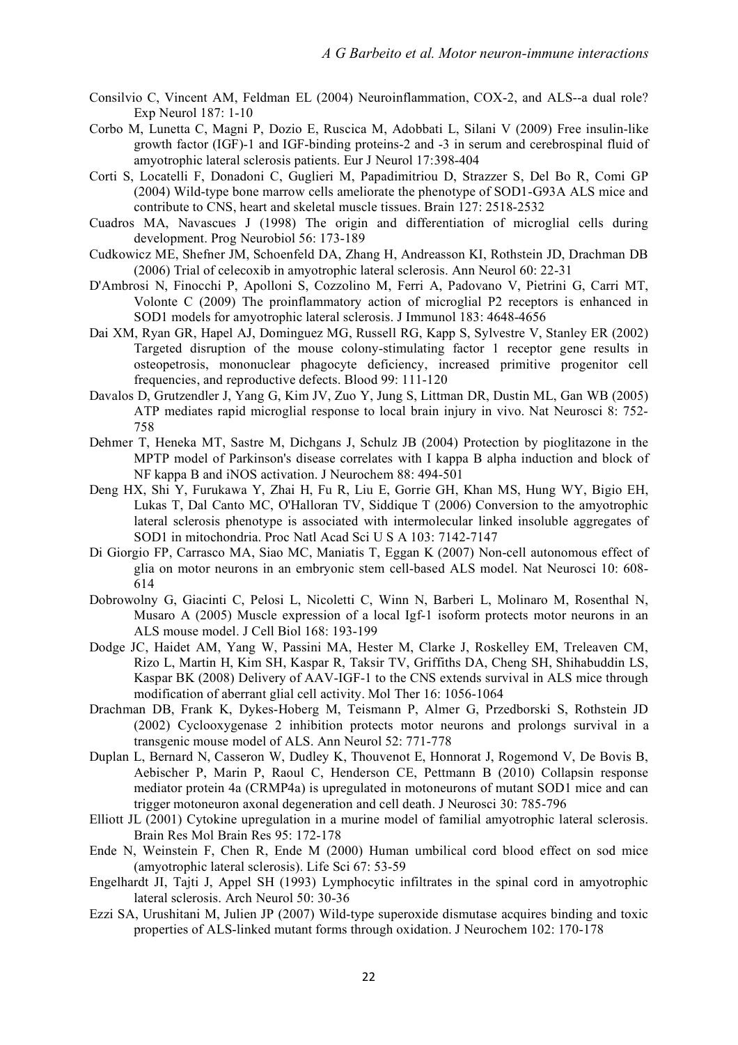Consilvio C, Vincent AM, Feldman EL (2004) Neuroinflammation, COX-2, and ALS--a dual role? Exp Neurol 187: 1-10

Corbo M, Lunetta C, Magni P, Dozio E, Ruscica M, Adobbati L, Silani V (2009) Free insulin-like growth factor (IGF)-1 and IGF-binding proteins-2 and -3 in serum and cerebrospinal fluid of amyotrophic lateral sclerosis patients. Eur J Neurol 17:398-404

Corti S, Locatelli F, Donadoni C, Guglieri M, Papadimitriou D, Strazzer S, Del Bo R, Comi GP (2004) Wild-type bone marrow cells ameliorate the phenotype of SOD1-G93A ALS mice and contribute to CNS, heart and skeletal muscle tissues. Brain 127: 2518-2532

Cuadros MA, Navascues J (1998) The origin and differentiation of microglial cells during development. Prog Neurobiol 56: 173-189

Cudkowicz ME, Shefner JM, Schoenfeld DA, Zhang H, Andreasson KI, Rothstein JD, Drachman DB (2006) Trial of celecoxib in amyotrophic lateral sclerosis. Ann Neurol 60: 22-31

D'Ambrosi N, Finocchi P, Apolloni S, Cozzolino M, Ferri A, Padovano V, Pietrini G, Carri MT, Volonte C (2009) The proinflammatory action of microglial P2 receptors is enhanced in SOD1 models for amyotrophic lateral sclerosis. J Immunol 183: 4648-4656

Dai XM, Ryan GR, Hapel AJ, Dominguez MG, Russell RG, Kapp S, Sylvestre V, Stanley ER (2002) Targeted disruption of the mouse colony-stimulating factor 1 receptor gene results in osteopetrosis, mononuclear phagocyte deficiency, increased primitive progenitor cell frequencies, and reproductive defects. Blood 99: 111-120

Davalos D, Grutzendler J, Yang G, Kim JV, Zuo Y, Jung S, Littman DR, Dustin ML, Gan WB (2005) ATP mediates rapid microglial response to local brain injury in vivo. Nat Neurosci 8: 752-758

Dehmer T, Heneka MT, Sastre M, Dichgans J, Schulz JB (2004) Protection by pioglitazone in the MPTP model of Parkinson's disease correlates with I kappa B alpha induction and block of NF kappa B and iNOS activation. J Neurochem 88: 494-501

Deng HX, Shi Y, Furukawa Y, Zhai H, Fu R, Liu E, Gorrie GH, Khan MS, Hung WY, Bigio EH, Lukas T, Dal Canto MC, O'Halloran TV, Siddique T (2006) Conversion to the amyotrophic lateral sclerosis phenotype is associated with intermolecular linked insoluble aggregates of SOD1 in mitochondria. Proc Natl Acad Sci U S A 103: 7142-7147

Di Giorgio FP, Carrasco MA, Siao MC, Maniatis T, Eggan K (2007) Non-cell autonomous effect of glia on motor neurons in an embryonic stem cell-based ALS model. Nat Neurosci 10: 608-614

Dobrowolny G, Giacinti C, Pelosi L, Nicoletti C, Winn N, Barberi L, Molinaro M, Rosenthal N, Musaro A (2005) Muscle expression of a local Igf-1 isoform protects motor neurons in an ALS mouse model. J Cell Biol 168: 193-199

Dodge JC, Haidet AM, Yang W, Passini MA, Hester M, Clarke J, Roskelley EM, Treleaven CM, Rizo L, Martin H, Kim SH, Kaspar R, Taksir TV, Griffiths DA, Cheng SH, Shihabuddin LS, Kaspar BK (2008) Delivery of AAV-IGF-1 to the CNS extends survival in ALS mice through modification of aberrant glial cell activity. Mol Ther 16: 1056-1064

Drachman DB, Frank K, Dykes-Hoberg M, Teismann P, Almer G, Przedborski S, Rothstein JD (2002) Cyclooxygenase 2 inhibition protects motor neurons and prolongs survival in a transgenic mouse model of ALS. Ann Neurol 52: 771-778

Duplan L, Bernard N, Casseron W, Dudley K, Thouvenot E, Honnorat J, Rogemond V, De Bovis B, Aebischer P, Marin P, Raoul C, Henderson CE, Pettmann B (2010) Collapsin response mediator protein 4a (CRMP4a) is upregulated in motoneurons of mutant SOD1 mice and can trigger motoneuron axonal degeneration and cell death. J Neurosci 30: 785-796

Elliott JL (2001) Cytokine upregulation in a murine model of familial amyotrophic lateral sclerosis. Brain Res Mol Brain Res 95: 172-178

Ende N, Weinstein F, Chen R, Ende M (2000) Human umbilical cord blood effect on sod mice (amyotrophic lateral sclerosis). Life Sci 67: 53-59

Engelhardt JI, Tajti J, Appel SH (1993) Lymphocytic infiltrates in the spinal cord in amyotrophic lateral sclerosis. Arch Neurol 50: 30-36

Ezzi SA, Urushitani M, Julien JP (2007) Wild-type superoxide dismutase acquires binding and toxic properties of ALS-linked mutant forms through oxidation. J Neurochem 102: 170-178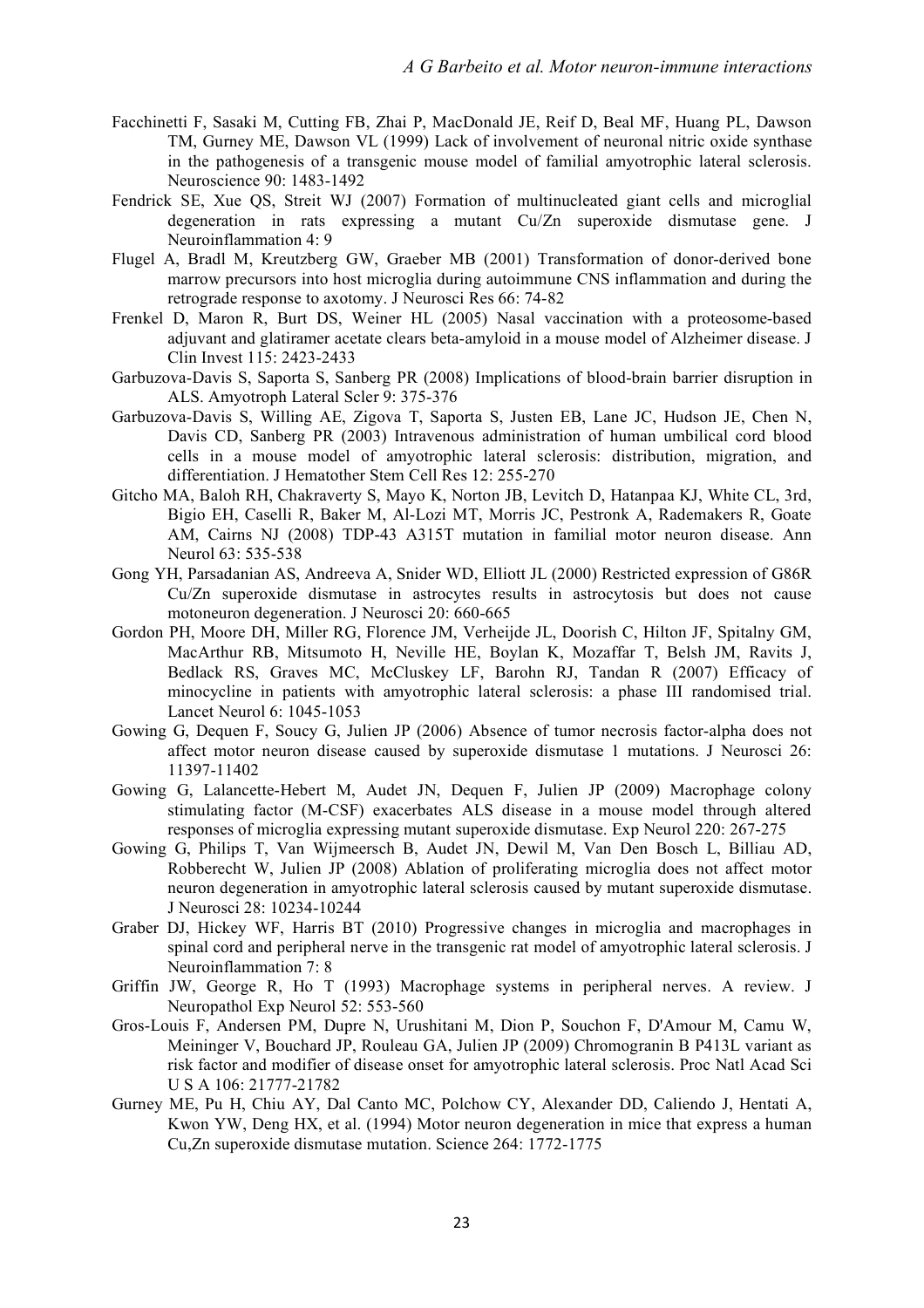Facchinetti F, Sasaki M, Cutting FB, Zhai P, MacDonald JE, Reif D, Beal MF, Huang PL, Dawson TM, Gurney ME, Dawson VL (1999) Lack of involvement of neuronal nitric oxide synthase in the pathogenesis of a transgenic mouse model of familial amyotrophic lateral sclerosis. Neuroscience 90: 1483-1492

Fendrick SE, Xue QS, Streit WJ (2007) Formation of multinucleated giant cells and microglial degeneration in rats expressing a mutant Cu/Zn superoxide dismutase gene. J Neuroinflammation 4: 9

Flugel A, Bradl M, Kreutzberg GW, Graeber MB (2001) Transformation of donor-derived bone marrow precursors into host microglia during autoimmune CNS inflammation and during the retrograde response to axotomy. J Neurosci Res 66: 74-82

Frenkel D, Maron R, Burt DS, Weiner HL (2005) Nasal vaccination with a proteosome-based adjuvant and glatiramer acetate clears beta-amyloid in a mouse model of Alzheimer disease. J Clin Invest 115: 2423-2433

Garbuzova-Davis S, Saporta S, Sanberg PR (2008) Implications of blood-brain barrier disruption in ALS. Amyotroph Lateral Scler 9: 375-376

Garbuzova-Davis S, Willing AE, Zigova T, Saporta S, Justen EB, Lane JC, Hudson JE, Chen N, Davis CD, Sanberg PR (2003) Intravenous administration of human umbilical cord blood cells in a mouse model of amyotrophic lateral sclerosis: distribution, migration, and differentiation. J Hematother Stem Cell Res 12: 255-270

Gitcho MA, Baloh RH, Chakraverty S, Mayo K, Norton JB, Levitch D, Hatanpaa KJ, White CL, 3rd, Bigio EH, Caselli R, Baker M, Al-Lozi MT, Morris JC, Pestronk A, Rademakers R, Goate AM, Cairns NJ (2008) TDP-43 A315T mutation in familial motor neuron disease. Ann Neurol 63: 535-538

Gong YH, Parsadanian AS, Andreeva A, Snider WD, Elliott JL (2000) Restricted expression of G86R Cu/Zn superoxide dismutase in astrocytes results in astrocytosis but does not cause motoneuron degeneration. J Neurosci 20: 660-665

Gordon PH, Moore DH, Miller RG, Florence JM, Verheijde JL, Doorish C, Hilton JF, Spitalny GM, MacArthur RB, Mitsumoto H, Neville HE, Boylan K, Mozaffar T, Belsh JM, Ravits J, Bedlack RS, Graves MC, McCluskey LF, Barohn RJ, Tandan R (2007) Efficacy of minocycline in patients with amyotrophic lateral sclerosis: a phase III randomised trial. Lancet Neurol 6: 1045-1053

Gowing G, Dequen F, Soucy G, Julien JP (2006) Absence of tumor necrosis factor-alpha does not affect motor neuron disease caused by superoxide dismutase 1 mutations. J Neurosci 26: 11397-11402

Gowing G, Lalancette-Hebert M, Audet JN, Dequen F, Julien JP (2009) Macrophage colony stimulating factor (M-CSF) exacerbates ALS disease in a mouse model through altered responses of microglia expressing mutant superoxide dismutase. Exp Neurol 220: 267-275

Gowing G, Philips T, Van Wijmeersch B, Audet JN, Dewil M, Van Den Bosch L, Billiau AD, Robberecht W, Julien JP (2008) Ablation of proliferating microglia does not affect motor neuron degeneration in amyotrophic lateral sclerosis caused by mutant superoxide dismutase. J Neurosci 28: 10234-10244

Graber DJ, Hickey WF, Harris BT (2010) Progressive changes in microglia and macrophages in spinal cord and peripheral nerve in the transgenic rat model of amyotrophic lateral sclerosis. J Neuroinflammation 7: 8

Griffin JW, George R, Ho T (1993) Macrophage systems in peripheral nerves. A review. J Neuropathol Exp Neurol 52: 553-560

Gros-Louis F, Andersen PM, Dupre N, Urushitani M, Dion P, Souchon F, D'Amour M, Camu W, Meininger V, Bouchard JP, Rouleau GA, Julien JP (2009) Chromogranin B P413L variant as risk factor and modifier of disease onset for amyotrophic lateral sclerosis. Proc Natl Acad Sci U S A 106: 21777-21782

Gurney ME, Pu H, Chiu AY, Dal Canto MC, Polchow CY, Alexander DD, Caliendo J, Hentati A, Kwon YW, Deng HX, et al. (1994) Motor neuron degeneration in mice that express a human Cu,Zn superoxide dismutase mutation. Science 264: 1772-1775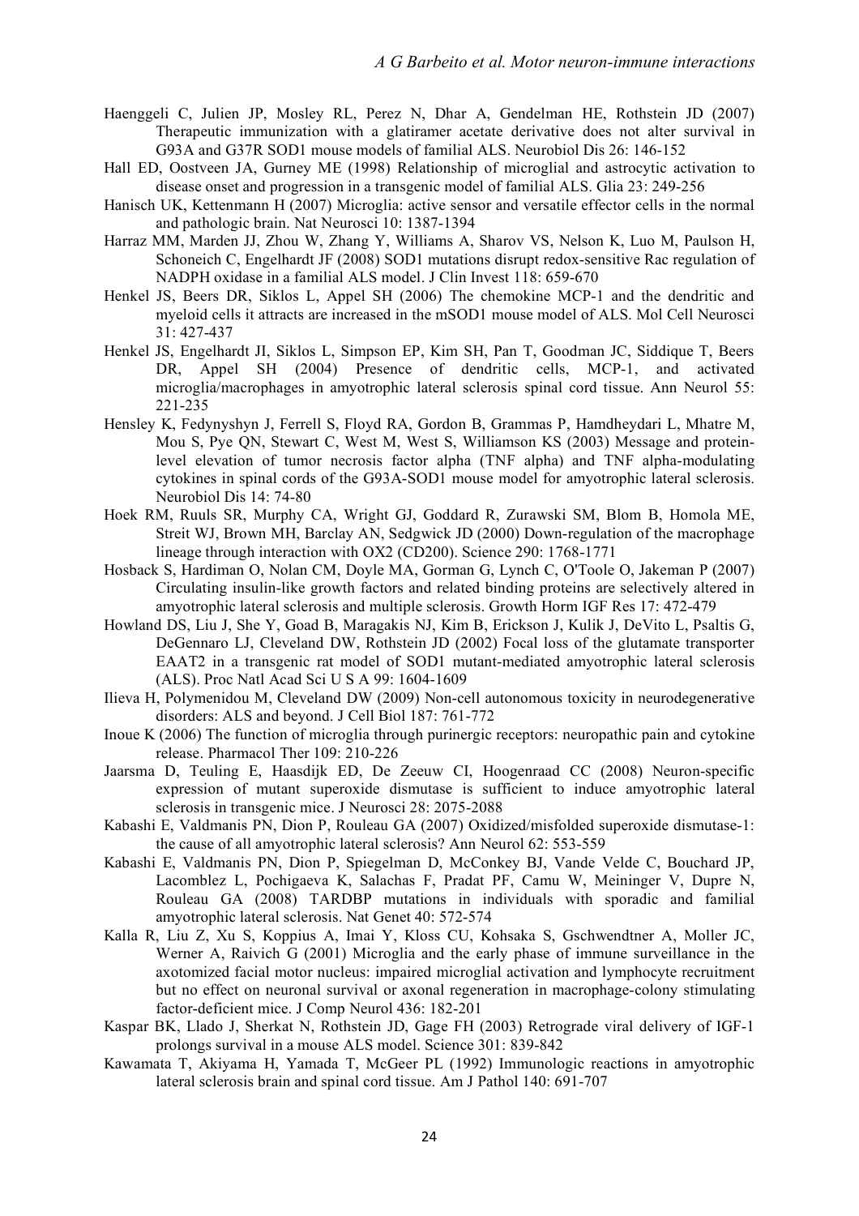Haenggeli C, Julien JP, Mosley RL, Perez N, Dhar A, Gendelman HE, Rothstein JD (2007) Therapeutic immunization with a glatiramer acetate derivative does not alter survival in G93A and G37R SOD1 mouse models of familial ALS. Neurobiol Dis 26: 146-152

Hall ED, Oostveen JA, Gurney ME (1998) Relationship of microglial and astrocytic activation to disease onset and progression in a transgenic model of familial ALS. Glia 23: 249-256

Hanisch UK, Kettenmann H (2007) Microglia: active sensor and versatile effector cells in the normal and pathologic brain. Nat Neurosci 10: 1387-1394

Harraz MM, Marden JJ, Zhou W, Zhang Y, Williams A, Sharov VS, Nelson K, Luo M, Paulson H, Schoneich C, Engelhardt JF (2008) SOD1 mutations disrupt redox-sensitive Rac regulation of NADPH oxidase in a familial ALS model. J Clin Invest 118: 659-670

Henkel JS, Beers DR, Siklos L, Appel SH (2006) The chemokine MCP-1 and the dendritic and myeloid cells it attracts are increased in the mSOD1 mouse model of ALS. Mol Cell Neurosci 31: 427-437

Henkel JS, Engelhardt JI, Siklos L, Simpson EP, Kim SH, Pan T, Goodman JC, Siddique T, Beers DR, Appel SH (2004) Presence of dendritic cells, MCP-1, and activated microglia/macrophages in amyotrophic lateral sclerosis spinal cord tissue. Ann Neurol 55: 221-235

Hensley K, Fedynyshyn J, Ferrell S, Floyd RA, Gordon B, Grammas P, Hamdheydari L, Mhatre M, Mou S, Pye QN, Stewart C, West M, West S, Williamson KS (2003) Message and protein-level elevation of tumor necrosis factor alpha (TNF alpha) and TNF alpha-modulating cytokines in spinal cords of the G93A-SOD1 mouse model for amyotrophic lateral sclerosis. Neurobiol Dis 14: 74-80

Hoek RM, Ruuls SR, Murphy CA, Wright GJ, Goddard R, Zurawski SM, Blom B, Homola ME, Streit WJ, Brown MH, Barclay AN, Sedgwick JD (2000) Down-regulation of the macrophage lineage through interaction with OX2 (CD200). Science 290: 1768-1771

Hosback S, Hardiman O, Nolan CM, Doyle MA, Gorman G, Lynch C, O'Toole O, Jakeman P (2007) Circulating insulin-like growth factors and related binding proteins are selectively altered in amyotrophic lateral sclerosis and multiple sclerosis. Growth Horm IGF Res 17: 472-479

Howland DS, Liu J, She Y, Goad B, Maragakis NJ, Kim B, Erickson J, Kulik J, DeVito L, Psaltis G, DeGennaro LJ, Cleveland DW, Rothstein JD (2002) Focal loss of the glutamate transporter EAAT2 in a transgenic rat model of SOD1 mutant-mediated amyotrophic lateral sclerosis (ALS). Proc Natl Acad Sci U S A 99: 1604-1609

Ilieva H, Polymenidou M, Cleveland DW (2009) Non-cell autonomous toxicity in neurodegenerative disorders: ALS and beyond. J Cell Biol 187: 761-772

Inoue K (2006) The function of microglia through purinergic receptors: neuropathic pain and cytokine release. Pharmacol Ther 109: 210-226

Jaarsma D, Teuling E, Haasdijk ED, De Zeeuw CI, Hoogenraad CC (2008) Neuron-specific expression of mutant superoxide dismutase is sufficient to induce amyotrophic lateral sclerosis in transgenic mice. J Neurosci 28: 2075-2088

Kabashi E, Valdmanis PN, Dion P, Rouleau GA (2007) Oxidized/misfolded superoxide dismutase-1: the cause of all amyotrophic lateral sclerosis? Ann Neurol 62: 553-559

Kabashi E, Valdmanis PN, Dion P, Spiegelman D, McConkey BJ, Vande Velde C, Bouchard JP, Lacomblez L, Pochigaeva K, Salachas F, Pradat PF, Camu W, Meininger V, Dupre N, Rouleau GA (2008) TARDBP mutations in individuals with sporadic and familial amyotrophic lateral sclerosis. Nat Genet 40: 572-574

Kalla R, Liu Z, Xu S, Koppius A, Imai Y, Kloss CU, Kohsaka S, Gschwendtner A, Moller JC, Werner A, Raivich G (2001) Microglia and the early phase of immune surveillance in the axotomized facial motor nucleus: impaired microglial activation and lymphocyte recruitment but no effect on neuronal survival or axonal regeneration in macrophage-colony stimulating factor-deficient mice. J Comp Neurol 436: 182-201

Kaspar BK, Llado J, Sherkat N, Rothstein JD, Gage FH (2003) Retrograde viral delivery of IGF-1 prolongs survival in a mouse ALS model. Science 301: 839-842

Kawamata T, Akiyama H, Yamada T, McGeer PL (1992) Immunologic reactions in amyotrophic lateral sclerosis brain and spinal cord tissue. Am J Pathol 140: 691-707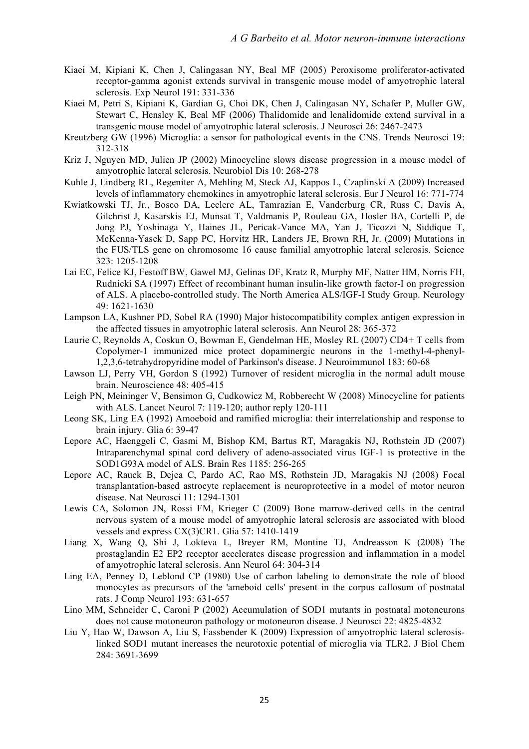Kiaei M, Kipiani K, Chen J, Calingasan NY, Beal MF (2005) Peroxisome proliferator-activated receptor-gamma agonist extends survival in transgenic mouse model of amyotrophic lateral sclerosis. Exp Neurol 191: 331-336

Kiaei M, Petri S, Kipiani K, Gardian G, Choi DK, Chen J, Calingasan NY, Schafer P, Muller GW, Stewart C, Hensley K, Beal MF (2006) Thalidomide and lenalidomide extend survival in a transgenic mouse model of amyotrophic lateral sclerosis. J Neurosci 26: 2467-2473

Kreutzberg GW (1996) Microglia: a sensor for pathological events in the CNS. Trends Neurosci 19: 312-318

Kriz J, Nguyen MD, Julien JP (2002) Minocycline slows disease progression in a mouse model of amyotrophic lateral sclerosis. Neurobiol Dis 10: 268-278

Kuhle J, Lindberg RL, Regeniter A, Mehling M, Steck AJ, Kappos L, Czaplinski A (2009) Increased levels of inflammatory chemokines in amyotrophic lateral sclerosis. Eur J Neurol 16: 771-774

Kwiatkowski TJ, Jr., Bosco DA, Leclerc AL, Tamrazian E, Vanderburg CR, Russ C, Davis A, Gilchrist J, Kasarskis EJ, Munsat T, Valdmanis P, Rouleau GA, Hosler BA, Cortelli P, de Jong PJ, Yoshinaga Y, Haines JL, Pericak-Vance MA, Yan J, Ticozzi N, Siddique T, McKenna-Yasek D, Sapp PC, Horvitz HR, Landers JE, Brown RH, Jr. (2009) Mutations in the FUS/TLS gene on chromosome 16 cause familial amyotrophic lateral sclerosis. Science 323: 1205-1208

Lai EC, Felice KJ, Festoff BW, Gawel MJ, Gelinas DF, Kratz R, Murphy MF, Natter HM, Norris FH, Rudnicki SA (1997) Effect of recombinant human insulin-like growth factor-I on progression of ALS. A placebo-controlled study. The North America ALS/IGF-I Study Group. Neurology 49: 1621-1630

Lampson LA, Kushner PD, Sobel RA (1990) Major histocompatibility complex antigen expression in the affected tissues in amyotrophic lateral sclerosis. Ann Neurol 28: 365-372

Laurie C, Reynolds A, Coskun O, Bowman E, Gendelman HE, Mosley RL (2007) CD4+ T cells from Copolymer-1 immunized mice protect dopaminergic neurons in the 1-methyl-4-phenyl-1,2,3,6-tetrahydropyridine model of Parkinson's disease. J Neuroimmunol 183: 60-68

Lawson LJ, Perry VH, Gordon S (1992) Turnover of resident microglia in the normal adult mouse brain. Neuroscience 48: 405-415

Leigh PN, Meininger V, Bensimon G, Cudkowicz M, Robberecht W (2008) Minocycline for patients with ALS. Lancet Neurol 7: 119-120; author reply 120-111

Leong SK, Ling EA (1992) Amoeboid and ramified microglia: their interrelationship and response to brain injury. Glia 6: 39-47

Lepore AC, Haenggeli C, Gasmi M, Bishop KM, Bartus RT, Maragakis NJ, Rothstein JD (2007) Intraparenchymal spinal cord delivery of adeno-associated virus IGF-1 is protective in the SOD1G93A model of ALS. Brain Res 1185: 256-265

Lepore AC, Rauck B, Dejea C, Pardo AC, Rao MS, Rothstein JD, Maragakis NJ (2008) Focal transplantation-based astrocyte replacement is neuroprotective in a model of motor neuron disease. Nat Neurosci 11: 1294-1301

Lewis CA, Solomon JN, Rossi FM, Krieger C (2009) Bone marrow-derived cells in the central nervous system of a mouse model of amyotrophic lateral sclerosis are associated with blood vessels and express CX(3)CR1. Glia 57: 1410-1419

Liang X, Wang Q, Shi J, Lokteva L, Breyer RM, Montine TJ, Andreasson K (2008) The prostaglandin E2 EP2 receptor accelerates disease progression and inflammation in a model of amyotrophic lateral sclerosis. Ann Neurol 64: 304-314

Ling EA, Penney D, Leblond CP (1980) Use of carbon labeling to demonstrate the role of blood monocytes as precursors of the 'ameboid cells' present in the corpus callosum of postnatal rats. J Comp Neurol 193: 631-657

Lino MM, Schneider C, Caroni P (2002) Accumulation of SOD1 mutants in postnatal motoneurons does not cause motoneuron pathology or motoneuron disease. J Neurosci 22: 4825-4832

Liu Y, Hao W, Dawson A, Liu S, Fassbender K (2009) Expression of amyotrophic lateral sclerosis-linked SOD1 mutant increases the neurotoxic potential of microglia via TLR2. J Biol Chem 284: 3691-3699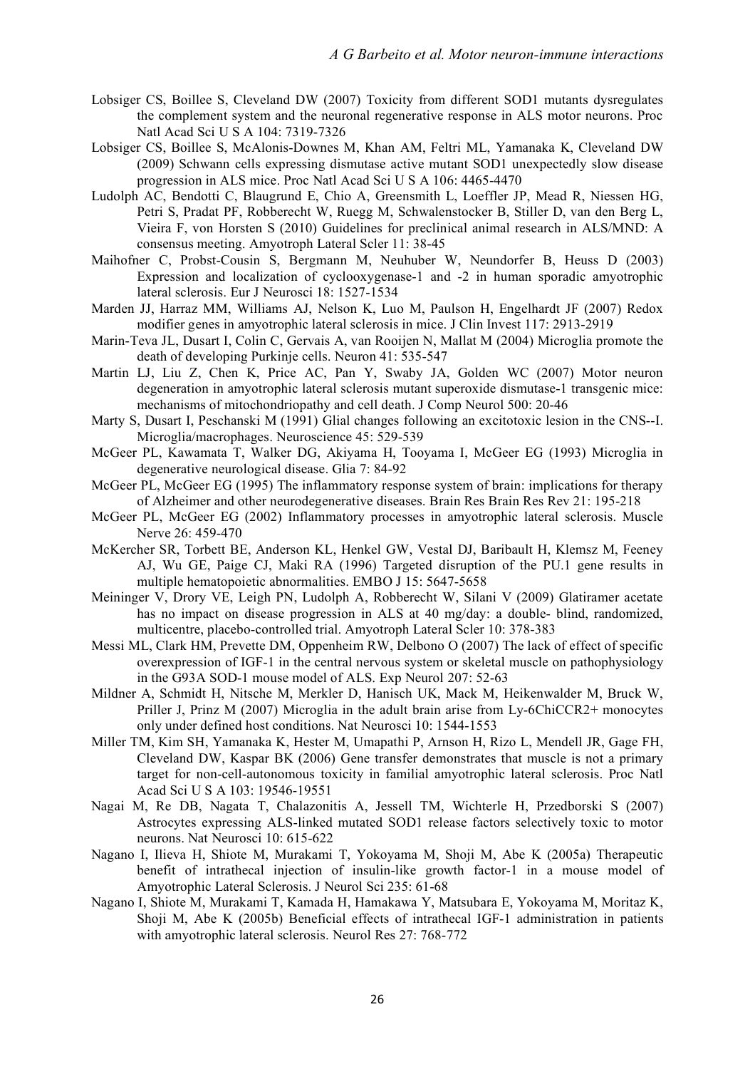Lobsiger CS, Boillee S, Cleveland DW (2007) Toxicity from different SOD1 mutants dysregulates the complement system and the neuronal regenerative response in ALS motor neurons. Proc Natl Acad Sci U S A 104: 7319-7326

Lobsiger CS, Boillee S, McAlonis-Downes M, Khan AM, Feltri ML, Yamanaka K, Cleveland DW (2009) Schwann cells expressing dismutase active mutant SOD1 unexpectedly slow disease progression in ALS mice. Proc Natl Acad Sci U S A 106: 4465-4470

Ludolph AC, Bendotti C, Blaugrund E, Chio A, Greensmith L, Loeffler JP, Mead R, Niessen HG, Petri S, Pradat PF, Robberecht W, Ruegg M, Schwalenstocker B, Stiller D, van den Berg L, Vieira F, von Horsten S (2010) Guidelines for preclinical animal research in ALS/MND: A consensus meeting. Amyotroph Lateral Scler 11: 38-45

Maihofner C, Probst-Cousin S, Bergmann M, Neuhuber W, Neundorfer B, Heuss D (2003) Expression and localization of cyclooxygenase-1 and -2 in human sporadic amyotrophic lateral sclerosis. Eur J Neurosci 18: 1527-1534

Marden JJ, Harraz MM, Williams AJ, Nelson K, Luo M, Paulson H, Engelhardt JF (2007) Redox modifier genes in amyotrophic lateral sclerosis in mice. J Clin Invest 117: 2913-2919

Marin-Teva JL, Dusart I, Colin C, Gervais A, van Rooijen N, Mallat M (2004) Microglia promote the death of developing Purkinje cells. Neuron 41: 535-547

Martin LJ, Liu Z, Chen K, Price AC, Pan Y, Swaby JA, Golden WC (2007) Motor neuron degeneration in amyotrophic lateral sclerosis mutant superoxide dismutase-1 transgenic mice: mechanisms of mitochondriopathy and cell death. J Comp Neurol 500: 20-46

Marty S, Dusart I, Peschanski M (1991) Glial changes following an excitotoxic lesion in the CNS--I. Microglia/macrophages. Neuroscience 45: 529-539

McGeer PL, Kawamata T, Walker DG, Akiyama H, Tooyama I, McGeer EG (1993) Microglia in degenerative neurological disease. Glia 7: 84-92

McGeer PL, McGeer EG (1995) The inflammatory response system of brain: implications for therapy of Alzheimer and other neurodegenerative diseases. Brain Res Brain Res Rev 21: 195-218

McGeer PL, McGeer EG (2002) Inflammatory processes in amyotrophic lateral sclerosis. Muscle Nerve 26: 459-470

McKercher SR, Torbett BE, Anderson KL, Henkel GW, Vestal DJ, Baribault H, Klemsz M, Feeney AJ, Wu GE, Paige CJ, Maki RA (1996) Targeted disruption of the PU.1 gene results in multiple hematopoietic abnormalities. EMBO J 15: 5647-5658

Meininger V, Drory VE, Leigh PN, Ludolph A, Robberecht W, Silani V (2009) Glatiramer acetate has no impact on disease progression in ALS at 40 mg/day: a double- blind, randomized, multicentre, placebo-controlled trial. Amyotroph Lateral Scler 10: 378-383

Messi ML, Clark HM, Prevette DM, Oppenheim RW, Delbono O (2007) The lack of effect of specific overexpression of IGF-1 in the central nervous system or skeletal muscle on pathophysiology in the G93A SOD-1 mouse model of ALS. Exp Neurol 207: 52-63

Mildner A, Schmidt H, Nitsche M, Merkler D, Hanisch UK, Mack M, Heikenwalder M, Bruck W, Priller J, Prinz M (2007) Microglia in the adult brain arise from Ly-6ChiCCR2+ monocytes only under defined host conditions. Nat Neurosci 10: 1544-1553

Miller TM, Kim SH, Yamanaka K, Hester M, Umapathi P, Arnson H, Rizo L, Mendell JR, Gage FH, Cleveland DW, Kaspar BK (2006) Gene transfer demonstrates that muscle is not a primary target for non-cell-autonomous toxicity in familial amyotrophic lateral sclerosis. Proc Natl Acad Sci U S A 103: 19546-19551

Nagai M, Re DB, Nagata T, Chalazonitis A, Jessell TM, Wichterle H, Przedborski S (2007) Astrocytes expressing ALS-linked mutated SOD1 release factors selectively toxic to motor neurons. Nat Neurosci 10: 615-622

Nagano I, Ilieva H, Shiote M, Murakami T, Yokoyama M, Shoji M, Abe K (2005a) Therapeutic benefit of intrathecal injection of insulin-like growth factor-1 in a mouse model of Amyotrophic Lateral Sclerosis. J Neurol Sci 235: 61-68

Nagano I, Shiote M, Murakami T, Kamada H, Hamakawa Y, Matsubara E, Yokoyama M, Moritaz K, Shoji M, Abe K (2005b) Beneficial effects of intrathecal IGF-1 administration in patients with amyotrophic lateral sclerosis. Neurol Res 27: 768-772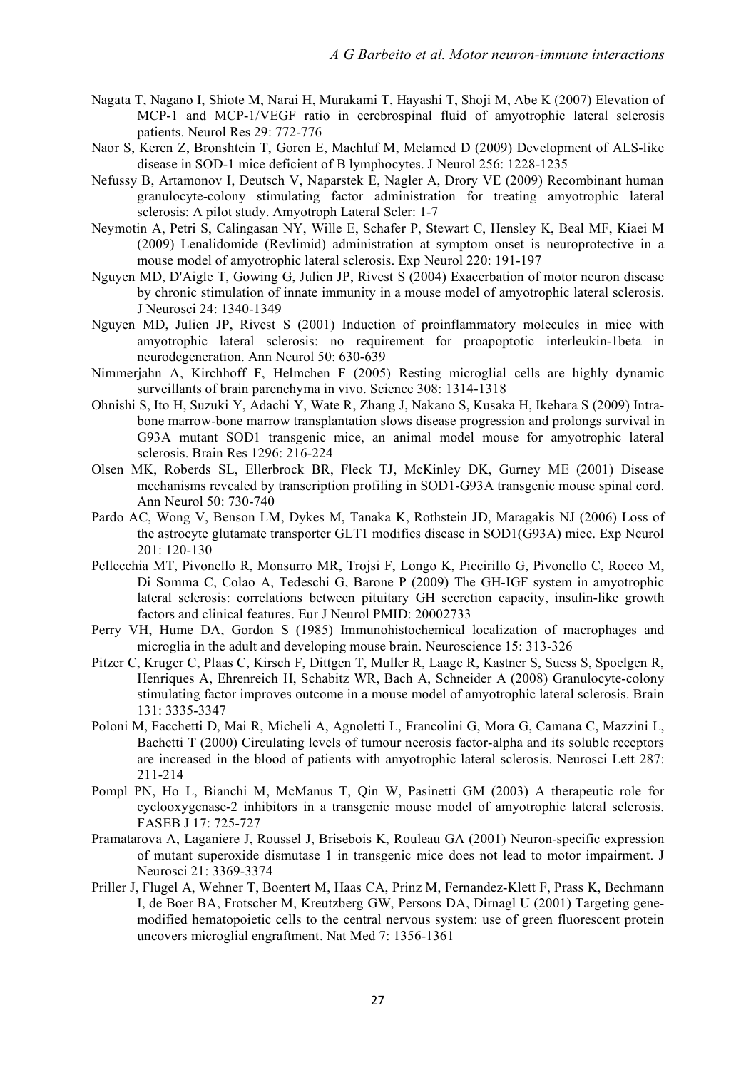Nagata T, Nagano I, Shiote M, Narai H, Murakami T, Hayashi T, Shoji M, Abe K (2007) Elevation of MCP-1 and MCP-1/VEGF ratio in cerebrospinal fluid of amyotrophic lateral sclerosis patients. Neurol Res 29: 772-776

Naor S, Keren Z, Bronshtein T, Goren E, Machluf M, Melamed D (2009) Development of ALS-like disease in SOD-1 mice deficient of B lymphocytes. J Neurol 256: 1228-1235

Nefussy B, Artamonov I, Deutsch V, Naparstek E, Nagler A, Drory VE (2009) Recombinant human granulocyte-colony stimulating factor administration for treating amyotrophic lateral sclerosis: A pilot study. Amyotroph Lateral Scler: 1-7

Neymotin A, Petri S, Calingasan NY, Wille E, Schafer P, Stewart C, Hensley K, Beal MF, Kiaei M (2009) Lenalidomide (Revlimid) administration at symptom onset is neuroprotective in a mouse model of amyotrophic lateral sclerosis. Exp Neurol 220: 191-197

Nguyen MD, D'Aigle T, Gowing G, Julien JP, Rivest S (2004) Exacerbation of motor neuron disease by chronic stimulation of innate immunity in a mouse model of amyotrophic lateral sclerosis. J Neurosci 24: 1340-1349

Nguyen MD, Julien JP, Rivest S (2001) Induction of proinflammatory molecules in mice with amyotrophic lateral sclerosis: no requirement for proapoptotic interleukin-1beta in neurodegeneration. Ann Neurol 50: 630-639

Nimmerjahn A, Kirchhoff F, Helmchen F (2005) Resting microglial cells are highly dynamic surveillants of brain parenchyma in vivo. Science 308: 1314-1318

Ohnishi S, Ito H, Suzuki Y, Adachi Y, Wate R, Zhang J, Nakano S, Kusaka H, Ikehara S (2009) Intra-bone marrow-bone marrow transplantation slows disease progression and prolongs survival in G93A mutant SOD1 transgenic mice, an animal model mouse for amyotrophic lateral sclerosis. Brain Res 1296: 216-224

Olsen MK, Roberds SL, Ellerbrock BR, Fleck TJ, McKinley DK, Gurney ME (2001) Disease mechanisms revealed by transcription profiling in SOD1-G93A transgenic mouse spinal cord. Ann Neurol 50: 730-740

Pardo AC, Wong V, Benson LM, Dykes M, Tanaka K, Rothstein JD, Maragakis NJ (2006) Loss of the astrocyte glutamate transporter GLT1 modifies disease in SOD1(G93A) mice. Exp Neurol 201: 120-130

Pellecchia MT, Pivonello R, Monsurro MR, Trojsi F, Longo K, Piccirillo G, Pivonello C, Rocco M, Di Somma C, Colao A, Tedeschi G, Barone P (2009) The GH-IGF system in amyotrophic lateral sclerosis: correlations between pituitary GH secretion capacity, insulin-like growth factors and clinical features. Eur J Neurol PMID: 20002733

Perry VH, Hume DA, Gordon S (1985) Immunohistochemical localization of macrophages and microglia in the adult and developing mouse brain. Neuroscience 15: 313-326

Pitzer C, Kruger C, Plaas C, Kirsch F, Dittgen T, Muller R, Laage R, Kastner S, Suess S, Spoelgen R, Henriques A, Ehrenreich H, Schabitz WR, Bach A, Schneider A (2008) Granulocyte-colony stimulating factor improves outcome in a mouse model of amyotrophic lateral sclerosis. Brain 131: 3335-3347

Poloni M, Facchetti D, Mai R, Micheli A, Agnoletti L, Francolini G, Mora G, Camana C, Mazzini L, Bachetti T (2000) Circulating levels of tumour necrosis factor-alpha and its soluble receptors are increased in the blood of patients with amyotrophic lateral sclerosis. Neurosci Lett 287: 211-214

Pompl PN, Ho L, Bianchi M, McManus T, Qin W, Pasinetti GM (2003) A therapeutic role for cyclooxygenase-2 inhibitors in a transgenic mouse model of amyotrophic lateral sclerosis. FASEB J 17: 725-727

Pramatarova A, Laganiere J, Roussel J, Brisebois K, Rouleau GA (2001) Neuron-specific expression of mutant superoxide dismutase 1 in transgenic mice does not lead to motor impairment. J Neurosci 21: 3369-3374

Priller J, Flugel A, Wehner T, Boentert M, Haas CA, Prinz M, Fernandez-Klett F, Prass K, Bechmann I, de Boer BA, Frotscher M, Kreutzberg GW, Persons DA, Dirnagl U (2001) Targeting gene-modified hematopoietic cells to the central nervous system: use of green fluorescent protein uncovers microglial engraftment. Nat Med 7: 1356-1361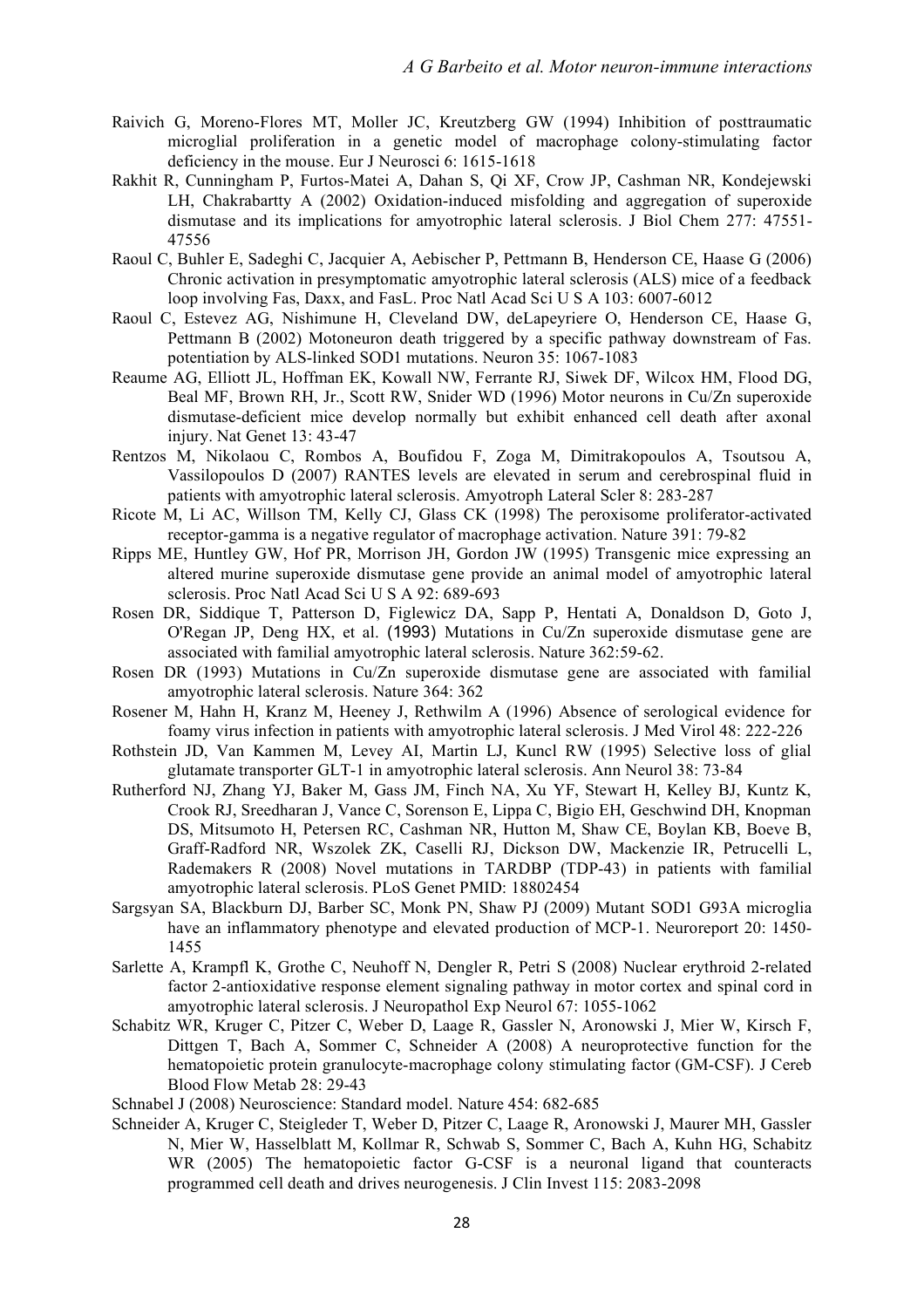Raivich G, Moreno-Flores MT, Moller JC, Kreutzberg GW (1994) Inhibition of posttraumatic microglial proliferation in a genetic model of macrophage colony-stimulating factor deficiency in the mouse. Eur J Neurosci 6: 1615-1618

Rakhit R, Cunningham P, Furtos-Matei A, Dahan S, Qi XF, Crow JP, Cashman NR, Kondejewski LH, Chakrabartty A (2002) Oxidation-induced misfolding and aggregation of superoxide dismutase and its implications for amyotrophic lateral sclerosis. J Biol Chem 277: 47551-47556

Raoul C, Buhler E, Sadeghi C, Jacquier A, Aebischer P, Pettmann B, Henderson CE, Haase G (2006) Chronic activation in presymptomatic amyotrophic lateral sclerosis (ALS) mice of a feedback loop involving Fas, Daxx, and FasL. Proc Natl Acad Sci U S A 103: 6007-6012

Raoul C, Estevez AG, Nishimune H, Cleveland DW, deLapeyriere O, Henderson CE, Haase G, Pettmann B (2002) Motoneuron death triggered by a specific pathway downstream of Fas. potentiation by ALS-linked SOD1 mutations. Neuron 35: 1067-1083

Reaume AG, Elliott JL, Hoffman EK, Kowall NW, Ferrante RJ, Siwek DF, Wilcox HM, Flood DG, Beal MF, Brown RH, Jr., Scott RW, Snider WD (1996) Motor neurons in Cu/Zn superoxide dismutase-deficient mice develop normally but exhibit enhanced cell death after axonal injury. Nat Genet 13: 43-47

Rentzos M, Nikolaou C, Rombos A, Boufidou F, Zoga M, Dimitrakopoulos A, Tsoutsou A, Vassilopoulos D (2007) RANTES levels are elevated in serum and cerebrospinal fluid in patients with amyotrophic lateral sclerosis. Amyotroph Lateral Scler 8: 283-287

Ricote M, Li AC, Willson TM, Kelly CJ, Glass CK (1998) The peroxisome proliferator-activated receptor-gamma is a negative regulator of macrophage activation. Nature 391: 79-82

Ripps ME, Huntley GW, Hof PR, Morrison JH, Gordon JW (1995) Transgenic mice expressing an altered murine superoxide dismutase gene provide an animal model of amyotrophic lateral sclerosis. Proc Natl Acad Sci U S A 92: 689-693

Rosen DR, Siddique T, Patterson D, Figlewicz DA, Sapp P, Hentati A, Donaldson D, Goto J, O'Regan JP, Deng HX, et al. (1993) Mutations in Cu/Zn superoxide dismutase gene are associated with familial amyotrophic lateral sclerosis. Nature 362:59-62.

Rosen DR (1993) Mutations in Cu/Zn superoxide dismutase gene are associated with familial amyotrophic lateral sclerosis. Nature 364: 362

Rosener M, Hahn H, Kranz M, Heeney J, Rethwilm A (1996) Absence of serological evidence for foamy virus infection in patients with amyotrophic lateral sclerosis. J Med Virol 48: 222-226

Rothstein JD, Van Kammen M, Levey AI, Martin LJ, Kuncl RW (1995) Selective loss of glial glutamate transporter GLT-1 in amyotrophic lateral sclerosis. Ann Neurol 38: 73-84

Rutherford NJ, Zhang YJ, Baker M, Gass JM, Finch NA, Xu YF, Stewart H, Kelley BJ, Kuntz K, Crook RJ, Sreedharan J, Vance C, Sorenson E, Lippa C, Bigio EH, Geschwind DH, Knopman DS, Mitsumoto H, Petersen RC, Cashman NR, Hutton M, Shaw CE, Boylan KB, Boeve B, Graff-Radford NR, Wszolek ZK, Caselli RJ, Dickson DW, Mackenzie IR, Petrucelli L, Rademakers R (2008) Novel mutations in TARDBP (TDP-43) in patients with familial amyotrophic lateral sclerosis. PLoS Genet PMID: 18802454

Sargsyan SA, Blackburn DJ, Barber SC, Monk PN, Shaw PJ (2009) Mutant SOD1 G93A microglia have an inflammatory phenotype and elevated production of MCP-1. Neuroreport 20: 1450-1455

Sarlette A, Krampfl K, Grothe C, Neuhoff N, Dengler R, Petri S (2008) Nuclear erythroid 2-related factor 2-antioxidative response element signaling pathway in motor cortex and spinal cord in amyotrophic lateral sclerosis. J Neuropathol Exp Neurol 67: 1055-1062

Schabitz WR, Kruger C, Pitzer C, Weber D, Laage R, Gassler N, Aronowski J, Mier W, Kirsch F, Dittgen T, Bach A, Sommer C, Schneider A (2008) A neuroprotective function for the hematopoietic protein granulocyte-macrophage colony stimulating factor (GM-CSF). J Cereb Blood Flow Metab 28: 29-43

Schnabel J (2008) Neuroscience: Standard model. Nature 454: 682-685

Schneider A, Kruger C, Steigleder T, Weber D, Pitzer C, Laage R, Aronowski J, Maurer MH, Gassler N, Mier W, Hasselblatt M, Kollmar R, Schwab S, Sommer C, Bach A, Kuhn HG, Schabitz WR (2005) The hematopoietic factor G-CSF is a neuronal ligand that counteracts programmed cell death and drives neurogenesis. J Clin Invest 115: 2083-2098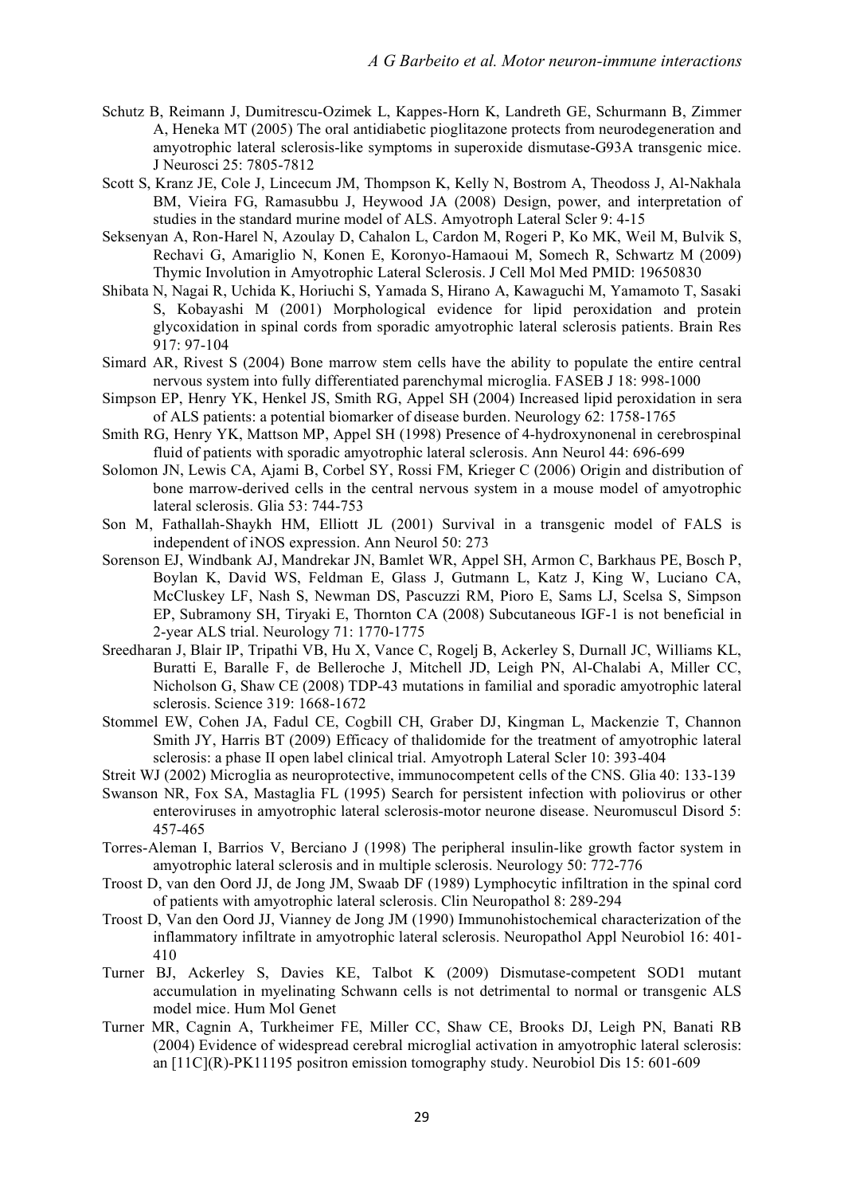Schutz B, Reimann J, Dumitrescu-Ozimek L, Kappes-Horn K, Landreth GE, Schurmann B, Zimmer A, Heneka MT (2005) The oral antidiabetic pioglitazone protects from neurodegeneration and amyotrophic lateral sclerosis-like symptoms in superoxide dismutase-G93A transgenic mice. J Neurosci 25: 7805-7812

Scott S, Kranz JE, Cole J, Lincecum JM, Thompson K, Kelly N, Bostrom A, Theodoss J, Al-Nakhala BM, Vieira FG, Ramasubbu J, Heywood JA (2008) Design, power, and interpretation of studies in the standard murine model of ALS. Amyotroph Lateral Scler 9: 4-15

Seksenyan A, Ron-Harel N, Azoulay D, Cahalon L, Cardon M, Rogeri P, Ko MK, Weil M, Bulvik S, Rechavi G, Amariglio N, Konen E, Koronyo-Hamaoui M, Somech R, Schwartz M (2009) Thymic Involution in Amyotrophic Lateral Sclerosis. J Cell Mol Med PMID: 19650830

Shibata N, Nagai R, Uchida K, Horiuchi S, Yamada S, Hirano A, Kawaguchi M, Yamamoto T, Sasaki S, Kobayashi M (2001) Morphological evidence for lipid peroxidation and protein glycoxidation in spinal cords from sporadic amyotrophic lateral sclerosis patients. Brain Res 917: 97-104

Simard AR, Rivest S (2004) Bone marrow stem cells have the ability to populate the entire central nervous system into fully differentiated parenchymal microglia. FASEB J 18: 998-1000

Simpson EP, Henry YK, Henkel JS, Smith RG, Appel SH (2004) Increased lipid peroxidation in sera of ALS patients: a potential biomarker of disease burden. Neurology 62: 1758-1765

Smith RG, Henry YK, Mattson MP, Appel SH (1998) Presence of 4-hydroxynonenal in cerebrospinal fluid of patients with sporadic amyotrophic lateral sclerosis. Ann Neurol 44: 696-699

Solomon JN, Lewis CA, Ajami B, Corbel SY, Rossi FM, Krieger C (2006) Origin and distribution of bone marrow-derived cells in the central nervous system in a mouse model of amyotrophic lateral sclerosis. Glia 53: 744-753

Son M, Fathallah-Shaykh HM, Elliott JL (2001) Survival in a transgenic model of FALS is independent of iNOS expression. Ann Neurol 50: 273

Sorenson EJ, Windbank AJ, Mandrekar JN, Bamlet WR, Appel SH, Armon C, Barkhaus PE, Bosch P, Boylan K, David WS, Feldman E, Glass J, Gutmann L, Katz J, King W, Luciano CA, McCluskey LF, Nash S, Newman DS, Pascuzzi RM, Pioro E, Sams LJ, Scelsa S, Simpson EP, Subramony SH, Tiryaki E, Thornton CA (2008) Subcutaneous IGF-1 is not beneficial in 2-year ALS trial. Neurology 71: 1770-1775

Sreedharan J, Blair IP, Tripathi VB, Hu X, Vance C, Rogelj B, Ackerley S, Durnall JC, Williams KL, Buratti E, Baralle F, de Belleroche J, Mitchell JD, Leigh PN, Al-Chalabi A, Miller CC, Nicholson G, Shaw CE (2008) TDP-43 mutations in familial and sporadic amyotrophic lateral sclerosis. Science 319: 1668-1672

Stommel EW, Cohen JA, Fadul CE, Cogbill CH, Graber DJ, Kingman L, Mackenzie T, Channon Smith JY, Harris BT (2009) Efficacy of thalidomide for the treatment of amyotrophic lateral sclerosis: a phase II open label clinical trial. Amyotroph Lateral Scler 10: 393-404

Streit WJ (2002) Microglia as neuroprotective, immunocompetent cells of the CNS. Glia 40: 133-139

Swanson NR, Fox SA, Mastaglia FL (1995) Search for persistent infection with poliovirus or other enteroviruses in amyotrophic lateral sclerosis-motor neurone disease. Neuromuscul Disord 5: 457-465

Torres-Aleman I, Barrios V, Berciano J (1998) The peripheral insulin-like growth factor system in amyotrophic lateral sclerosis and in multiple sclerosis. Neurology 50: 772-776

Troost D, van den Oord JJ, de Jong JM, Swaab DF (1989) Lymphocytic infiltration in the spinal cord of patients with amyotrophic lateral sclerosis. Clin Neuropathol 8: 289-294

Troost D, Van den Oord JJ, Vianney de Jong JM (1990) Immunohistochemical characterization of the inflammatory infiltrate in amyotrophic lateral sclerosis. Neuropathol Appl Neurobiol 16: 401-410

Turner BJ, Ackerley S, Davies KE, Talbot K (2009) Dismutase-competent SOD1 mutant accumulation in myelinating Schwann cells is not detrimental to normal or transgenic ALS model mice. Hum Mol Genet

Turner MR, Cagnin A, Turkheimer FE, Miller CC, Shaw CE, Brooks DJ, Leigh PN, Banati RB (2004) Evidence of widespread cerebral microglial activation in amyotrophic lateral sclerosis: an [11C](R)-PK11195 positron emission tomography study. Neurobiol Dis 15: 601-609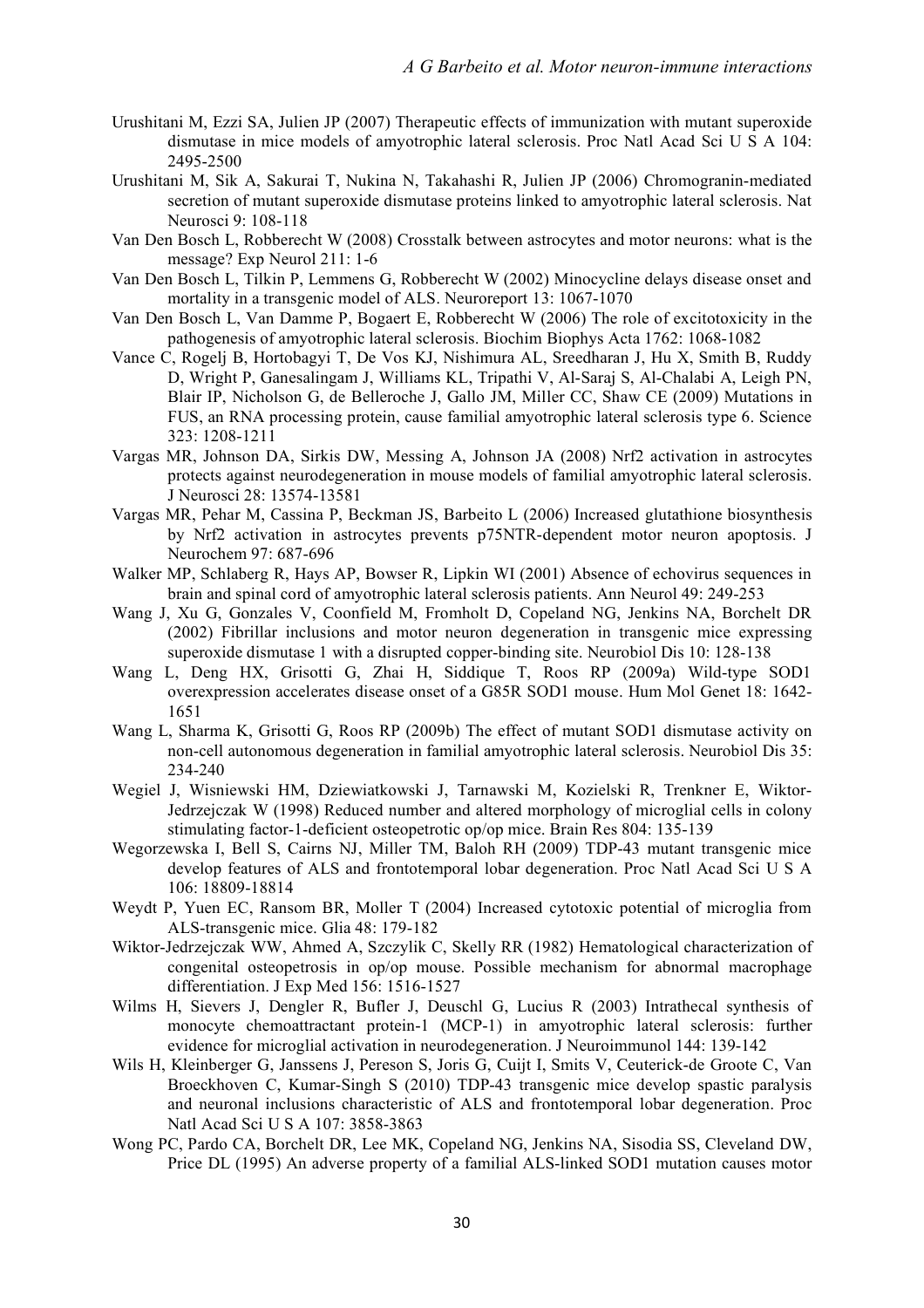Urushitani M, Ezzi SA, Julien JP (2007) Therapeutic effects of immunization with mutant superoxide dismutase in mice models of amyotrophic lateral sclerosis. Proc Natl Acad Sci U S A 104: 2495-2500

Urushitani M, Sik A, Sakurai T, Nukina N, Takahashi R, Julien JP (2006) Chromogranin-mediated secretion of mutant superoxide dismutase proteins linked to amyotrophic lateral sclerosis. Nat Neurosci 9: 108-118

Van Den Bosch L, Robberecht W (2008) Crosstalk between astrocytes and motor neurons: what is the message? Exp Neurol 211: 1-6

Van Den Bosch L, Tilkin P, Lemmens G, Robberecht W (2002) Minocycline delays disease onset and mortality in a transgenic model of ALS. Neuroreport 13: 1067-1070

Van Den Bosch L, Van Damme P, Bogaert E, Robberecht W (2006) The role of excitotoxicity in the pathogenesis of amyotrophic lateral sclerosis. Biochim Biophys Acta 1762: 1068-1082

Vance C, Rogelj B, Hortobagyi T, De Vos KJ, Nishimura AL, Sreedharan J, Hu X, Smith B, Ruddy D, Wright P, Ganesalingam J, Williams KL, Tripathi V, Al-Saraj S, Al-Chalabi A, Leigh PN, Blair IP, Nicholson G, de Belleroche J, Gallo JM, Miller CC, Shaw CE (2009) Mutations in FUS, an RNA processing protein, cause familial amyotrophic lateral sclerosis type 6. Science 323: 1208-1211

Vargas MR, Johnson DA, Sirkis DW, Messing A, Johnson JA (2008) Nrf2 activation in astrocytes protects against neurodegeneration in mouse models of familial amyotrophic lateral sclerosis. J Neurosci 28: 13574-13581

Vargas MR, Pehar M, Cassina P, Beckman JS, Barbeito L (2006) Increased glutathione biosynthesis by Nrf2 activation in astrocytes prevents p75NTR-dependent motor neuron apoptosis. J Neurochem 97: 687-696

Walker MP, Schlaberg R, Hays AP, Bowser R, Lipkin WI (2001) Absence of echovirus sequences in brain and spinal cord of amyotrophic lateral sclerosis patients. Ann Neurol 49: 249-253

Wang J, Xu G, Gonzales V, Coonfield M, Fromholt D, Copeland NG, Jenkins NA, Borchelt DR (2002) Fibrillar inclusions and motor neuron degeneration in transgenic mice expressing superoxide dismutase 1 with a disrupted copper-binding site. Neurobiol Dis 10: 128-138

Wang L, Deng HX, Grisotti G, Zhai H, Siddique T, Roos RP (2009a) Wild-type SOD1 overexpression accelerates disease onset of a G85R SOD1 mouse. Hum Mol Genet 18: 1642-1651

Wang L, Sharma K, Grisotti G, Roos RP (2009b) The effect of mutant SOD1 dismutase activity on non-cell autonomous degeneration in familial amyotrophic lateral sclerosis. Neurobiol Dis 35: 234-240

Wegiel J, Wisniewski HM, Dziewiatkowski J, Tarnawski M, Kozielski R, Trenkner E, Wiktor-Jedrzejczak W (1998) Reduced number and altered morphology of microglial cells in colony stimulating factor-1-deficient osteopetrotic op/op mice. Brain Res 804: 135-139

Wegorzewska I, Bell S, Cairns NJ, Miller TM, Baloh RH (2009) TDP-43 mutant transgenic mice develop features of ALS and frontotemporal lobar degeneration. Proc Natl Acad Sci U S A 106: 18809-18814

Weydt P, Yuen EC, Ransom BR, Moller T (2004) Increased cytotoxic potential of microglia from ALS-transgenic mice. Glia 48: 179-182

Wiktor-Jedrzejczak WW, Ahmed A, Szczylik C, Skelly RR (1982) Hematological characterization of congenital osteopetrosis in op/op mouse. Possible mechanism for abnormal macrophage differentiation. J Exp Med 156: 1516-1527

Wilms H, Sievers J, Dengler R, Bufler J, Deuschl G, Lucius R (2003) Intrathecal synthesis of monocyte chemoattractant protein-1 (MCP-1) in amyotrophic lateral sclerosis: further evidence for microglial activation in neurodegeneration. J Neuroimmunol 144: 139-142

Wils H, Kleinberger G, Janssens J, Pereson S, Joris G, Cuijt I, Smits V, Ceuterick-de Groote C, Van Broeckhoven C, Kumar-Singh S (2010) TDP-43 transgenic mice develop spastic paralysis and neuronal inclusions characteristic of ALS and frontotemporal lobar degeneration. Proc Natl Acad Sci U S A 107: 3858-3863

Wong PC, Pardo CA, Borchelt DR, Lee MK, Copeland NG, Jenkins NA, Sisodia SS, Cleveland DW, Price DL (1995) An adverse property of a familial ALS-linked SOD1 mutation causes motor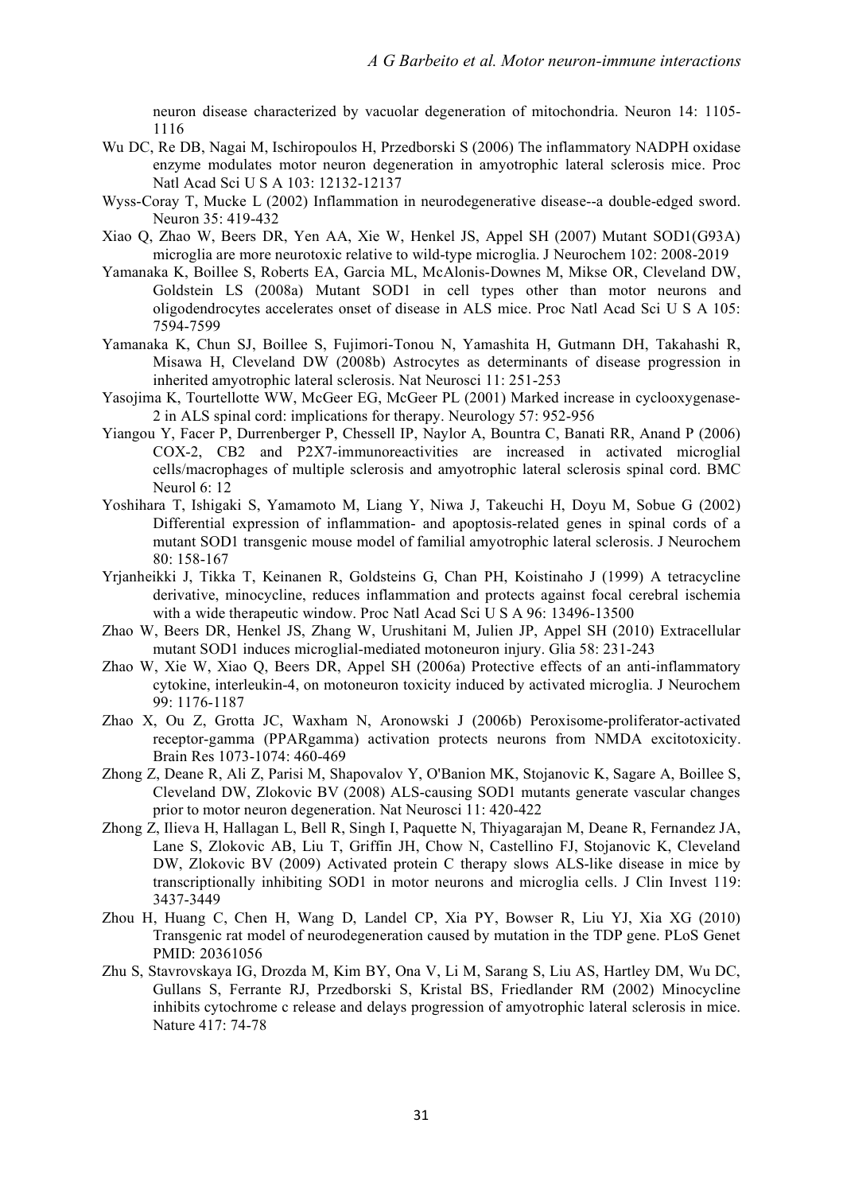neuron disease characterized by vacuolar degeneration of mitochondria. Neuron 14: 1105-1116

Wu DC, Re DB, Nagai M, Ischiropoulos H, Przedborski S (2006) The inflammatory NADPH oxidase enzyme modulates motor neuron degeneration in amyotrophic lateral sclerosis mice. Proc Natl Acad Sci U S A 103: 12132-12137

Wyss-Coray T, Mucke L (2002) Inflammation in neurodegenerative disease--a double-edged sword. Neuron 35: 419-432

Xiao Q, Zhao W, Beers DR, Yen AA, Xie W, Henkel JS, Appel SH (2007) Mutant SOD1(G93A) microglia are more neurotoxic relative to wild-type microglia. J Neurochem 102: 2008-2019

Yamanaka K, Boillee S, Roberts EA, Garcia ML, McAlonis-Downes M, Mikse OR, Cleveland DW, Goldstein LS (2008a) Mutant SOD1 in cell types other than motor neurons and oligodendrocytes accelerates onset of disease in ALS mice. Proc Natl Acad Sci U S A 105: 7594-7599

Yamanaka K, Chun SJ, Boillee S, Fujimori-Tonou N, Yamashita H, Gutmann DH, Takahashi R, Misawa H, Cleveland DW (2008b) Astrocytes as determinants of disease progression in inherited amyotrophic lateral sclerosis. Nat Neurosci 11: 251-253

Yasojima K, Tourtellotte WW, McGeer EG, McGeer PL (2001) Marked increase in cyclooxygenase-2 in ALS spinal cord: implications for therapy. Neurology 57: 952-956

Yiangou Y, Facer P, Durrenberger P, Chessell IP, Naylor A, Bountra C, Banati RR, Anand P (2006) COX-2, CB2 and P2X7-immunoreactivities are increased in activated microglial cells/macrophages of multiple sclerosis and amyotrophic lateral sclerosis spinal cord. BMC Neurol 6: 12

Yoshihara T, Ishigaki S, Yamamoto M, Liang Y, Niwa J, Takeuchi H, Doyu M, Sobue G (2002) Differential expression of inflammation- and apoptosis-related genes in spinal cords of a mutant SOD1 transgenic mouse model of familial amyotrophic lateral sclerosis. J Neurochem 80: 158-167

Yrjanheikki J, Tikka T, Keinanen R, Goldsteins G, Chan PH, Koistinaho J (1999) A tetracycline derivative, minocycline, reduces inflammation and protects against focal cerebral ischemia with a wide therapeutic window. Proc Natl Acad Sci U S A 96: 13496-13500

Zhao W, Beers DR, Henkel JS, Zhang W, Urushitani M, Julien JP, Appel SH (2010) Extracellular mutant SOD1 induces microglial-mediated motoneuron injury. Glia 58: 231-243

Zhao W, Xie W, Xiao Q, Beers DR, Appel SH (2006a) Protective effects of an anti-inflammatory cytokine, interleukin-4, on motoneuron toxicity induced by activated microglia. J Neurochem 99: 1176-1187

Zhao X, Ou Z, Grotta JC, Waxham N, Aronowski J (2006b) Peroxisome-proliferator-activated receptor-gamma (PPARgamma) activation protects neurons from NMDA excitotoxicity. Brain Res 1073-1074: 460-469

Zhong Z, Deane R, Ali Z, Parisi M, Shapovalov Y, O'Banion MK, Stojanovic K, Sagare A, Boillee S, Cleveland DW, Zlokovic BV (2008) ALS-causing SOD1 mutants generate vascular changes prior to motor neuron degeneration. Nat Neurosci 11: 420-422

Zhong Z, Ilieva H, Hallagan L, Bell R, Singh I, Paquette N, Thiyagarajan M, Deane R, Fernandez JA, Lane S, Zlokovic AB, Liu T, Griffin JH, Chow N, Castellino FJ, Stojanovic K, Cleveland DW, Zlokovic BV (2009) Activated protein C therapy slows ALS-like disease in mice by transcriptionally inhibiting SOD1 in motor neurons and microglia cells. J Clin Invest 119: 3437-3449

Zhou H, Huang C, Chen H, Wang D, Landel CP, Xia PY, Bowser R, Liu YJ, Xia XG (2010) Transgenic rat model of neurodegeneration caused by mutation in the TDP gene. PLoS Genet PMID: 20361056

Zhu S, Stavrovskaya IG, Drozda M, Kim BY, Ona V, Li M, Sarang S, Liu AS, Hartley DM, Wu DC, Gullans S, Ferrante RJ, Przedborski S, Kristal BS, Friedlander RM (2002) Minocycline inhibits cytochrome c release and delays progression of amyotrophic lateral sclerosis in mice. Nature 417: 74-78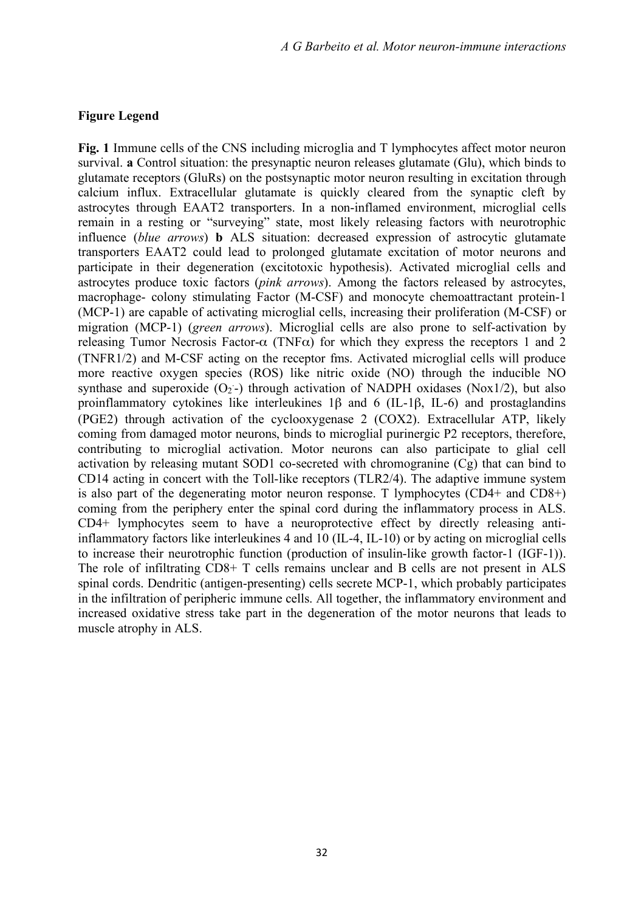## Figure Legend

**Fig. 1** Immune cells of the CNS including microglia and T lymphocytes affect motor neuron survival. **a** Control situation: the presynaptic neuron releases glutamate (Glu), which binds to glutamate receptors (GluRs) on the postsynaptic motor neuron resulting in excitation through calcium influx. Extracellular glutamate is quickly cleared from the synaptic cleft by astrocytes through EAAT2 transporters. In a non-inflamed environment, microglial cells remain in a resting or "surveying" state, most likely releasing factors with neurotrophic influence (*blue arrows*) **b** ALS situation: decreased expression of astrocytic glutamate transporters EAAT2 could lead to prolonged glutamate excitation of motor neurons and participate in their degeneration (excitotoxic hypothesis). Activated microglial cells and astrocytes produce toxic factors (*pink arrows*). Among the factors released by astrocytes, macrophage- colony stimulating Factor (M-CSF) and monocyte chemoattractant protein-1 (MCP-1) are capable of activating microglial cells, increasing their proliferation (M-CSF) or migration (MCP-1) (*green arrows*). Microglial cells are also prone to self-activation by releasing Tumor Necrosis Factor-α (TNFα) for which they express the receptors 1 and 2 (TNFR1/2) and M-CSF acting on the receptor fms. Activated microglial cells will produce more reactive oxygen species (ROS) like nitric oxide (NO) through the inducible NO synthase and superoxide ($O_2^-$-) through activation of NADPH oxidases (Nox1/2), but also proinflammatory cytokines like interleukines 1β and 6 (IL-1β, IL-6) and prostaglandins (PGE2) through activation of the cyclooxygenase 2 (COX2). Extracellular ATP, likely coming from damaged motor neurons, binds to microglial purinergic P2 receptors, therefore, contributing to microglial activation. Motor neurons can also participate to glial cell activation by releasing mutant SOD1 co-secreted with chromogranine (Cg) that can bind to CD14 acting in concert with the Toll-like receptors (TLR2/4). The adaptive immune system is also part of the degenerating motor neuron response. T lymphocytes (CD4+ and CD8+) coming from the periphery enter the spinal cord during the inflammatory process in ALS. CD4+ lymphocytes seem to have a neuroprotective effect by directly releasing anti-inflammatory factors like interleukines 4 and 10 (IL-4, IL-10) or by acting on microglial cells to increase their neurotrophic function (production of insulin-like growth factor-1 (IGF-1)). The role of infiltrating CD8+ T cells remains unclear and B cells are not present in ALS spinal cords. Dendritic (antigen-presenting) cells secrete MCP-1, which probably participates in the infiltration of peripheric immune cells. All together, the inflammatory environment and increased oxidative stress take part in the degeneration of the motor neurons that leads to muscle atrophy in ALS.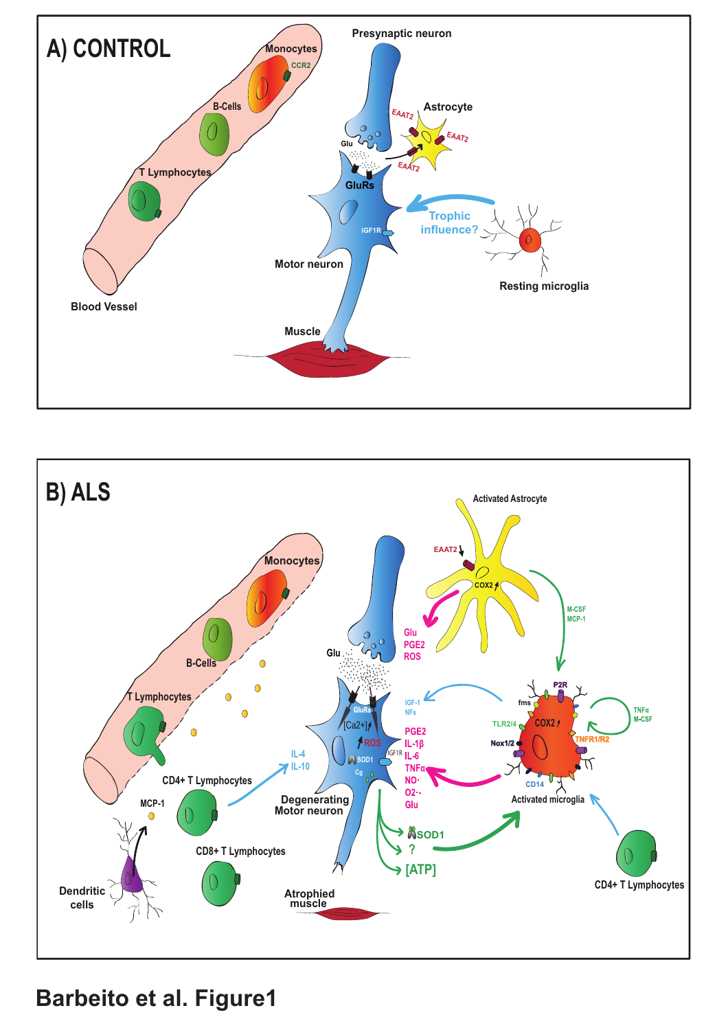A) CONTROL

Monocytes
CCR2
B-Cells
T Lymphocytes
Blood Vessel

Presynaptic neuron
Astrocyte
EAAT2
EAAT2
EAAT2
Glu
GluRs
Trophic influence?
IGF1R
Resting microglia
Motor neuron
Muscle

B) ALS

Monocytes
B-Cells
T Lymphocytes
CD4+ T Lymphocytes
MCP-1
Dendritic cells
CD8+ T Lymphocytes
IL-4
IL-10

Activated Astrocyte
EAAT2
COX2
Glu
PGE2
ROS
M-CSF
MCP-1

Glu
GluRs
[Ca2+]
ROS
IGF1R
SOD1
Cg
Degenerating Motor neuron
Atrophied muscle

IGF-1
NFs
PGE2
IL-1β
IL-6
TNFα
NO·
O2·-
Glu
SOD1
?
[ATP]

P2R
fms
TLR2/4
COX2
Nox1/2
TNFR1/R2
CD14
TNFα
M-CSF
Activated microglia
CD4+ T Lymphocytes

Barbeito et al. Figure1